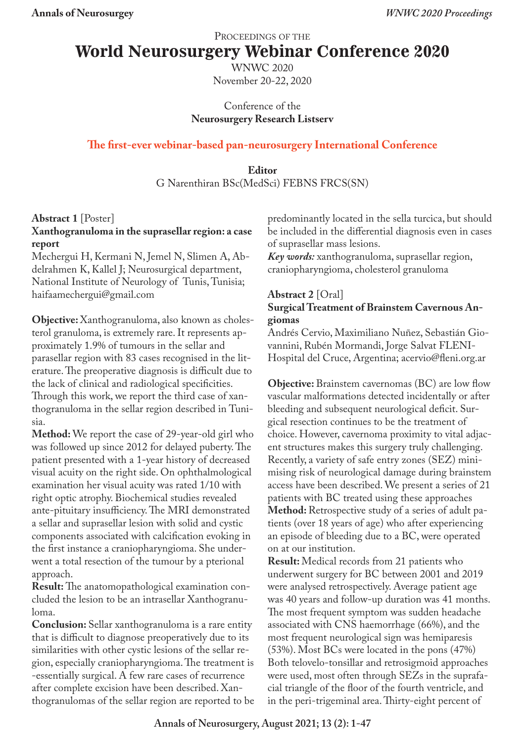Proceedings of the

# World Neurosurgery Webinar Conference 2020

WNWC 2020

November 20-22, 2020

Conference of the

**Neurosurgery Research Listserv**

**The first-ever webinar-based pan-neurosurgery International Conference**

**Editor**

G Narenthiran BSc(MedSci) FEBNS FRCS(SN)

**Abstract 1** [Poster]

**Xanthogranuloma in the suprasellar region: a case report**

Mechergui H, Kermani N, Jemel N, Slimen A, Abdelrahmen K, Kallel J; Neurosurgical department, National Institute of Neurology of Tunis, Tunisia; haifaamechergui@gmail.com

**Objective:** Xanthogranuloma, also known as cholesterol granuloma, is extremely rare. It represents approximately 1.9% of tumours in the sellar and parasellar region with 83 cases recognised in the literature. The preoperative diagnosis is difficult due to the lack of clinical and radiological specificities. Through this work, we report the third case of xanthogranuloma in the sellar region described in Tunisia.

**Method:** We report the case of 29-year-old girl who was followed up since 2012 for delayed puberty. The patient presented with a 1-year history of decreased visual acuity on the right side. On ophthalmological examination her visual acuity was rated 1/10 with right optic atrophy. Biochemical studies revealed ante-pituitary insufficiency. The MRI demonstrated a sellar and suprasellar lesion with solid and cystic components associated with calcification evoking in the first instance a craniopharyngioma. She underwent a total resection of the tumour by a pterional approach.

**Result:** The anatomopathological examination concluded the lesion to be an intrasellar Xanthogranuloma.

**Conclusion:** Sellar xanthogranuloma is a rare entity that is difficult to diagnose preoperatively due to its similarities with other cystic lesions of the sellar region, especially craniopharyngioma. The treatment is -essentially surgical. A few rare cases of recurrence after complete excision have been described. Xanthogranulomas of the sellar region are reported to be predominantly located in the sella turcica, but should be included in the differential diagnosis even in cases of suprasellar mass lesions.

***Key words:*** xanthogranuloma, suprasellar region, craniopharyngioma, cholesterol granuloma

**Abstract 2** [Oral]

**Surgical Treatment of Brainstem Cavernous Angiomas**

Andrés Cervio, Maximiliano Nuñez, Sebastián Giovannini, Rubén Mormandi, Jorge Salvat FLENI-Hospital del Cruce, Argentina; acervio@fleni.org.ar

**Objective:** Brainstem cavernomas (BC) are low flow vascular malformations detected incidentally or after bleeding and subsequent neurological deficit. Surgical resection continues to be the treatment of choice. However, cavernoma proximity to vital adjacent structures makes this surgery truly challenging. Recently, a variety of safe entry zones (SEZ) minimising risk of neurological damage during brainstem access have been described. We present a series of 21 patients with BC treated using these approaches

**Method:** Retrospective study of a series of adult patients (over 18 years of age) who after experiencing an episode of bleeding due to a BC, were operated on at our institution.

**Result:** Medical records from 21 patients who underwent surgery for BC between 2001 and 2019 were analysed retrospectively. Average patient age was 40 years and follow-up duration was 41 months. The most frequent symptom was sudden headache associated with CNS haemorrhage (66%), and the most frequent neurological sign was hemiparesis (53%). Most BCs were located in the pons (47%) Both telovelo-tonsillar and retrosigmoid approaches were used, most often through SEZs in the suprafacial triangle of the floor of the fourth ventricle, and in the peri-trigeminal area. Thirty-eight percent of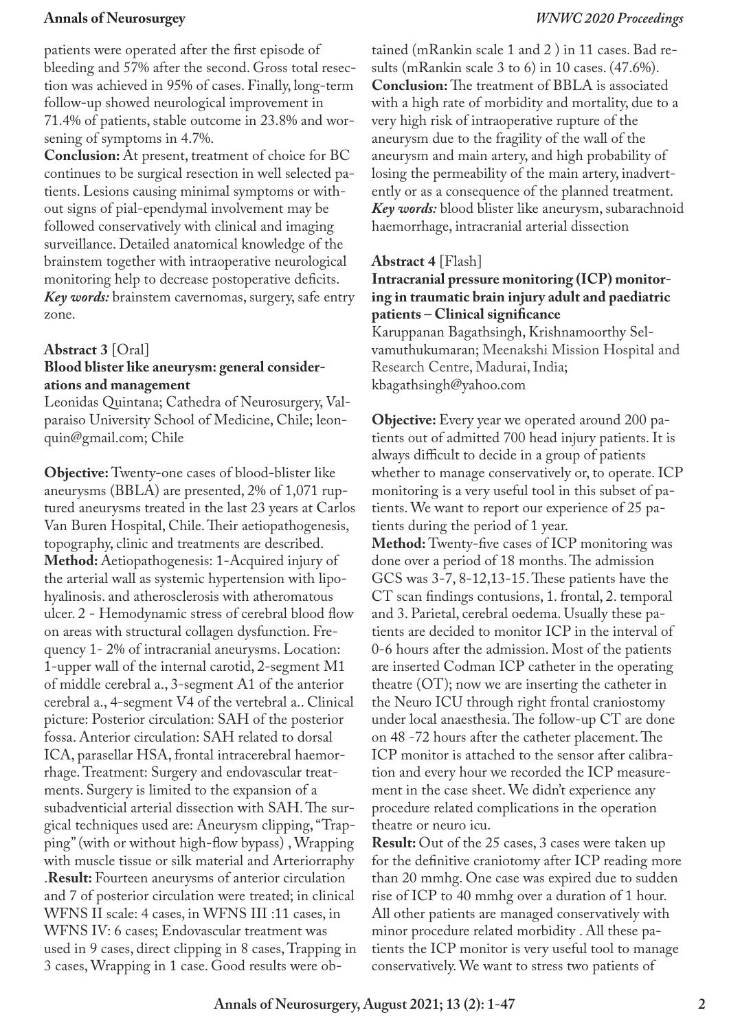patients were operated after the first episode of bleeding and 57% after the second. Gross total resection was achieved in 95% of cases. Finally, long-term follow-up showed neurological improvement in 71.4% of patients, stable outcome in 23.8% and worsening of symptoms in 4.7%.

**Conclusion:** At present, treatment of choice for BC continues to be surgical resection in well selected patients. Lesions causing minimal symptoms or without signs of pial-ependymal involvement may be followed conservatively with clinical and imaging surveillance. Detailed anatomical knowledge of the brainstem together with intraoperative neurological monitoring help to decrease postoperative deficits.

***Key words:*** brainstem cavernomas, surgery, safe entry zone.

**Abstract 3** [Oral]

**Blood blister like aneurysm: general considerations and management**

Leonidas Quintana; Cathedra of Neurosurgery, Valparaiso University School of Medicine, Chile; leonquin@gmail.com; Chile

**Objective:** Twenty-one cases of blood-blister like aneurysms (BBLA) are presented, 2% of 1,071 ruptured aneurysms treated in the last 23 years at Carlos Van Buren Hospital, Chile. Their aetiopathogenesis, topography, clinic and treatments are described.

**Method:** Aetiopathogenesis: 1-Acquired injury of the arterial wall as systemic hypertension with lipohyalinosis. and atherosclerosis with atheromatous ulcer. 2 - Hemodynamic stress of cerebral blood flow on areas with structural collagen dysfunction. Frequency 1- 2% of intracranial aneurysms. Location: 1-upper wall of the internal carotid, 2-segment M1 of middle cerebral a., 3-segment A1 of the anterior cerebral a., 4-segment V4 of the vertebral a.. Clinical picture: Posterior circulation: SAH of the posterior fossa. Anterior circulation: SAH related to dorsal ICA, parasellar HSA, frontal intracerebral haemorrhage. Treatment: Surgery and endovascular treatments. Surgery is limited to the expansion of a subadventicial arterial dissection with SAH. The surgical techniques used are: Aneurysm clipping, "Trapping" (with or without high-flow bypass) , Wrapping with muscle tissue or silk material and Arteriorraphy .**Result:** Fourteen aneurysms of anterior circulation and 7 of posterior circulation were treated; in clinical WFNS II scale: 4 cases, in WFNS III :11 cases, in WFNS IV: 6 cases; Endovascular treatment was used in 9 cases, direct clipping in 8 cases, Trapping in 3 cases, Wrapping in 1 case. Good results were obtained (mRankin scale 1 and 2 ) in 11 cases. Bad results (mRankin scale 3 to 6) in 10 cases. (47.6%).

**Conclusion:** The treatment of BBLA is associated with a high rate of morbidity and mortality, due to a very high risk of intraoperative rupture of the aneurysm due to the fragility of the wall of the aneurysm and main artery, and high probability of losing the permeability of the main artery, inadvertently or as a consequence of the planned treatment.

***Key words:*** blood blister like aneurysm, subarachnoid haemorrhage, intracranial arterial dissection

**Abstract 4** [Flash]

**Intracranial pressure monitoring (ICP) monitoring in traumatic brain injury adult and paediatric patients – Clinical significance**

Karuppanan Bagathsingh, Krishnamoorthy Selvamuthukumaran; Meenakshi Mission Hospital and Research Centre, Madurai, India; kbagathsingh@yahoo.com

**Objective:** Every year we operated around 200 patients out of admitted 700 head injury patients. It is always difficult to decide in a group of patients whether to manage conservatively or, to operate. ICP monitoring is a very useful tool in this subset of patients. We want to report our experience of 25 patients during the period of 1 year.

**Method:** Twenty-five cases of ICP monitoring was done over a period of 18 months. The admission GCS was 3-7, 8-12,13-15. These patients have the CT scan findings contusions, 1. frontal, 2. temporal and 3. Parietal, cerebral oedema. Usually these patients are decided to monitor ICP in the interval of 0-6 hours after the admission. Most of the patients are inserted Codman ICP catheter in the operating theatre (OT); now we are inserting the catheter in the Neuro ICU through right frontal craniostomy under local anaesthesia. The follow-up CT are done on 48 -72 hours after the catheter placement. The ICP monitor is attached to the sensor after calibration and every hour we recorded the ICP measurement in the case sheet. We didn't experience any procedure related complications in the operation theatre or neuro icu.

**Result:** Out of the 25 cases, 3 cases were taken up for the definitive craniotomy after ICP reading more than 20 mmhg. One case was expired due to sudden rise of ICP to 40 mmhg over a duration of 1 hour. All other patients are managed conservatively with minor procedure related morbidity . All these patients the ICP monitor is very useful tool to manage conservatively. We want to stress two patients of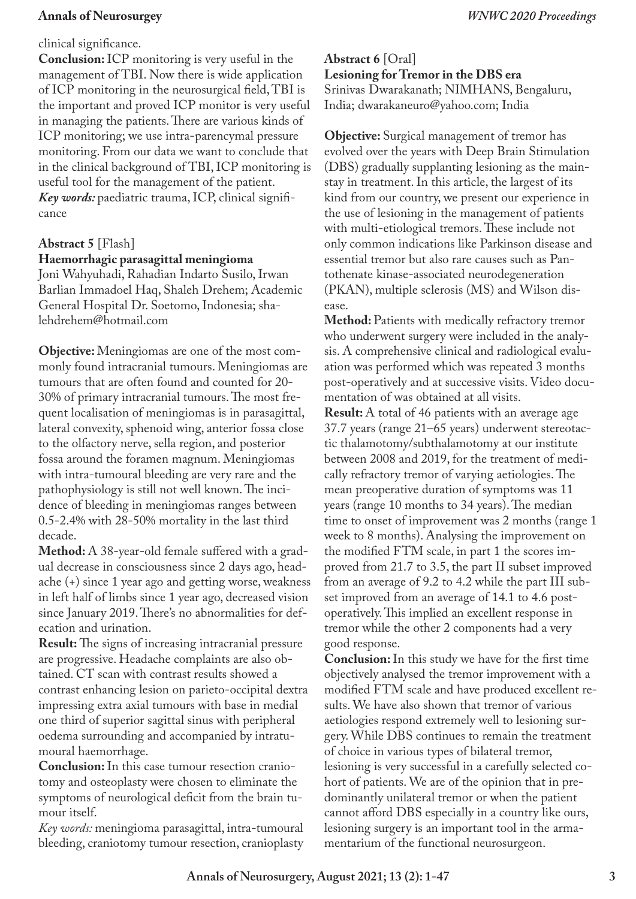clinical significance.

**Conclusion:** ICP monitoring is very useful in the management of TBI. Now there is wide application of ICP monitoring in the neurosurgical field, TBI is the important and proved ICP monitor is very useful in managing the patients. There are various kinds of ICP monitoring; we use intra-parencymal pressure monitoring. From our data we want to conclude that in the clinical background of TBI, ICP monitoring is useful tool for the management of the patient.

***Key words:*** paediatric trauma, ICP, clinical significance

### Abstract 5 [Flash]

**Haemorrhagic parasagittal meningioma**

Joni Wahyuhadi, Rahadian Indarto Susilo, Irwan Barlian Immadoel Haq, Shaleh Drehem; Academic General Hospital Dr. Soetomo, Indonesia; shalehdrehem@hotmail.com

**Objective:** Meningiomas are one of the most commonly found intracranial tumours. Meningiomas are tumours that are often found and counted for 20-30% of primary intracranial tumours. The most frequent localisation of meningiomas is in parasagittal, lateral convexity, sphenoid wing, anterior fossa close to the olfactory nerve, sella region, and posterior fossa around the foramen magnum. Meningiomas with intra-tumoural bleeding are very rare and the pathophysiology is still not well known. The incidence of bleeding in meningiomas ranges between 0.5-2.4% with 28-50% mortality in the last third decade.

**Method:** A 38-year-old female suffered with a gradual decrease in consciousness since 2 days ago, headache (+) since 1 year ago and getting worse, weakness in left half of limbs since 1 year ago, decreased vision since January 2019. There's no abnormalities for defecation and urination.

**Result:** The signs of increasing intracranial pressure are progressive. Headache complaints are also obtained. CT scan with contrast results showed a contrast enhancing lesion on parieto-occipital dextra impressing extra axial tumours with base in medial one third of superior sagittal sinus with peripheral oedema surrounding and accompanied by intratumoural haemorrhage.

**Conclusion:** In this case tumour resection craniotomy and osteoplasty were chosen to eliminate the symptoms of neurological deficit from the brain tumour itself.

*Key words:* meningioma parasagittal, intra-tumoural bleeding, craniotomy tumour resection, cranioplasty

### Abstract 6 [Oral]

**Lesioning for Tremor in the DBS era**

Srinivas Dwarakanath; NIMHANS, Bengaluru, India; dwarakaneuro@yahoo.com; India

**Objective:** Surgical management of tremor has evolved over the years with Deep Brain Stimulation (DBS) gradually supplanting lesioning as the mainstay in treatment. In this article, the largest of its kind from our country, we present our experience in the use of lesioning in the management of patients with multi-etiological tremors. These include not only common indications like Parkinson disease and essential tremor but also rare causes such as Pantothenate kinase-associated neurodegeneration (PKAN), multiple sclerosis (MS) and Wilson disease.

**Method:** Patients with medically refractory tremor who underwent surgery were included in the analysis. A comprehensive clinical and radiological evaluation was performed which was repeated 3 months post-operatively and at successive visits. Video documentation of was obtained at all visits.

**Result:** A total of 46 patients with an average age 37.7 years (range 21–65 years) underwent stereotactic thalamotomy/subthalamotomy at our institute between 2008 and 2019, for the treatment of medically refractory tremor of varying aetiologies. The mean preoperative duration of symptoms was 11 years (range 10 months to 34 years). The median time to onset of improvement was 2 months (range 1 week to 8 months). Analysing the improvement on the modified FTM scale, in part 1 the scores improved from 21.7 to 3.5, the part II subset improved from an average of 9.2 to 4.2 while the part III subset improved from an average of 14.1 to 4.6 post-operatively. This implied an excellent response in tremor while the other 2 components had a very good response.

**Conclusion:** In this study we have for the first time objectively analysed the tremor improvement with a modified FTM scale and have produced excellent results. We have also shown that tremor of various aetiologies respond extremely well to lesioning surgery. While DBS continues to remain the treatment of choice in various types of bilateral tremor, lesioning is very successful in a carefully selected cohort of patients. We are of the opinion that in predominantly unilateral tremor or when the patient cannot afford DBS especially in a country like ours, lesioning surgery is an important tool in the armamentarium of the functional neurosurgeon.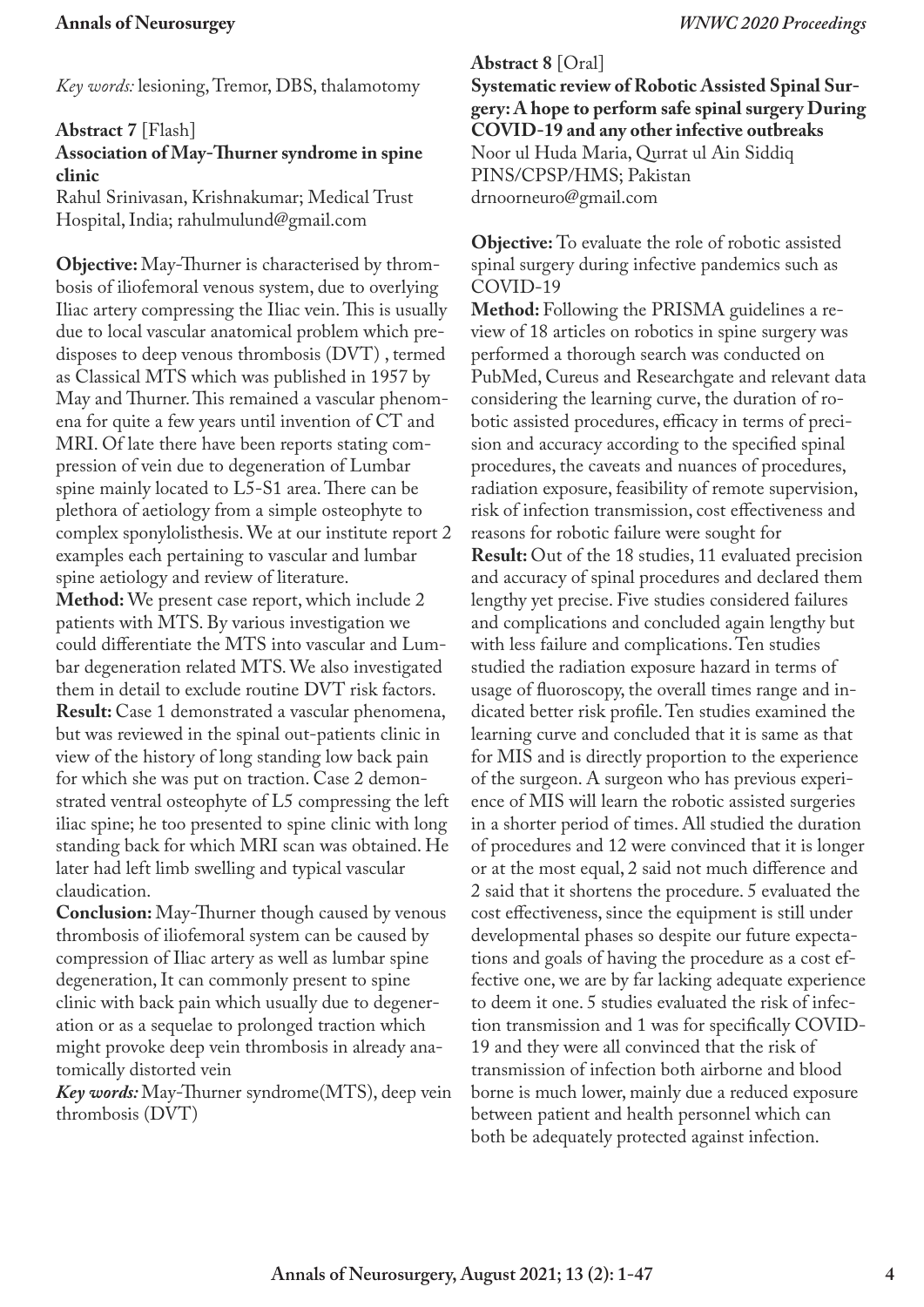*Key words:* lesioning, Tremor, DBS, thalamotomy

**Abstract 7** [Flash]
**Association of May-Thurner syndrome in spine clinic**
Rahul Srinivasan, Krishnakumar; Medical Trust Hospital, India; rahulmulund@gmail.com

**Objective:** May-Thurner is characterised by thrombosis of iliofemoral venous system, due to overlying Iliac artery compressing the Iliac vein. This is usually due to local vascular anatomical problem which predisposes to deep venous thrombosis (DVT) , termed as Classical MTS which was published in 1957 by May and Thurner. This remained a vascular phenomena for quite a few years until invention of CT and MRI. Of late there have been reports stating compression of vein due to degeneration of Lumbar spine mainly located to L5-S1 area. There can be plethora of aetiology from a simple osteophyte to complex sponylolisthesis. We at our institute report 2 examples each pertaining to vascular and lumbar spine aetiology and review of literature.
**Method:** We present case report, which include 2 patients with MTS. By various investigation we could differentiate the MTS into vascular and Lumbar degeneration related MTS. We also investigated them in detail to exclude routine DVT risk factors.
**Result:** Case 1 demonstrated a vascular phenomena, but was reviewed in the spinal out-patients clinic in view of the history of long standing low back pain for which she was put on traction. Case 2 demonstrated ventral osteophyte of L5 compressing the left iliac spine; he too presented to spine clinic with long standing back for which MRI scan was obtained. He later had left limb swelling and typical vascular claudication.
**Conclusion:** May-Thurner though caused by venous thrombosis of iliofemoral system can be caused by compression of Iliac artery as well as lumbar spine degeneration, It can commonly present to spine clinic with back pain which usually due to degeneration or as a sequelae to prolonged traction which might provoke deep vein thrombosis in already anatomically distorted vein
***Key words:*** May-Thurner syndrome(MTS), deep vein thrombosis (DVT)

**Abstract 8** [Oral]
**Systematic review of Robotic Assisted Spinal Surgery: A hope to perform safe spinal surgery During COVID-19 and any other infective outbreaks**
Noor ul Huda Maria, Qurrat ul Ain Siddiq
PINS/CPSP/HMS; Pakistan
drnoorneuro@gmail.com

**Objective:** To evaluate the role of robotic assisted spinal surgery during infective pandemics such as COVID-19
**Method:** Following the PRISMA guidelines a review of 18 articles on robotics in spine surgery was performed a thorough search was conducted on PubMed, Cureus and Researchgate and relevant data considering the learning curve, the duration of robotic assisted procedures, efficacy in terms of precision and accuracy according to the specified spinal procedures, the caveats and nuances of procedures, radiation exposure, feasibility of remote supervision, risk of infection transmission, cost effectiveness and reasons for robotic failure were sought for
**Result:** Out of the 18 studies, 11 evaluated precision and accuracy of spinal procedures and declared them lengthy yet precise. Five studies considered failures and complications and concluded again lengthy but with less failure and complications. Ten studies studied the radiation exposure hazard in terms of usage of fluoroscopy, the overall times range and indicated better risk profile. Ten studies examined the learning curve and concluded that it is same as that for MIS and is directly proportion to the experience of the surgeon. A surgeon who has previous experience of MIS will learn the robotic assisted surgeries in a shorter period of times. All studied the duration of procedures and 12 were convinced that it is longer or at the most equal, 2 said not much difference and 2 said that it shortens the procedure. 5 evaluated the cost effectiveness, since the equipment is still under developmental phases so despite our future expectations and goals of having the procedure as a cost effective one, we are by far lacking adequate experience to deem it one. 5 studies evaluated the risk of infection transmission and 1 was for specifically COVID-19 and they were all convinced that the risk of transmission of infection both airborne and blood borne is much lower, mainly due a reduced exposure between patient and health personnel which can both be adequately protected against infection.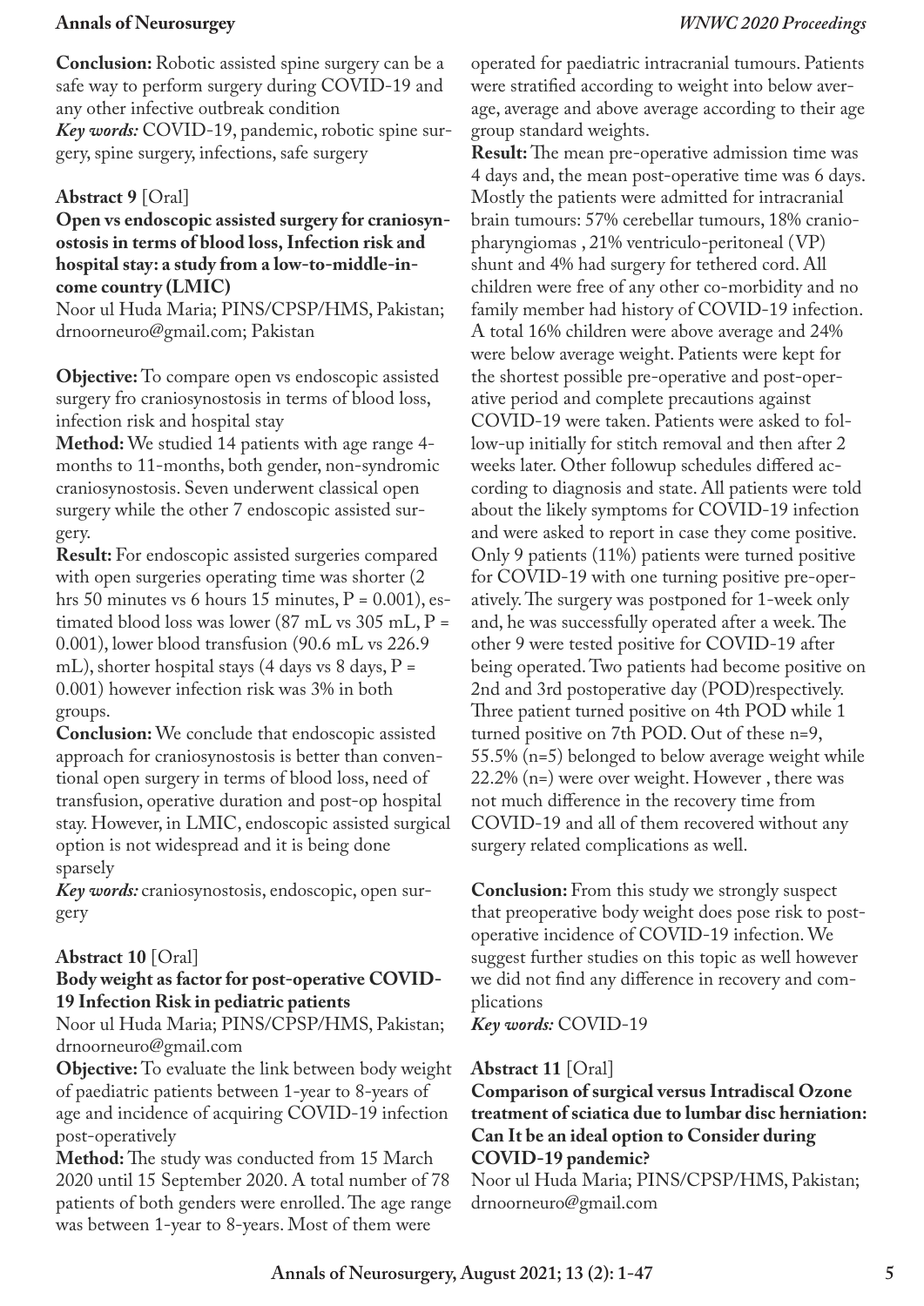**Conclusion:** Robotic assisted spine surgery can be a safe way to perform surgery during COVID-19 and any other infective outbreak condition

***Key words:*** COVID-19, pandemic, robotic spine surgery, spine surgery, infections, safe surgery

### Abstract 9 [Oral]

**Open vs endoscopic assisted surgery for craniosynostosis in terms of blood loss, Infection risk and hospital stay: a study from a low-to-middle-income country (LMIC)**

Noor ul Huda Maria; PINS/CPSP/HMS, Pakistan; drnoorneuro@gmail.com; Pakistan

**Objective:** To compare open vs endoscopic assisted surgery fro craniosynostosis in terms of blood loss, infection risk and hospital stay

**Method:** We studied 14 patients with age range 4-months to 11-months, both gender, non-syndromic craniosynostosis. Seven underwent classical open surgery while the other 7 endoscopic assisted surgery.

**Result:** For endoscopic assisted surgeries compared with open surgeries operating time was shorter (2 hrs 50 minutes vs 6 hours 15 minutes, $P = 0.001$), estimated blood loss was lower (87 mL vs 305 mL, $P = 0.001$), lower blood transfusion (90.6 mL vs 226.9 mL), shorter hospital stays (4 days vs 8 days, $P = 0.001$) however infection risk was 3% in both groups.

**Conclusion:** We conclude that endoscopic assisted approach for craniosynostosis is better than conventional open surgery in terms of blood loss, need of transfusion, operative duration and post-op hospital stay. However, in LMIC, endoscopic assisted surgical option is not widespread and it is being done sparsely

***Key words:*** craniosynostosis, endoscopic, open surgery

### Abstract 10 [Oral]

**Body weight as factor for post-operative COVID-19 Infection Risk in pediatric patients**

Noor ul Huda Maria; PINS/CPSP/HMS, Pakistan; drnoorneuro@gmail.com

**Objective:** To evaluate the link between body weight of paediatric patients between 1-year to 8-years of age and incidence of acquiring COVID-19 infection post-operatively

**Method:** The study was conducted from 15 March 2020 until 15 September 2020. A total number of 78 patients of both genders were enrolled. The age range was between 1-year to 8-years. Most of them were operated for paediatric intracranial tumours. Patients were stratified according to weight into below average, average and above average according to their age group standard weights.

**Result:** The mean pre-operative admission time was 4 days and, the mean post-operative time was 6 days. Mostly the patients were admitted for intracranial brain tumours: 57% cerebellar tumours, 18% craniopharyngiomas , 21% ventriculo-peritoneal (VP) shunt and 4% had surgery for tethered cord. All children were free of any other co-morbidity and no family member had history of COVID-19 infection. A total 16% children were above average and 24% were below average weight. Patients were kept for the shortest possible pre-operative and post-operative period and complete precautions against COVID-19 were taken. Patients were asked to follow-up initially for stitch removal and then after 2 weeks later. Other followup schedules differed according to diagnosis and state. All patients were told about the likely symptoms for COVID-19 infection and were asked to report in case they come positive. Only 9 patients (11%) patients were turned positive for COVID-19 with one turning positive pre-operatively. The surgery was postponed for 1-week only and, he was successfully operated after a week. The other 9 were tested positive for COVID-19 after being operated. Two patients had become positive on 2nd and 3rd postoperative day (POD)respectively. Three patient turned positive on 4th POD while 1 turned positive on 7th POD. Out of these n=9, 55.5% (n=5) belonged to below average weight while 22.2% (n=) were over weight. However , there was not much difference in the recovery time from COVID-19 and all of them recovered without any surgery related complications as well.

**Conclusion:** From this study we strongly suspect that preoperative body weight does pose risk to postoperative incidence of COVID-19 infection. We suggest further studies on this topic as well however we did not find any difference in recovery and complications

***Key words:*** COVID-19

### Abstract 11 [Oral]

**Comparison of surgical versus Intradiscal Ozone treatment of sciatica due to lumbar disc herniation: Can It be an ideal option to Consider during COVID-19 pandemic?**

Noor ul Huda Maria; PINS/CPSP/HMS, Pakistan; drnoorneuro@gmail.com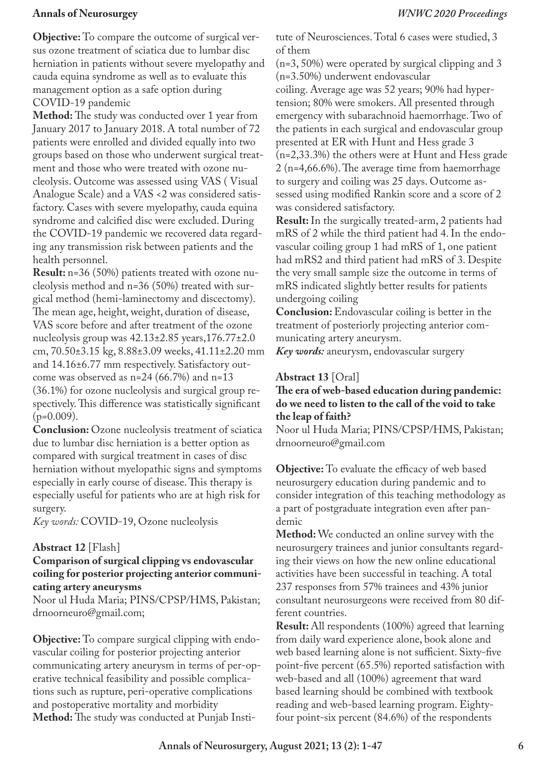**Objective:** To compare the outcome of surgical versus ozone treatment of sciatica due to lumbar disc herniation in patients without severe myelopathy and cauda equina syndrome as well as to evaluate this management option as a safe option during COVID-19 pandemic

**Method:** The study was conducted over 1 year from January 2017 to January 2018. A total number of 72 patients were enrolled and divided equally into two groups based on those who underwent surgical treatment and those who were treated with ozone nucleolysis. Outcome was assessed using VAS ( Visual Analogue Scale) and a VAS <2 was considered satisfactory. Cases with severe myelopathy, cauda equina syndrome and calcified disc were excluded. During the COVID-19 pandemic we recovered data regarding any transmission risk between patients and the health personnel.

**Result:** n=36 (50%) patients treated with ozone nucleolysis method and n=36 (50%) treated with surgical method (hemi-laminectomy and discectomy). The mean age, height, weight, duration of disease, VAS score before and after treatment of the ozone nucleolysis group was 42.13±2.85 years,176.77±2.0 cm, 70.50±3.15 kg, 8.88±3.09 weeks, 41.11±2.20 mm and 14.16±6.77 mm respectively. Satisfactory outcome was observed as n=24 (66.7%) and n=13 (36.1%) for ozone nucleolysis and surgical group respectively. This difference was statistically significant (p=0.009).

**Conclusion:** Ozone nucleolysis treatment of sciatica due to lumbar disc herniation is a better option as compared with surgical treatment in cases of disc herniation without myelopathic signs and symptoms especially in early course of disease. This therapy is especially useful for patients who are at high risk for surgery.

*Key words:* COVID-19, Ozone nucleolysis

**Abstract 12** [Flash]

**Comparison of surgical clipping vs endovascular coiling for posterior projecting anterior communicating artery aneurysms**

Noor ul Huda Maria; PINS/CPSP/HMS, Pakistan; drnoorneuro@gmail.com;

**Objective:** To compare surgical clipping with endovascular coiling for posterior projecting anterior communicating artery aneurysm in terms of per-operative technical feasibility and possible complications such as rupture, peri-operative complications and postoperative mortality and morbidity

**Method:** The study was conducted at Punjab Institute of Neurosciences. Total 6 cases were studied, 3 of them (n=3, 50%) were operated by surgical clipping and 3 (n=3.50%) underwent endovascular coiling. Average age was 52 years; 90% had hypertension; 80% were smokers. All presented through emergency with subarachnoid haemorrhage. Two of the patients in each surgical and endovascular group presented at ER with Hunt and Hess grade 3 (n=2,33.3%) the others were at Hunt and Hess grade 2 (n=4,66.6%). The average time from haemorrhage to surgery and coiling was 25 days. Outcome assessed using modified Rankin score and a score of 2 was considered satisfactory.

**Result:** In the surgically treated-arm, 2 patients had mRS of 2 while the third patient had 4. In the endovascular coiling group 1 had mRS of 1, one patient had mRS2 and third patient had mRS of 3. Despite the very small sample size the outcome in terms of mRS indicated slightly better results for patients undergoing coiling

**Conclusion:** Endovascular coiling is better in the treatment of posteriorly projecting anterior communicating artery aneurysm.

*Key words:* aneurysm, endovascular surgery

**Abstract 13** [Oral]

**The era of web-based education during pandemic: do we need to listen to the call of the void to take the leap of faith?**

Noor ul Huda Maria; PINS/CPSP/HMS, Pakistan; drnoorneuro@gmail.com

**Objective:** To evaluate the efficacy of web based neurosurgery education during pandemic and to consider integration of this teaching methodology as a part of postgraduate integration even after pandemic

**Method:** We conducted an online survey with the neurosurgery trainees and junior consultants regarding their views on how the new online educational activities have been successful in teaching. A total 237 responses from 57% trainees and 43% junior consultant neurosurgeons were received from 80 different countries.

**Result:** All respondents (100%) agreed that learning from daily ward experience alone, book alone and web based learning alone is not sufficient. Sixty-five point-five percent (65.5%) reported satisfaction with web-based and all (100%) agreement that ward based learning should be combined with textbook reading and web-based learning program. Eighty-four point-six percent (84.6%) of the respondents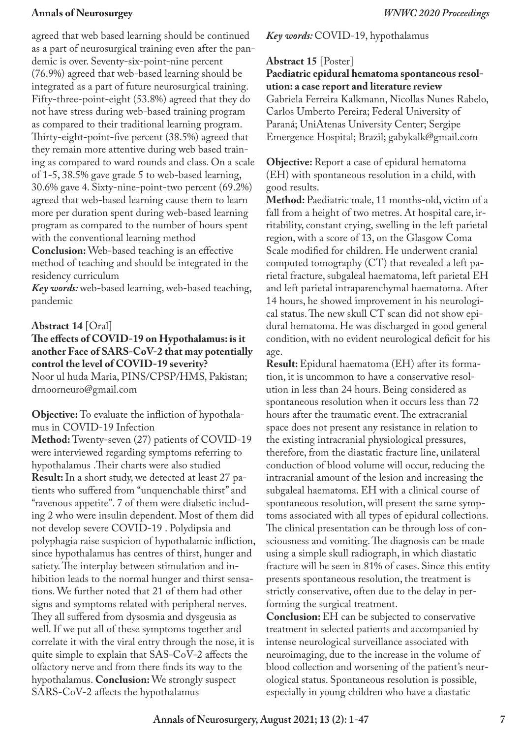agreed that web based learning should be continued as a part of neurosurgical training even after the pandemic is over. Seventy-six-point-nine percent (76.9%) agreed that web-based learning should be integrated as a part of future neurosurgical training. Fifty-three-point-eight (53.8%) agreed that they do not have stress during web-based training program as compared to their traditional learning program. Thirty-eight-point-five percent (38.5%) agreed that they remain more attentive during web based training as compared to ward rounds and class. On a scale of 1-5, 38.5% gave grade 5 to web-based learning, 30.6% gave 4. Sixty-nine-point-two percent (69.2%) agreed that web-based learning cause them to learn more per duration spent during web-based learning program as compared to the number of hours spent with the conventional learning method

**Conclusion:** Web-based teaching is an effective method of teaching and should be integrated in the residency curriculum

***Key words:*** web-based learning, web-based teaching, pandemic

**Abstract 14** [Oral]

**The effects of COVID-19 on Hypothalamus: is it another Face of SARS-CoV-2 that may potentially control the level of COVID-19 severity?**

Noor ul huda Maria, PINS/CPSP/HMS, Pakistan; drnoorneuro@gmail.com

**Objective:** To evaluate the infliction of hypothalamus in COVID-19 Infection

**Method:** Twenty-seven (27) patients of COVID-19 were interviewed regarding symptoms referring to hypothalamus .Their charts were also studied

**Result:** In a short study, we detected at least 27 patients who suffered from "unquenchable thirst" and "ravenous appetite". 7 of them were diabetic including 2 who were insulin dependent. Most of them did not develop severe COVID-19 . Polydipsia and polyphagia raise suspicion of hypothalamic infliction, since hypothalamus has centres of thirst, hunger and satiety. The interplay between stimulation and inhibition leads to the normal hunger and thirst sensations. We further noted that 21 of them had other signs and symptoms related with peripheral nerves. They all suffered from dysosmia and dysgeusia as well. If we put all of these symptoms together and correlate it with the viral entry through the nose, it is quite simple to explain that SAS-CoV-2 affects the olfactory nerve and from there finds its way to the hypothalamus. **Conclusion:** We strongly suspect SARS-CoV-2 affects the hypothalamus

***Key words:*** COVID-19, hypothalamus

**Abstract 15** [Poster]

**Paediatric epidural hematoma spontaneous resolution: a case report and literature review**

Gabriela Ferreira Kalkmann, Nicollas Nunes Rabelo, Carlos Umberto Pereira; Federal University of Paraná; UniAtenas University Center; Sergipe Emergence Hospital; Brazil; gabykalk@gmail.com

**Objective:** Report a case of epidural hematoma (EH) with spontaneous resolution in a child, with good results.

**Method:** Paediatric male, 11 months-old, victim of a fall from a height of two metres. At hospital care, irritability, constant crying, swelling in the left parietal region, with a score of 13, on the Glasgow Coma Scale modified for children. He underwent cranial computed tomography (CT) that revealed a left parietal fracture, subgaleal haematoma, left parietal EH and left parietal intraparenchymal haematoma. After 14 hours, he showed improvement in his neurological status. The new skull CT scan did not show epidural hematoma. He was discharged in good general condition, with no evident neurological deficit for his age.

**Result:** Epidural haematoma (EH) after its formation, it is uncommon to have a conservative resolution in less than 24 hours. Being considered as spontaneous resolution when it occurs less than 72 hours after the traumatic event. The extracranial space does not present any resistance in relation to the existing intracranial physiological pressures, therefore, from the diastatic fracture line, unilateral conduction of blood volume will occur, reducing the intracranial amount of the lesion and increasing the subgaleal haematoma. EH with a clinical course of spontaneous resolution, will present the same symptoms associated with all types of epidural collections. The clinical presentation can be through loss of consciousness and vomiting. The diagnosis can be made using a simple skull radiograph, in which diastatic fracture will be seen in 81% of cases. Since this entity presents spontaneous resolution, the treatment is strictly conservative, often due to the delay in performing the surgical treatment.

**Conclusion:** EH can be subjected to conservative treatment in selected patients and accompanied by intense neurological surveillance associated with neuroimaging, due to the increase in the volume of blood collection and worsening of the patient's neurological status. Spontaneous resolution is possible, especially in young children who have a diastatic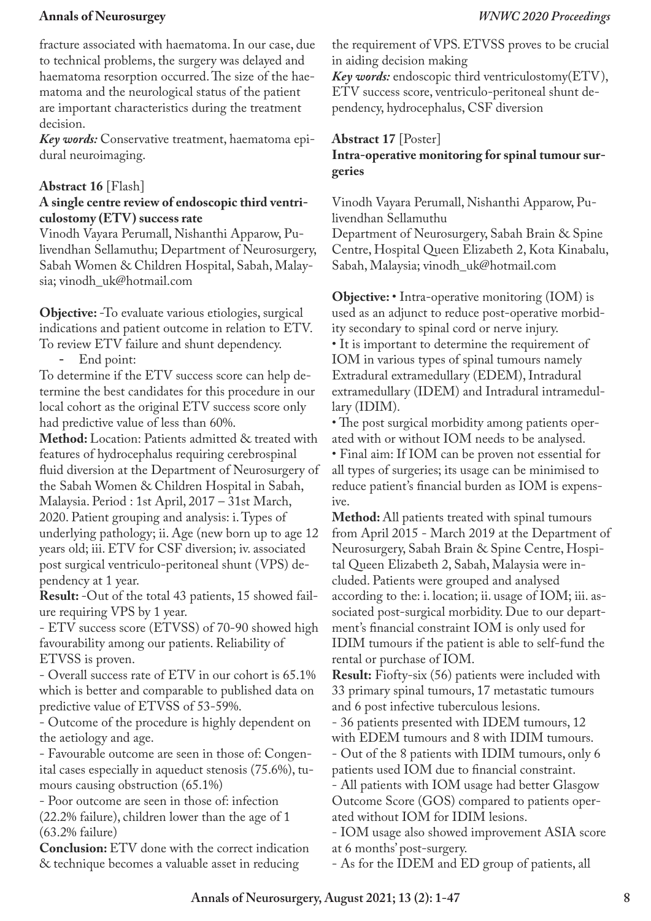fracture associated with haematoma. In our case, due to technical problems, the surgery was delayed and haematoma resorption occurred. The size of the haematoma and the neurological status of the patient are important characteristics during the treatment decision.

***Key words:*** Conservative treatment, haematoma epidural neuroimaging.

**Abstract 16** [Flash]

**A single centre review of endoscopic third ventriculostomy (ETV) success rate**

Vinodh Vayara Perumall, Nishanthi Apparow, Pulivendhan Sellamuthu; Department of Neurosurgery, Sabah Women & Children Hospital, Sabah, Malaysia; vinodh_uk@hotmail.com

**Objective:** -To evaluate various etiologies, surgical indications and patient outcome in relation to ETV. To review ETV failure and shunt dependency.

- End point:

To determine if the ETV success score can help determine the best candidates for this procedure in our local cohort as the original ETV success score only had predictive value of less than 60%.

**Method:** Location: Patients admitted & treated with features of hydrocephalus requiring cerebrospinal fluid diversion at the Department of Neurosurgery of the Sabah Women & Children Hospital in Sabah, Malaysia. Period : 1st April, 2017 – 31st March, 2020. Patient grouping and analysis: i. Types of underlying pathology; ii. Age (new born up to age 12 years old; iii. ETV for CSF diversion; iv. associated post surgical ventriculo-peritoneal shunt (VPS) dependency at 1 year.

**Result:** -Out of the total 43 patients, 15 showed failure requiring VPS by 1 year.

- ETV success score (ETVSS) of 70-90 showed high favourability among our patients. Reliability of ETVSS is proven.
- Overall success rate of ETV in our cohort is 65.1% which is better and comparable to published data on predictive value of ETVSS of 53-59%.
- Outcome of the procedure is highly dependent on the aetiology and age.
- Favourable outcome are seen in those of: Congenital cases especially in aqueduct stenosis (75.6%), tumours causing obstruction (65.1%)
- Poor outcome are seen in those of: infection (22.2% failure), children lower than the age of 1 (63.2% failure)

**Conclusion:** ETV done with the correct indication & technique becomes a valuable asset in reducing the requirement of VPS. ETVSS proves to be crucial in aiding decision making

***Key words:*** endoscopic third ventriculostomy(ETV), ETV success score, ventriculo-peritoneal shunt dependency, hydrocephalus, CSF diversion

**Abstract 17** [Poster]

**Intra-operative monitoring for spinal tumour surgeries**

Vinodh Vayara Perumall, Nishanthi Apparow, Pulivendhan Sellamuthu

Department of Neurosurgery, Sabah Brain & Spine Centre, Hospital Queen Elizabeth 2, Kota Kinabalu, Sabah, Malaysia; vinodh_uk@hotmail.com

**Objective:** • Intra-operative monitoring (IOM) is used as an adjunct to reduce post-operative morbidity secondary to spinal cord or nerve injury.

• It is important to determine the requirement of IOM in various types of spinal tumours namely Extradural extramedullary (EDEM), Intradural extramedullary (IDEM) and Intradural intramedullary (IDIM).

• The post surgical morbidity among patients operated with or without IOM needs to be analysed.

• Final aim: If IOM can be proven not essential for all types of surgeries; its usage can be minimised to reduce patient's financial burden as IOM is expensive.

**Method:** All patients treated with spinal tumours from April 2015 - March 2019 at the Department of Neurosurgery, Sabah Brain & Spine Centre, Hospital Queen Elizabeth 2, Sabah, Malaysia were included. Patients were grouped and analysed according to the: i. location; ii. usage of IOM; iii. associated post-surgical morbidity. Due to our department's financial constraint IOM is only used for IDIM tumours if the patient is able to self-fund the rental or purchase of IOM.

**Result:** Fiofty-six (56) patients were included with 33 primary spinal tumours, 17 metastatic tumours and 6 post infective tuberculous lesions.

- 36 patients presented with IDEM tumours, 12 with EDEM tumours and 8 with IDIM tumours.
- Out of the 8 patients with IDIM tumours, only 6 patients used IOM due to financial constraint.
- All patients with IOM usage had better Glasgow Outcome Score (GOS) compared to patients operated without IOM for IDIM lesions.
- IOM usage also showed improvement ASIA score at 6 months' post-surgery.
- As for the IDEM and ED group of patients, all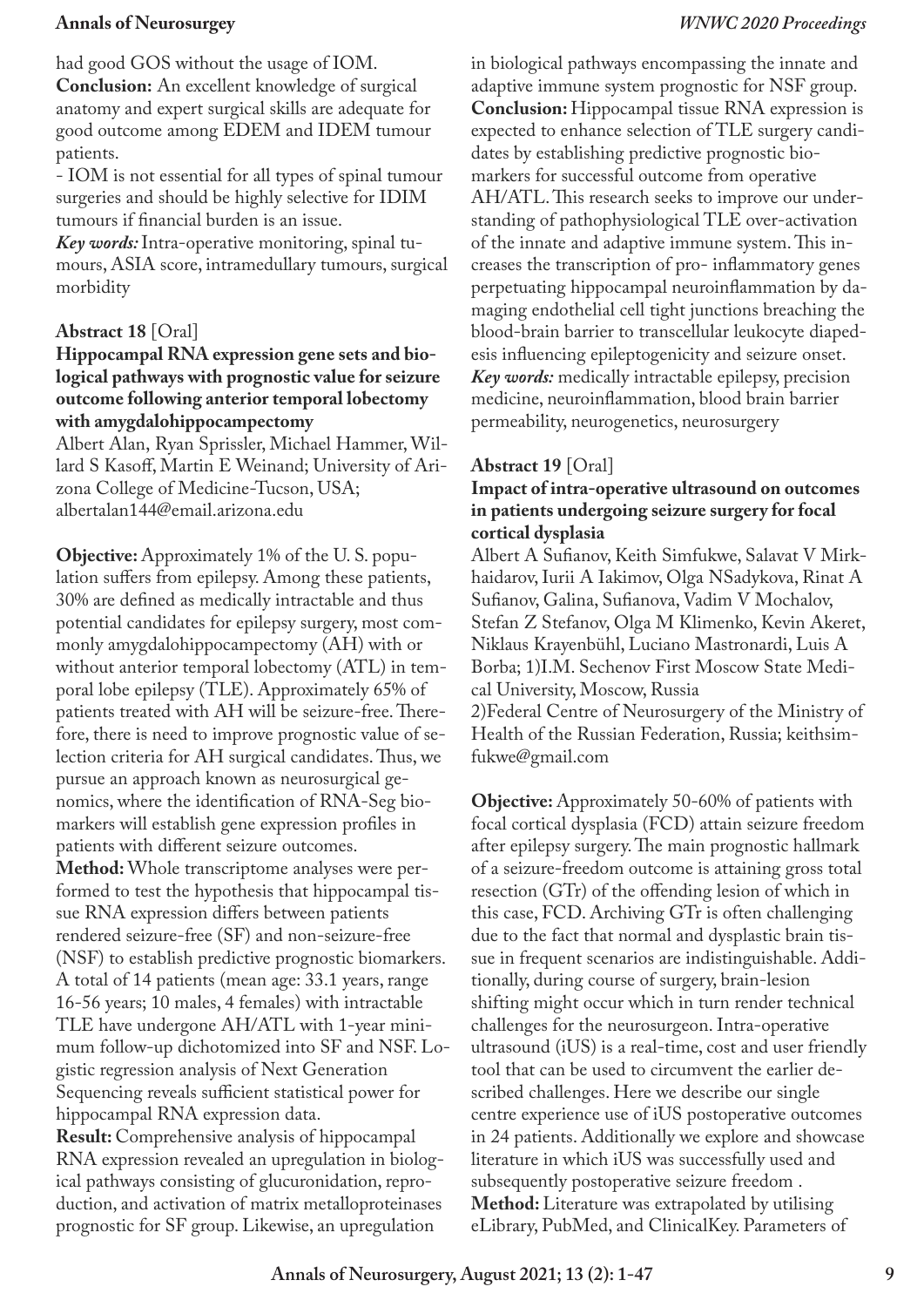had good GOS without the usage of IOM.

**Conclusion:** An excellent knowledge of surgical anatomy and expert surgical skills are adequate for good outcome among EDEM and IDEM tumour patients.

- IOM is not essential for all types of spinal tumour surgeries and should be highly selective for IDIM tumours if financial burden is an issue.

***Key words:*** Intra-operative monitoring, spinal tumours, ASIA score, intramedullary tumours, surgical morbidity

## Abstract 18 [Oral]

### Hippocampal RNA expression gene sets and biological pathways with prognostic value for seizure outcome following anterior temporal lobectomy with amygdalohippocampectomy

Albert Alan, Ryan Sprissler, Michael Hammer, Willard S Kasoff, Martin E Weinand; University of Arizona College of Medicine-Tucson, USA; albertalan144@email.arizona.edu

**Objective:** Approximately 1% of the U. S. population suffers from epilepsy. Among these patients, 30% are defined as medically intractable and thus potential candidates for epilepsy surgery, most commonly amygdalohippocampectomy (AH) with or without anterior temporal lobectomy (ATL) in temporal lobe epilepsy (TLE). Approximately 65% of patients treated with AH will be seizure-free. Therefore, there is need to improve prognostic value of selection criteria for AH surgical candidates. Thus, we pursue an approach known as neurosurgical genomics, where the identification of RNA-Seg biomarkers will establish gene expression profiles in patients with different seizure outcomes.

**Method:** Whole transcriptome analyses were performed to test the hypothesis that hippocampal tissue RNA expression differs between patients rendered seizure-free (SF) and non-seizure-free (NSF) to establish predictive prognostic biomarkers. A total of 14 patients (mean age: 33.1 years, range 16-56 years; 10 males, 4 females) with intractable TLE have undergone AH/ATL with 1-year minimum follow-up dichotomized into SF and NSF. Logistic regression analysis of Next Generation Sequencing reveals sufficient statistical power for hippocampal RNA expression data.

**Result:** Comprehensive analysis of hippocampal RNA expression revealed an upregulation in biological pathways consisting of glucuronidation, reproduction, and activation of matrix metalloproteinases prognostic for SF group. Likewise, an upregulation in biological pathways encompassing the innate and adaptive immune system prognostic for NSF group.

**Conclusion:** Hippocampal tissue RNA expression is expected to enhance selection of TLE surgery candidates by establishing predictive prognostic biomarkers for successful outcome from operative AH/ATL. This research seeks to improve our understanding of pathophysiological TLE over-activation of the innate and adaptive immune system. This increases the transcription of pro- inflammatory genes perpetuating hippocampal neuroinflammation by damaging endothelial cell tight junctions breaching the blood-brain barrier to transcellular leukocyte diapedesis influencing epileptogenicity and seizure onset.

***Key words:*** medically intractable epilepsy, precision medicine, neuroinflammation, blood brain barrier permeability, neurogenetics, neurosurgery

## Abstract 19 [Oral]

### Impact of intra-operative ultrasound on outcomes in patients undergoing seizure surgery for focal cortical dysplasia

Albert A Sufianov, Keith Simfukwe, Salavat V Mirkhaidarov, Iurii A Iakimov, Olga NSadykova, Rinat A Sufianov, Galina, Sufianova, Vadim V Mochalov, Stefan Z Stefanov, Olga M Klimenko, Kevin Akeret, Niklaus Krayenbühl, Luciano Mastronardi, Luis A Borba; 1)I.M. Sechenov First Moscow State Medical University, Moscow, Russia
2)Federal Centre of Neurosurgery of the Ministry of Health of the Russian Federation, Russia; keithsimfukwe@gmail.com

**Objective:** Approximately 50-60% of patients with focal cortical dysplasia (FCD) attain seizure freedom after epilepsy surgery. The main prognostic hallmark of a seizure-freedom outcome is attaining gross total resection (GTr) of the offending lesion of which in this case, FCD. Archiving GTr is often challenging due to the fact that normal and dysplastic brain tissue in frequent scenarios are indistinguishable. Additionally, during course of surgery, brain-lesion shifting might occur which in turn render technical challenges for the neurosurgeon. Intra-operative ultrasound (iUS) is a real-time, cost and user friendly tool that can be used to circumvent the earlier described challenges. Here we describe our single centre experience use of iUS postoperative outcomes in 24 patients. Additionally we explore and showcase literature in which iUS was successfully used and subsequently postoperative seizure freedom .

**Method:** Literature was extrapolated by utilising eLibrary, PubMed, and ClinicalKey. Parameters of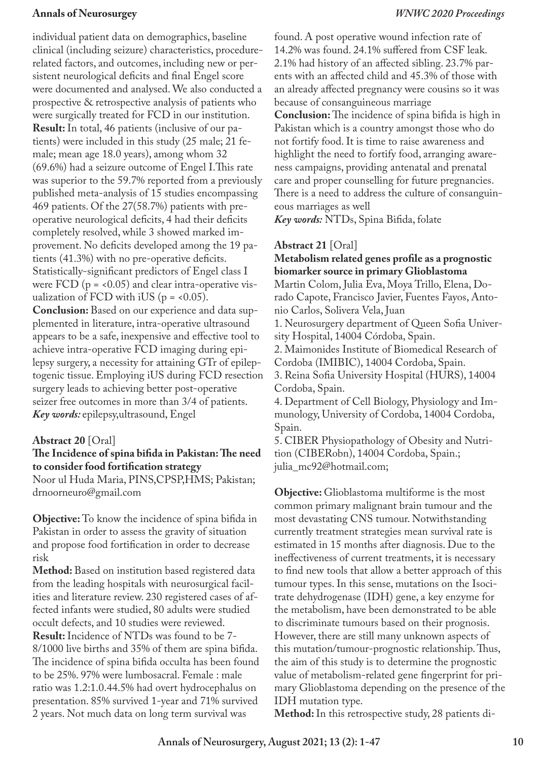individual patient data on demographics, baseline clinical (including seizure) characteristics, procedure-related factors, and outcomes, including new or persistent neurological deficits and final Engel score were documented and analysed. We also conducted a prospective & retrospective analysis of patients who were surgically treated for FCD in our institution.
**Result:** In total, 46 patients (inclusive of our patients) were included in this study (25 male; 21 female; mean age 18.0 years), among whom 32 (69.6%) had a seizure outcome of Engel I.This rate was superior to the 59.7% reported from a previously published meta-analysis of 15 studies encompassing 469 patients. Of the 27(58.7%) patients with pre-operative neurological deficits, 4 had their deficits completely resolved, while 3 showed marked improvement. No deficits developed among the 19 patients (41.3%) with no pre-operative deficits. Statistically-significant predictors of Engel class I were FCD ($p = <0.05$) and clear intra-operative visualization of FCD with iUS ($p = <0.05$).
**Conclusion:** Based on our experience and data supplemented in literature, intra-operative ultrasound appears to be a safe, inexpensive and effective tool to achieve intra-operative FCD imaging during epilepsy surgery, a necessity for attaining GTr of epileptogenic tissue. Employing iUS during FCD resection surgery leads to achieving better post-operative seizer free outcomes in more than 3/4 of patients.
***Key words:*** epilepsy,ultrasound, Engel

**Abstract 20** [Oral]
**The Incidence of spina bifida in Pakistan: The need to consider food fortification strategy**
Noor ul Huda Maria, PINS,CPSP,HMS; Pakistan; drnoorneuro@gmail.com

**Objective:** To know the incidence of spina bifida in Pakistan in order to assess the gravity of situation and propose food fortification in order to decrease risk
**Method:** Based on institution based registered data from the leading hospitals with neurosurgical facilities and literature review. 230 registered cases of affected infants were studied, 80 adults were studied occult defects, and 10 studies were reviewed.
**Result:** Incidence of NTDs was found to be 7-8/1000 live births and 35% of them are spina bifida. The incidence of spina bifida occulta has been found to be 25%. 97% were lumbosacral. Female : male ratio was 1.2:1.0.44.5% had overt hydrocephalus on presentation. 85% survived 1-year and 71% survived 2 years. Not much data on long term survival was found. A post operative wound infection rate of 14.2% was found. 24.1% suffered from CSF leak. 2.1% had history of an affected sibling. 23.7% parents with an affected child and 45.3% of those with an already affected pregnancy were cousins so it was because of consanguineous marriage
**Conclusion:** The incidence of spina bifida is high in Pakistan which is a country amongst those who do not fortify food. It is time to raise awareness and highlight the need to fortify food, arranging awareness campaigns, providing antenatal and prenatal care and proper counselling for future pregnancies. There is a need to address the culture of consanguineous marriages as well
***Key words:*** NTDs, Spina Bifida, folate

**Abstract 21** [Oral]
**Metabolism related genes profile as a prognostic biomarker source in primary Glioblastoma**
Martin Colom, Julia Eva, Moya Trillo, Elena, Dorado Capote, Francisco Javier, Fuentes Fayos, Antonio Carlos, Solivera Vela, Juan

1. Neurosurgery department of Queen Sofia University Hospital, 14004 Córdoba, Spain.
2. Maimonides Institute of Biomedical Research of Cordoba (IMIBIC), 14004 Cordoba, Spain.
3. Reina Sofia University Hospital (HURS), 14004 Cordoba, Spain.
4. Department of Cell Biology, Physiology and Immunology, University of Cordoba, 14004 Cordoba, Spain.
5. CIBER Physiopathology of Obesity and Nutrition (CIBERobn), 14004 Cordoba, Spain.; julia_mc92@hotmail.com;

**Objective:** Glioblastoma multiforme is the most common primary malignant brain tumour and the most devastating CNS tumour. Notwithstanding currently treatment strategies mean survival rate is estimated in 15 months after diagnosis. Due to the ineffectiveness of current treatments, it is necessary to find new tools that allow a better approach of this tumour types. In this sense, mutations on the Isocitrate dehydrogenase (IDH) gene, a key enzyme for the metabolism, have been demonstrated to be able to discriminate tumours based on their prognosis. However, there are still many unknown aspects of this mutation/tumour-prognostic relationship. Thus, the aim of this study is to determine the prognostic value of metabolism-related gene fingerprint for primary Glioblastoma depending on the presence of the IDH mutation type.
**Method:** In this retrospective study, 28 patients di-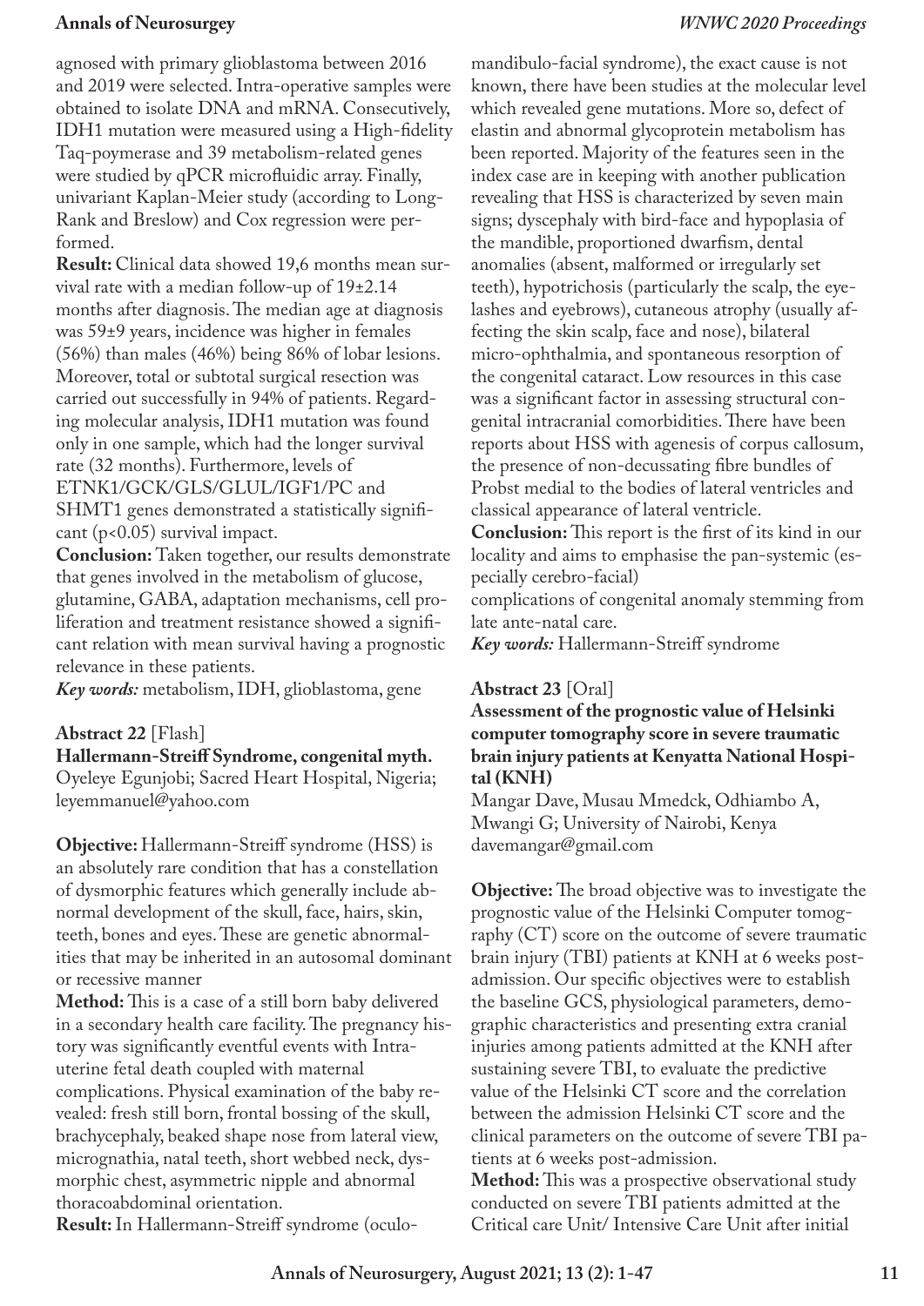agnosed with primary glioblastoma between 2016 and 2019 were selected. Intra-operative samples were obtained to isolate DNA and mRNA. Consecutively, IDH1 mutation were measured using a High-fidelity Taq-poymerase and 39 metabolism-related genes were studied by qPCR microfluidic array. Finally, univariant Kaplan-Meier study (according to Long-Rank and Breslow) and Cox regression were performed.

**Result:** Clinical data showed 19,6 months mean survival rate with a median follow-up of 19±2.14 months after diagnosis. The median age at diagnosis was 59±9 years, incidence was higher in females (56%) than males (46%) being 86% of lobar lesions. Moreover, total or subtotal surgical resection was carried out successfully in 94% of patients. Regarding molecular analysis, IDH1 mutation was found only in one sample, which had the longer survival rate (32 months). Furthermore, levels of ETNK1/GCK/GLS/GLUL/IGF1/PC and SHMT1 genes demonstrated a statistically significant ($p<0.05$) survival impact.

**Conclusion:** Taken together, our results demonstrate that genes involved in the metabolism of glucose, glutamine, GABA, adaptation mechanisms, cell proliferation and treatment resistance showed a significant relation with mean survival having a prognostic relevance in these patients.

***Key words:*** metabolism, IDH, glioblastoma, gene

**Abstract 22** [Flash]

**Hallermann-Streiff Syndrome, congenital myth.**

Oyeleye Egunjobi; Sacred Heart Hospital, Nigeria; leyemmanuel@yahoo.com

**Objective:** Hallermann-Streiff syndrome (HSS) is an absolutely rare condition that has a constellation of dysmorphic features which generally include abnormal development of the skull, face, hairs, skin, teeth, bones and eyes. These are genetic abnormalities that may be inherited in an autosomal dominant or recessive manner

**Method:** This is a case of a still born baby delivered in a secondary health care facility. The pregnancy history was significantly eventful events with Intrauterine fetal death coupled with maternal complications. Physical examination of the baby revealed: fresh still born, frontal bossing of the skull, brachycephaly, beaked shape nose from lateral view, micrognathia, natal teeth, short webbed neck, dysmorphic chest, asymmetric nipple and abnormal thoracoabdominal orientation.

**Result:** In Hallermann-Streiff syndrome (oculo-mandibulo-facial syndrome), the exact cause is not known, there have been studies at the molecular level which revealed gene mutations. More so, defect of elastin and abnormal glycoprotein metabolism has been reported. Majority of the features seen in the index case are in keeping with another publication revealing that HSS is characterized by seven main signs; dyscephaly with bird-face and hypoplasia of the mandible, proportioned dwarfism, dental anomalies (absent, malformed or irregularly set teeth), hypotrichosis (particularly the scalp, the eyelashes and eyebrows), cutaneous atrophy (usually affecting the skin scalp, face and nose), bilateral micro-ophthalmia, and spontaneous resorption of the congenital cataract. Low resources in this case was a significant factor in assessing structural congenital intracranial comorbidities. There have been reports about HSS with agenesis of corpus callosum, the presence of non-decussating fibre bundles of Probst medial to the bodies of lateral ventricles and classical appearance of lateral ventricle.

**Conclusion:** This report is the first of its kind in our locality and aims to emphasise the pan-systemic (especially cerebro-facial) complications of congenital anomaly stemming from late ante-natal care.

***Key words:*** Hallermann-Streiff syndrome

**Abstract 23** [Oral]

**Assessment of the prognostic value of Helsinki computer tomography score in severe traumatic brain injury patients at Kenyatta National Hospital (KNH)**

Mangar Dave, Musau Mmedck, Odhiambo A, Mwangi G; University of Nairobi, Kenya davemangar@gmail.com

**Objective:** The broad objective was to investigate the prognostic value of the Helsinki Computer tomography (CT) score on the outcome of severe traumatic brain injury (TBI) patients at KNH at 6 weeks post-admission. Our specific objectives were to establish the baseline GCS, physiological parameters, demographic characteristics and presenting extra cranial injuries among patients admitted at the KNH after sustaining severe TBI, to evaluate the predictive value of the Helsinki CT score and the correlation between the admission Helsinki CT score and the clinical parameters on the outcome of severe TBI patients at 6 weeks post-admission.

**Method:** This was a prospective observational study conducted on severe TBI patients admitted at the Critical care Unit/ Intensive Care Unit after initial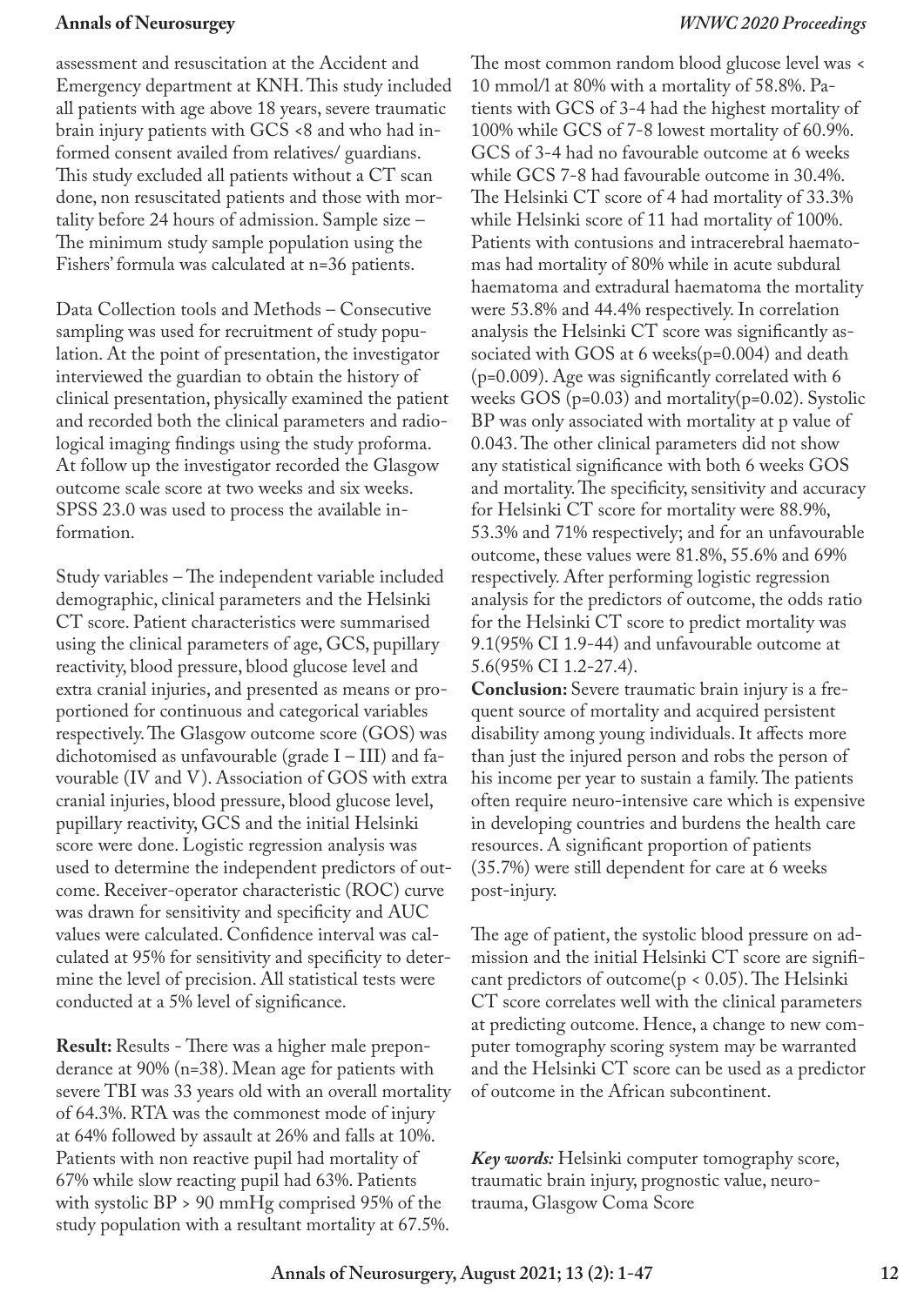assessment and resuscitation at the Accident and Emergency department at KNH. This study included all patients with age above 18 years, severe traumatic brain injury patients with GCS <8 and who had informed consent availed from relatives/ guardians. This study excluded all patients without a CT scan done, non resuscitated patients and those with mortality before 24 hours of admission. Sample size – The minimum study sample population using the Fishers' formula was calculated at n=36 patients.

Data Collection tools and Methods – Consecutive sampling was used for recruitment of study population. At the point of presentation, the investigator interviewed the guardian to obtain the history of clinical presentation, physically examined the patient and recorded both the clinical parameters and radiological imaging findings using the study proforma. At follow up the investigator recorded the Glasgow outcome scale score at two weeks and six weeks. SPSS 23.0 was used to process the available information.

Study variables – The independent variable included demographic, clinical parameters and the Helsinki CT score. Patient characteristics were summarised using the clinical parameters of age, GCS, pupillary reactivity, blood pressure, blood glucose level and extra cranial injuries, and presented as means or proportioned for continuous and categorical variables respectively. The Glasgow outcome score (GOS) was dichotomised as unfavourable (grade I – III) and favourable (IV and V). Association of GOS with extra cranial injuries, blood pressure, blood glucose level, pupillary reactivity, GCS and the initial Helsinki score were done. Logistic regression analysis was used to determine the independent predictors of outcome. Receiver-operator characteristic (ROC) curve was drawn for sensitivity and specificity and AUC values were calculated. Confidence interval was calculated at 95% for sensitivity and specificity to determine the level of precision. All statistical tests were conducted at a 5% level of significance.

**Result:** Results - There was a higher male preponderance at 90% (n=38). Mean age for patients with severe TBI was 33 years old with an overall mortality of 64.3%. RTA was the commonest mode of injury at 64% followed by assault at 26% and falls at 10%. Patients with non reactive pupil had mortality of 67% while slow reacting pupil had 63%. Patients with systolic BP > 90 mmHg comprised 95% of the study population with a resultant mortality at 67.5%. The most common random blood glucose level was < 10 mmol/l at 80% with a mortality of 58.8%. Patients with GCS of 3-4 had the highest mortality of 100% while GCS of 7-8 lowest mortality of 60.9%. GCS of 3-4 had no favourable outcome at 6 weeks while GCS 7-8 had favourable outcome in 30.4%. The Helsinki CT score of 4 had mortality of 33.3% while Helsinki score of 11 had mortality of 100%. Patients with contusions and intracerebral haematomas had mortality of 80% while in acute subdural haematoma and extradural haematoma the mortality were 53.8% and 44.4% respectively. In correlation analysis the Helsinki CT score was significantly associated with GOS at 6 weeks($p=0.004$) and death ($p=0.009$). Age was significantly correlated with 6 weeks GOS ($p=0.03$) and mortality($p=0.02$). Systolic BP was only associated with mortality at p value of 0.043. The other clinical parameters did not show any statistical significance with both 6 weeks GOS and mortality. The specificity, sensitivity and accuracy for Helsinki CT score for mortality were 88.9%, 53.3% and 71% respectively; and for an unfavourable outcome, these values were 81.8%, 55.6% and 69% respectively. After performing logistic regression analysis for the predictors of outcome, the odds ratio for the Helsinki CT score to predict mortality was 9.1(95% CI 1.9-44) and unfavourable outcome at 5.6(95% CI 1.2-27.4).

**Conclusion:** Severe traumatic brain injury is a frequent source of mortality and acquired persistent disability among young individuals. It affects more than just the injured person and robs the person of his income per year to sustain a family. The patients often require neuro-intensive care which is expensive in developing countries and burdens the health care resources. A significant proportion of patients (35.7%) were still dependent for care at 6 weeks post-injury.

The age of patient, the systolic blood pressure on admission and the initial Helsinki CT score are significant predictors of outcome($p < 0.05$). The Helsinki CT score correlates well with the clinical parameters at predicting outcome. Hence, a change to new computer tomography scoring system may be warranted and the Helsinki CT score can be used as a predictor of outcome in the African subcontinent.

***Key words:*** Helsinki computer tomography score, traumatic brain injury, prognostic value, neurotrauma, Glasgow Coma Score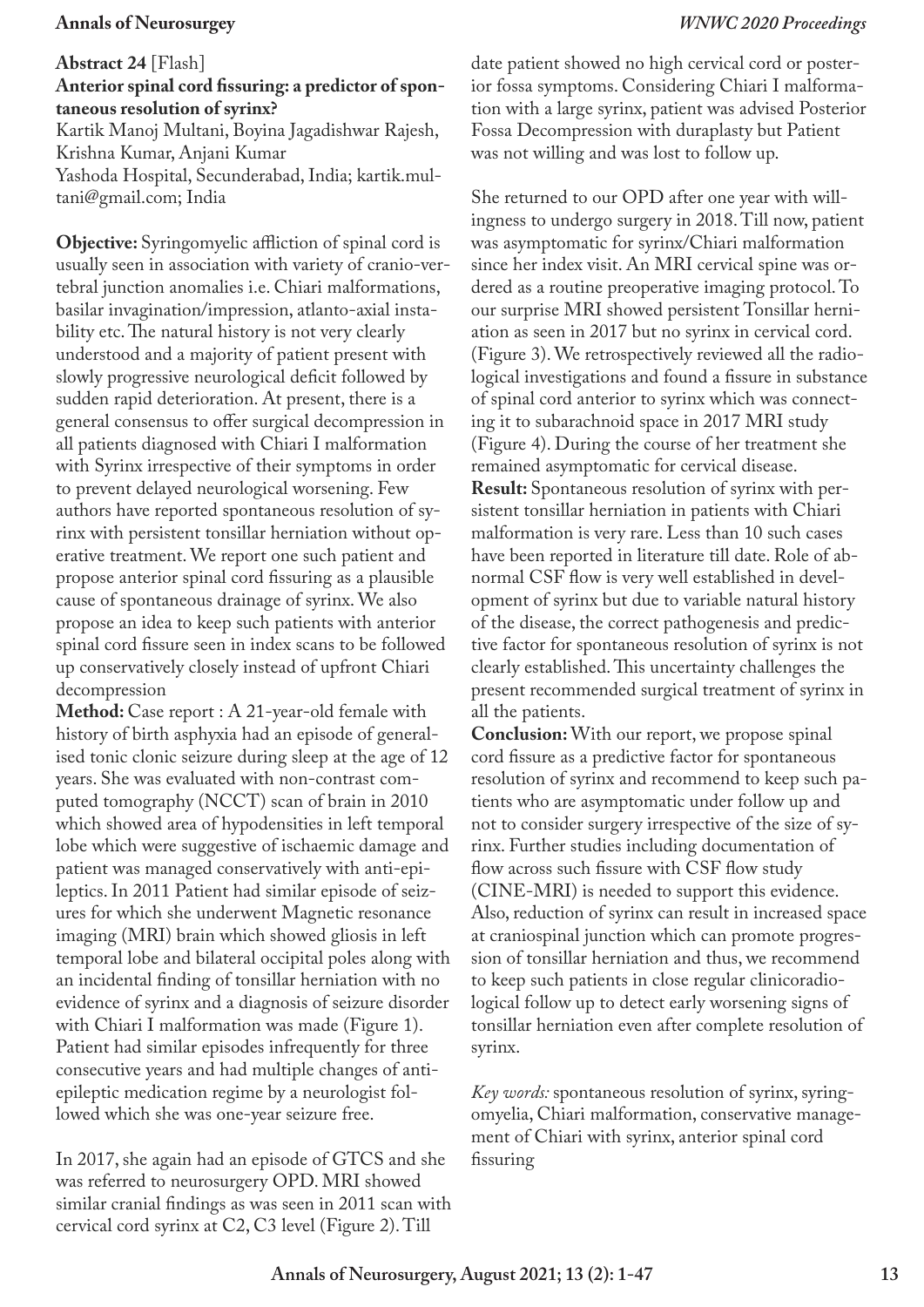**Abstract 24** [Flash]

**Anterior spinal cord fissuring: a predictor of spontaneous resolution of syrinx?**

Kartik Manoj Multani, Boyina Jagadishwar Rajesh, Krishna Kumar, Anjani Kumar

Yashoda Hospital, Secunderabad, India; kartik.multani@gmail.com; India

**Objective:** Syringomyelic affliction of spinal cord is usually seen in association with variety of cranio-vertebral junction anomalies i.e. Chiari malformations, basilar invagination/impression, atlanto-axial instability etc. The natural history is not very clearly understood and a majority of patient present with slowly progressive neurological deficit followed by sudden rapid deterioration. At present, there is a general consensus to offer surgical decompression in all patients diagnosed with Chiari I malformation with Syrinx irrespective of their symptoms in order to prevent delayed neurological worsening. Few authors have reported spontaneous resolution of syrinx with persistent tonsillar herniation without operative treatment. We report one such patient and propose anterior spinal cord fissuring as a plausible cause of spontaneous drainage of syrinx. We also propose an idea to keep such patients with anterior spinal cord fissure seen in index scans to be followed up conservatively closely instead of upfront Chiari decompression

**Method:** Case report : A 21-year-old female with history of birth asphyxia had an episode of generalised tonic clonic seizure during sleep at the age of 12 years. She was evaluated with non-contrast computed tomography (NCCT) scan of brain in 2010 which showed area of hypodensities in left temporal lobe which were suggestive of ischaemic damage and patient was managed conservatively with anti-epileptics. In 2011 Patient had similar episode of seizures for which she underwent Magnetic resonance imaging (MRI) brain which showed gliosis in left temporal lobe and bilateral occipital poles along with an incidental finding of tonsillar herniation with no evidence of syrinx and a diagnosis of seizure disorder with Chiari I malformation was made (Figure 1). Patient had similar episodes infrequently for three consecutive years and had multiple changes of anti-epileptic medication regime by a neurologist followed which she was one-year seizure free.

In 2017, she again had an episode of GTCS and she was referred to neurosurgery OPD. MRI showed similar cranial findings as was seen in 2011 scan with cervical cord syrinx at C2, C3 level (Figure 2). Till date patient showed no high cervical cord or posterior fossa symptoms. Considering Chiari I malformation with a large syrinx, patient was advised Posterior Fossa Decompression with duraplasty but Patient was not willing and was lost to follow up.

She returned to our OPD after one year with willingness to undergo surgery in 2018. Till now, patient was asymptomatic for syrinx/Chiari malformation since her index visit. An MRI cervical spine was ordered as a routine preoperative imaging protocol. To our surprise MRI showed persistent Tonsillar herniation as seen in 2017 but no syrinx in cervical cord. (Figure 3). We retrospectively reviewed all the radiological investigations and found a fissure in substance of spinal cord anterior to syrinx which was connecting it to subarachnoid space in 2017 MRI study (Figure 4). During the course of her treatment she remained asymptomatic for cervical disease.

**Result:** Spontaneous resolution of syrinx with persistent tonsillar herniation in patients with Chiari malformation is very rare. Less than 10 such cases have been reported in literature till date. Role of abnormal CSF flow is very well established in development of syrinx but due to variable natural history of the disease, the correct pathogenesis and predictive factor for spontaneous resolution of syrinx is not clearly established. This uncertainty challenges the present recommended surgical treatment of syrinx in all the patients.

**Conclusion:** With our report, we propose spinal cord fissure as a predictive factor for spontaneous resolution of syrinx and recommend to keep such patients who are asymptomatic under follow up and not to consider surgery irrespective of the size of syrinx. Further studies including documentation of flow across such fissure with CSF flow study (CINE-MRI) is needed to support this evidence. Also, reduction of syrinx can result in increased space at craniospinal junction which can promote progression of tonsillar herniation and thus, we recommend to keep such patients in close regular clinicoradiological follow up to detect early worsening signs of tonsillar herniation even after complete resolution of syrinx.

*Key words:* spontaneous resolution of syrinx, syringomyelia, Chiari malformation, conservative management of Chiari with syrinx, anterior spinal cord fissuring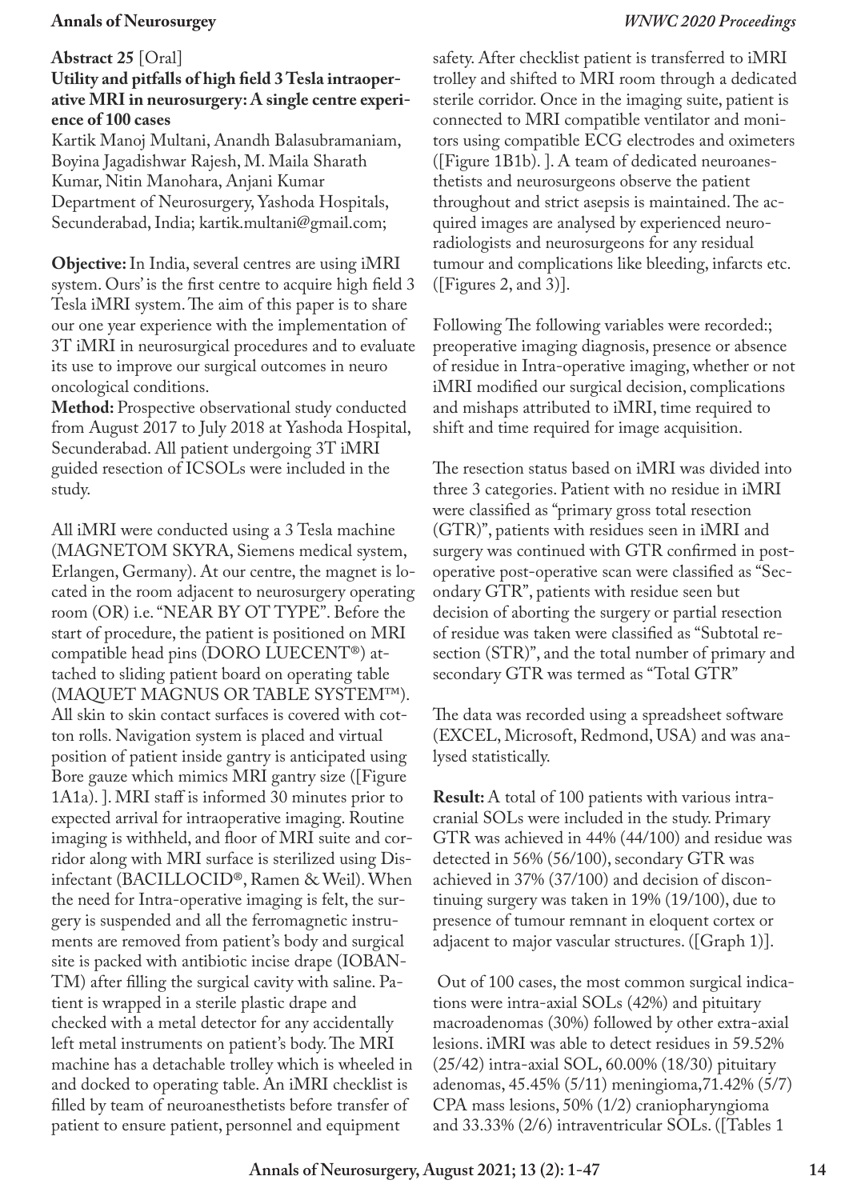## Abstract 25 [Oral]

### Utility and pitfalls of high field 3 Tesla intraoperative MRI in neurosurgery: A single centre experience of 100 cases

Kartik Manoj Multani, Anandh Balasubramaniam, Boyina Jagadishwar Rajesh, M. Maila Sharath Kumar, Nitin Manohara, Anjani Kumar
Department of Neurosurgery, Yashoda Hospitals, Secunderabad, India; kartik.multani@gmail.com;

**Objective:** In India, several centres are using iMRI system. Ours' is the first centre to acquire high field 3 Tesla iMRI system. The aim of this paper is to share our one year experience with the implementation of 3T iMRI in neurosurgical procedures and to evaluate its use to improve our surgical outcomes in neuro oncological conditions.

**Method:** Prospective observational study conducted from August 2017 to July 2018 at Yashoda Hospital, Secunderabad. All patient undergoing 3T iMRI guided resection of ICSOLs were included in the study.

All iMRI were conducted using a 3 Tesla machine (MAGNETOM SKYRA, Siemens medical system, Erlangen, Germany). At our centre, the magnet is located in the room adjacent to neurosurgery operating room (OR) i.e. "NEAR BY OT TYPE". Before the start of procedure, the patient is positioned on MRI compatible head pins (DORO LUECENT®) attached to sliding patient board on operating table (MAQUET MAGNUS OR TABLE SYSTEM™). All skin to skin contact surfaces is covered with cotton rolls. Navigation system is placed and virtual position of patient inside gantry is anticipated using Bore gauze which mimics MRI gantry size ([Figure 1A1a). ]. MRI staff is informed 30 minutes prior to expected arrival for intraoperative imaging. Routine imaging is withheld, and floor of MRI suite and corridor along with MRI surface is sterilized using Disinfectant (BACILLOCID®, Ramen & Weil). When the need for Intra-operative imaging is felt, the surgery is suspended and all the ferromagnetic instruments are removed from patient's body and surgical site is packed with antibiotic incise drape (IOBAN-TM) after filling the surgical cavity with saline. Patient is wrapped in a sterile plastic drape and checked with a metal detector for any accidentally left metal instruments on patient's body. The MRI machine has a detachable trolley which is wheeled in and docked to operating table. An iMRI checklist is filled by team of neuroanesthetists before transfer of patient to ensure patient, personnel and equipment safety. After checklist patient is transferred to iMRI trolley and shifted to MRI room through a dedicated sterile corridor. Once in the imaging suite, patient is connected to MRI compatible ventilator and monitors using compatible ECG electrodes and oximeters ([Figure 1B1b). ]. A team of dedicated neuroanesthetists and neurosurgeons observe the patient throughout and strict asepsis is maintained. The acquired images are analysed by experienced neuroradiologists and neurosurgeons for any residual tumour and complications like bleeding, infarcts etc. ([Figures 2, and 3)].

Following The following variables were recorded:; preoperative imaging diagnosis, presence or absence of residue in Intra-operative imaging, whether or not iMRI modified our surgical decision, complications and mishaps attributed to iMRI, time required to shift and time required for image acquisition.

The resection status based on iMRI was divided into three 3 categories. Patient with no residue in iMRI were classified as "primary gross total resection (GTR)", patients with residues seen in iMRI and surgery was continued with GTR confirmed in postoperative post-operative scan were classified as "Secondary GTR", patients with residue seen but decision of aborting the surgery or partial resection of residue was taken were classified as "Subtotal resection (STR)", and the total number of primary and secondary GTR was termed as "Total GTR"

The data was recorded using a spreadsheet software (EXCEL, Microsoft, Redmond, USA) and was analysed statistically.

**Result:** A total of 100 patients with various intracranial SOLs were included in the study. Primary GTR was achieved in 44% (44/100) and residue was detected in 56% (56/100), secondary GTR was achieved in 37% (37/100) and decision of discontinuing surgery was taken in 19% (19/100), due to presence of tumour remnant in eloquent cortex or adjacent to major vascular structures. ([Graph 1)].

Out of 100 cases, the most common surgical indications were intra-axial SOLs (42%) and pituitary macroadenomas (30%) followed by other extra-axial lesions. iMRI was able to detect residues in 59.52% (25/42) intra-axial SOL, 60.00% (18/30) pituitary adenomas, 45.45% (5/11) meningioma, 71.42% (5/7) CPA mass lesions, 50% (1/2) craniopharyngioma and 33.33% (2/6) intraventricular SOLs. ([Tables 1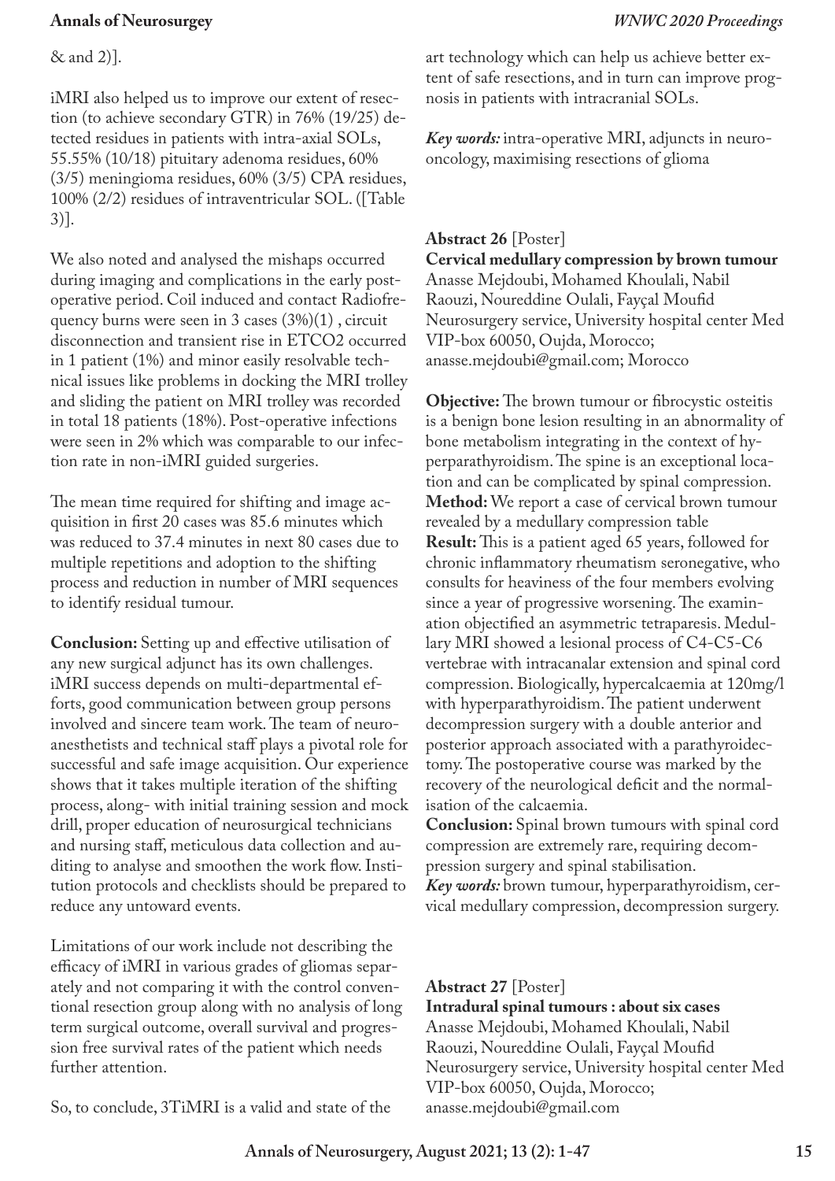& and 2)].

iMRI also helped us to improve our extent of resection (to achieve secondary GTR) in 76% (19/25) detected residues in patients with intra-axial SOLs, 55.55% (10/18) pituitary adenoma residues, 60% (3/5) meningioma residues, 60% (3/5) CPA residues, 100% (2/2) residues of intraventricular SOL. ([Table 3)].

We also noted and analysed the mishaps occurred during imaging and complications in the early post-operative period. Coil induced and contact Radiofrequency burns were seen in 3 cases (3%)(1) , circuit disconnection and transient rise in ETCO2 occurred in 1 patient (1%) and minor easily resolvable technical issues like problems in docking the MRI trolley and sliding the patient on MRI trolley was recorded in total 18 patients (18%). Post-operative infections were seen in 2% which was comparable to our infection rate in non-iMRI guided surgeries.

The mean time required for shifting and image acquisition in first 20 cases was 85.6 minutes which was reduced to 37.4 minutes in next 80 cases due to multiple repetitions and adoption to the shifting process and reduction in number of MRI sequences to identify residual tumour.

**Conclusion:** Setting up and effective utilisation of any new surgical adjunct has its own challenges. iMRI success depends on multi-departmental efforts, good communication between group persons involved and sincere team work. The team of neuroanesthetists and technical staff plays a pivotal role for successful and safe image acquisition. Our experience shows that it takes multiple iteration of the shifting process, along- with initial training session and mock drill, proper education of neurosurgical technicians and nursing staff, meticulous data collection and auditing to analyse and smoothen the work flow. Institution protocols and checklists should be prepared to reduce any untoward events.

Limitations of our work include not describing the efficacy of iMRI in various grades of gliomas separately and not comparing it with the control conventional resection group along with no analysis of long term surgical outcome, overall survival and progression free survival rates of the patient which needs further attention.

So, to conclude, 3TiMRI is a valid and state of the art technology which can help us achieve better extent of safe resections, and in turn can improve prognosis in patients with intracranial SOLs.

***Key words:*** intra-operative MRI, adjuncts in neuro-oncology, maximising resections of glioma

**Abstract 26** [Poster]
**Cervical medullary compression by brown tumour**
Anasse Mejdoubi, Mohamed Khoulali, Nabil Raouzi, Noureddine Oulali, Fayçal Moufid
Neurosurgery service, University hospital center Med VIP-box 60050, Oujda, Morocco; anasse.mejdoubi@gmail.com; Morocco

**Objective:** The brown tumour or fibrocystic osteitis is a benign bone lesion resulting in an abnormality of bone metabolism integrating in the context of hyperparathyroidism. The spine is an exceptional location and can be complicated by spinal compression.
**Method:** We report a case of cervical brown tumour revealed by a medullary compression table
**Result:** This is a patient aged 65 years, followed for chronic inflammatory rheumatism seronegative, who consults for heaviness of the four members evolving since a year of progressive worsening. The examination objectified an asymmetric tetraparesis. Medullary MRI showed a lesional process of C4-C5-C6 vertebrae with intracanalar extension and spinal cord compression. Biologically, hypercalcaemia at 120mg/l with hyperparathyroidism. The patient underwent decompression surgery with a double anterior and posterior approach associated with a parathyroidectomy. The postoperative course was marked by the recovery of the neurological deficit and the normalisation of the calcaemia.
**Conclusion:** Spinal brown tumours with spinal cord compression are extremely rare, requiring decompression surgery and spinal stabilisation.
***Key words:*** brown tumour, hyperparathyroidism, cervical medullary compression, decompression surgery.

**Abstract 27** [Poster]
**Intradural spinal tumours : about six cases**
Anasse Mejdoubi, Mohamed Khoulali, Nabil Raouzi, Noureddine Oulali, Fayçal Moufid
Neurosurgery service, University hospital center Med VIP-box 60050, Oujda, Morocco; anasse.mejdoubi@gmail.com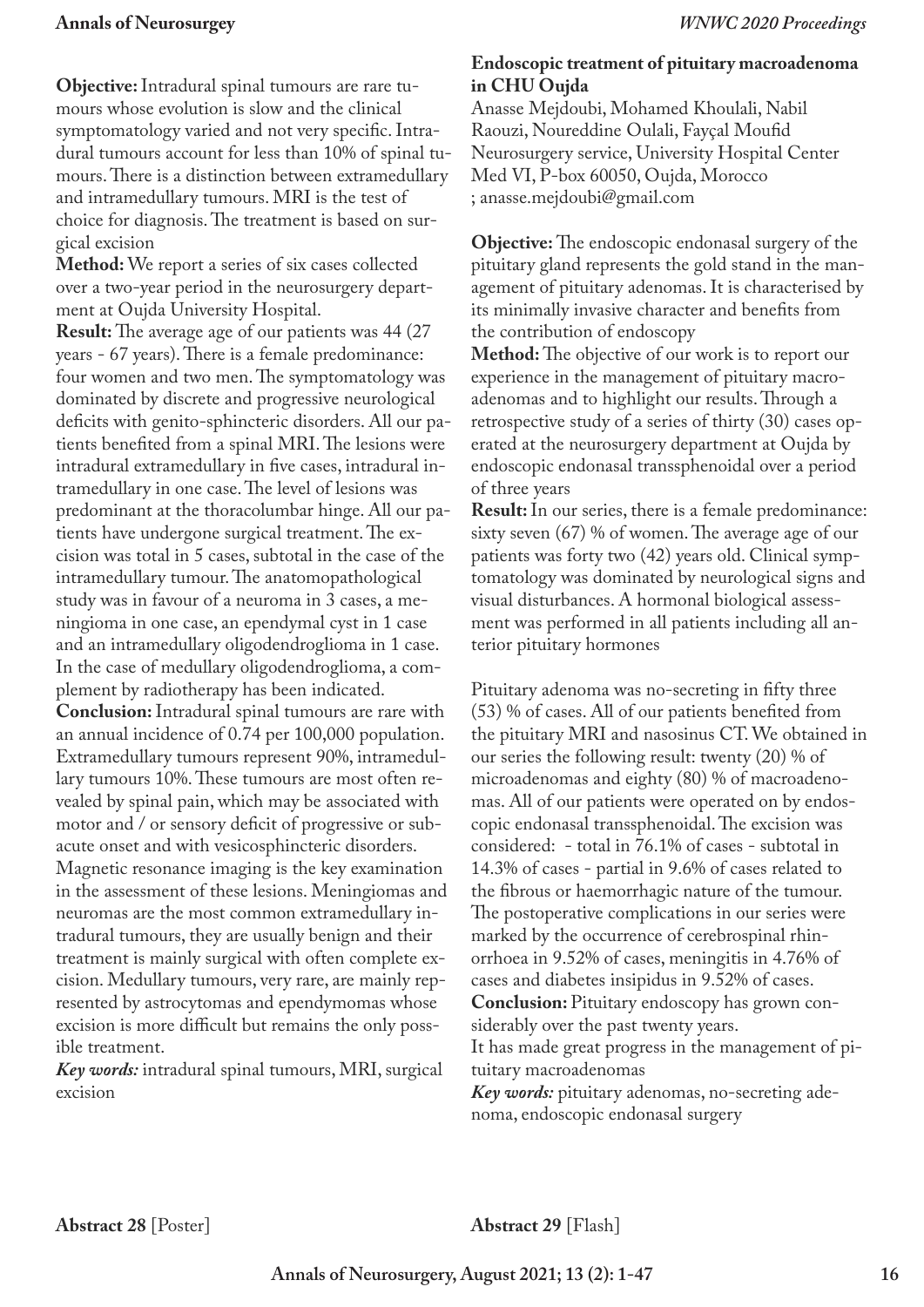**Objective:** Intradural spinal tumours are rare tumours whose evolution is slow and the clinical symptomatology varied and not very specific. Intradural tumours account for less than 10% of spinal tumours. There is a distinction between extramedullary and intramedullary tumours. MRI is the test of choice for diagnosis. The treatment is based on surgical excision

**Method:** We report a series of six cases collected over a two-year period in the neurosurgery department at Oujda University Hospital.

**Result:** The average age of our patients was 44 (27 years - 67 years). There is a female predominance: four women and two men. The symptomatology was dominated by discrete and progressive neurological deficits with genito-sphincteric disorders. All our patients benefited from a spinal MRI. The lesions were intradural extramedullary in five cases, intradural intramedullary in one case. The level of lesions was predominant at the thoracolumbar hinge. All our patients have undergone surgical treatment. The excision was total in 5 cases, subtotal in the case of the intramedullary tumour. The anatomopathological study was in favour of a neuroma in 3 cases, a meningioma in one case, an ependymal cyst in 1 case and an intramedullary oligodendroglioma in 1 case. In the case of medullary oligodendroglioma, a complement by radiotherapy has been indicated.

**Conclusion:** Intradural spinal tumours are rare with an annual incidence of 0.74 per 100,000 population. Extramedullary tumours represent 90%, intramedullary tumours 10%. These tumours are most often revealed by spinal pain, which may be associated with motor and / or sensory deficit of progressive or subacute onset and with vesicosphincteric disorders. Magnetic resonance imaging is the key examination in the assessment of these lesions. Meningiomas and neuromas are the most common extramedullary intradural tumours, they are usually benign and their treatment is mainly surgical with often complete excision. Medullary tumours, very rare, are mainly represented by astrocytomas and ependymomas whose excision is more difficult but remains the only possible treatment.

***Key words:*** intradural spinal tumours, MRI, surgical excision

**Abstract 28** [Poster]

**Endoscopic treatment of pituitary macroadenoma in CHU Oujda**

Anasse Mejdoubi, Mohamed Khoulali, Nabil Raouzi, Noureddine Oulali, Fayçal Moufid
Neurosurgery service, University Hospital Center Med VI, P-box 60050, Oujda, Morocco
; anasse.mejdoubi@gmail.com

**Objective:** The endoscopic endonasal surgery of the pituitary gland represents the gold stand in the management of pituitary adenomas. It is characterised by its minimally invasive character and benefits from the contribution of endoscopy

**Method:** The objective of our work is to report our experience in the management of pituitary macroadenomas and to highlight our results. Through a retrospective study of a series of thirty (30) cases operated at the neurosurgery department at Oujda by endoscopic endonasal transsphenoidal over a period of three years

**Result:** In our series, there is a female predominance: sixty seven (67) % of women. The average age of our patients was forty two (42) years old. Clinical symptomatology was dominated by neurological signs and visual disturbances. A hormonal biological assessment was performed in all patients including all anterior pituitary hormones

Pituitary adenoma was no-secreting in fifty three (53) % of cases. All of our patients benefited from the pituitary MRI and nasosinus CT. We obtained in our series the following result: twenty (20) % of microadenomas and eighty (80) % of macroadenomas. All of our patients were operated on by endoscopic endonasal transsphenoidal. The excision was considered: - total in 76.1% of cases - subtotal in 14.3% of cases - partial in 9.6% of cases related to the fibrous or haemorrhagic nature of the tumour. The postoperative complications in our series were marked by the occurrence of cerebrospinal rhinorrhoea in 9.52% of cases, meningitis in 4.76% of cases and diabetes insipidus in 9.52% of cases.

**Conclusion:** Pituitary endoscopy has grown considerably over the past twenty years.
It has made great progress in the management of pituitary macroadenomas

***Key words:*** pituitary adenomas, no-secreting adenoma, endoscopic endonasal surgery

**Abstract 29** [Flash]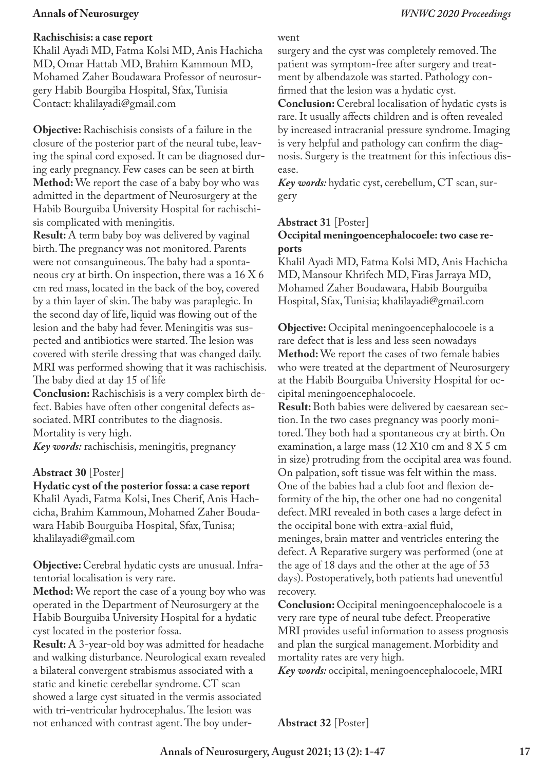### Rachischisis: a case report

Khalil Ayadi MD, Fatma Kolsi MD, Anis Hachicha MD, Omar Hattab MD, Brahim Kammoun MD, Mohamed Zaher Boudawara Professor of neurosurgery Habib Bourgiba Hospital, Sfax, Tunisia
Contact: khalilayadi@gmail.com

**Objective:** Rachischisis consists of a failure in the closure of the posterior part of the neural tube, leaving the spinal cord exposed. It can be diagnosed during early pregnancy. Few cases can be seen at birth

**Method:** We report the case of a baby boy who was admitted in the department of Neurosurgery at the Habib Bourguiba University Hospital for rachischisis complicated with meningitis.

**Result:** A term baby boy was delivered by vaginal birth. The pregnancy was not monitored. Parents were not consanguineous. The baby had a spontaneous cry at birth. On inspection, there was a 16 X 6 cm red mass, located in the back of the boy, covered by a thin layer of skin. The baby was paraplegic. In the second day of life, liquid was flowing out of the lesion and the baby had fever. Meningitis was suspected and antibiotics were started. The lesion was covered with sterile dressing that was changed daily. MRI was performed showing that it was rachischisis. The baby died at day 15 of life

**Conclusion:** Rachischisis is a very complex birth defect. Babies have often other congenital defects associated. MRI contributes to the diagnosis. Mortality is very high.

***Key words:*** rachischisis, meningitis, pregnancy

**Abstract 30** [Poster]

### Hydatic cyst of the posterior fossa: a case report

Khalil Ayadi, Fatma Kolsi, Ines Cherif, Anis Hachcicha, Brahim Kammoun, Mohamed Zaher Boudawara Habib Bourguiba Hospital, Sfax, Tunisa; khalilayadi@gmail.com

**Objective:** Cerebral hydatic cysts are unusual. Infratentorial localisation is very rare.

**Method:** We report the case of a young boy who was operated in the Department of Neurosurgery at the Habib Bourguiba University Hospital for a hydatic cyst located in the posterior fossa.

**Result:** A 3-year-old boy was admitted for headache and walking disturbance. Neurological exam revealed a bilateral convergent strabismus associated with a static and kinetic cerebellar syndrome. CT scan showed a large cyst situated in the vermis associated with tri-ventricular hydrocephalus. The lesion was not enhanced with contrast agent. The boy underwent surgery and the cyst was completely removed. The patient was symptom-free after surgery and treatment by albendazole was started. Pathology confirmed that the lesion was a hydatic cyst.

**Conclusion:** Cerebral localisation of hydatic cysts is rare. It usually affects children and is often revealed by increased intracranial pressure syndrome. Imaging is very helpful and pathology can confirm the diagnosis. Surgery is the treatment for this infectious disease.

***Key words:*** hydatic cyst, cerebellum, CT scan, surgery

**Abstract 31** [Poster]

### Occipital meningoencephalocoele: two case reports

Khalil Ayadi MD, Fatma Kolsi MD, Anis Hachicha MD, Mansour Khrifech MD, Firas Jarraya MD, Mohamed Zaher Boudawara, Habib Bourguiba Hospital, Sfax, Tunisia; khalilayadi@gmail.com

**Objective:** Occipital meningoencephalocoele is a rare defect that is less and less seen nowadays

**Method:** We report the cases of two female babies who were treated at the department of Neurosurgery at the Habib Bourguiba University Hospital for occipital meningoencephalocoele.

**Result:** Both babies were delivered by caesarean section. In the two cases pregnancy was poorly monitored. They both had a spontaneous cry at birth. On examination, a large mass (12 X10 cm and 8 X 5 cm in size) protruding from the occipital area was found. On palpation, soft tissue was felt within the mass. One of the babies had a club foot and flexion deformity of the hip, the other one had no congenital defect. MRI revealed in both cases a large defect in the occipital bone with extra-axial fluid, meninges, brain matter and ventricles entering the defect. A Reparative surgery was performed (one at the age of 18 days and the other at the age of 53 days). Postoperatively, both patients had uneventful recovery.

**Conclusion:** Occipital meningoencephalocoele is a very rare type of neural tube defect. Preoperative MRI provides useful information to assess prognosis and plan the surgical management. Morbidity and mortality rates are very high.

***Key words:*** occipital, meningoencephalocoele, MRI

**Abstract 32** [Poster]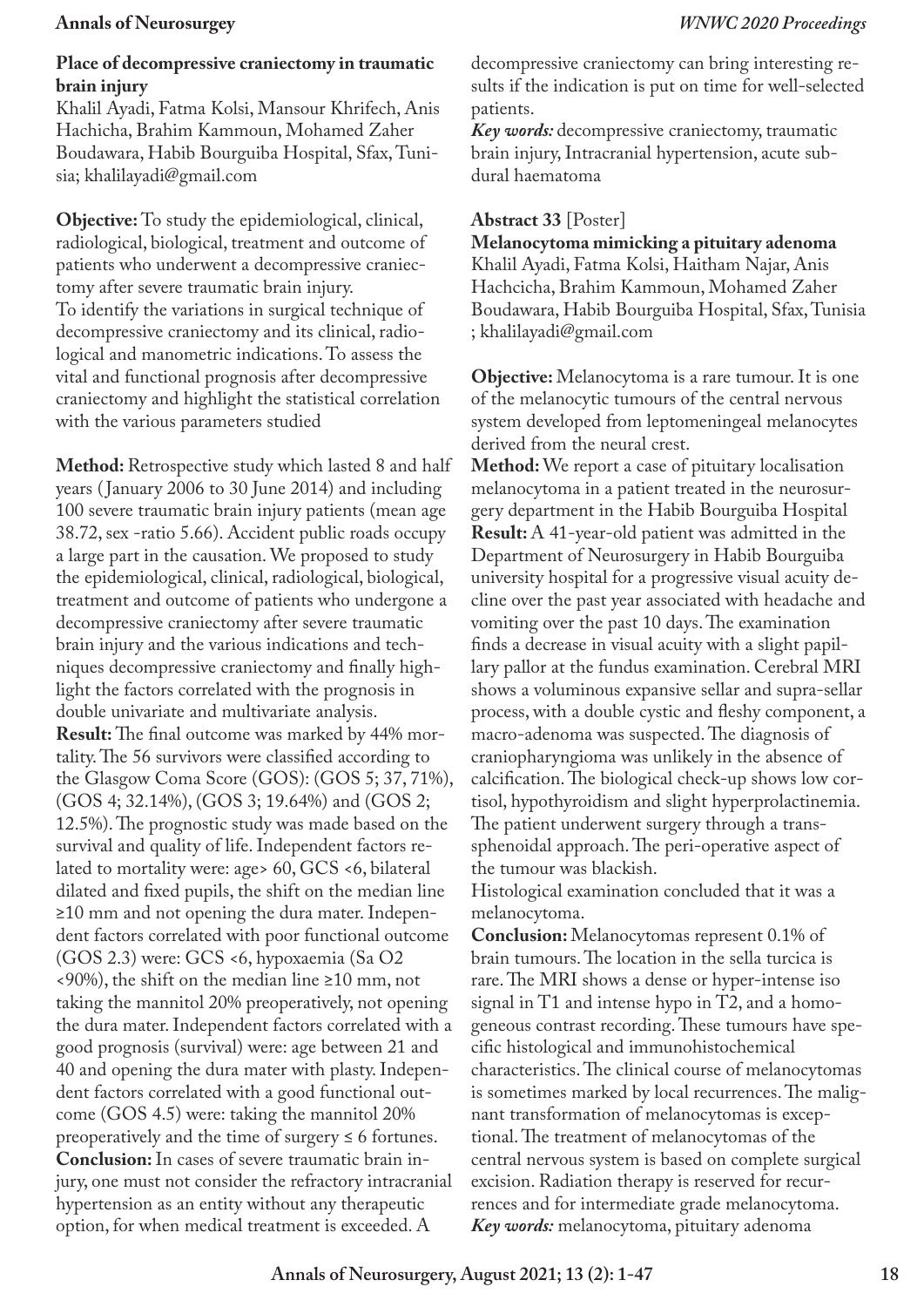### Place of decompressive craniectomy in traumatic brain injury

Khalil Ayadi, Fatma Kolsi, Mansour Khrifech, Anis Hachicha, Brahim Kammoun, Mohamed Zaher Boudawara, Habib Bourguiba Hospital, Sfax, Tunisia; khalilayadi@gmail.com

**Objective:** To study the epidemiological, clinical, radiological, biological, treatment and outcome of patients who underwent a decompressive craniectomy after severe traumatic brain injury.
To identify the variations in surgical technique of decompressive craniectomy and its clinical, radiological and manometric indications. To assess the vital and functional prognosis after decompressive craniectomy and highlight the statistical correlation with the various parameters studied

**Method:** Retrospective study which lasted 8 and half years (January 2006 to 30 June 2014) and including 100 severe traumatic brain injury patients (mean age 38.72, sex -ratio 5.66). Accident public roads occupy a large part in the causation. We proposed to study the epidemiological, clinical, radiological, biological, treatment and outcome of patients who undergone a decompressive craniectomy after severe traumatic brain injury and the various indications and techniques decompressive craniectomy and finally highlight the factors correlated with the prognosis in double univariate and multivariate analysis.
**Result:** The final outcome was marked by 44% mortality. The 56 survivors were classified according to the Glasgow Coma Score (GOS): (GOS 5; 37, 71%), (GOS 4; 32.14%), (GOS 3; 19.64%) and (GOS 2; 12.5%). The prognostic study was made based on the survival and quality of life. Independent factors related to mortality were: age> 60, GCS <6, bilateral dilated and fixed pupils, the shift on the median line ≥10 mm and not opening the dura mater. Independent factors correlated with poor functional outcome (GOS 2.3) were: GCS <6, hypoxaemia (Sa O2 <90%), the shift on the median line ≥10 mm, not taking the mannitol 20% preoperatively, not opening the dura mater. Independent factors correlated with a good prognosis (survival) were: age between 21 and 40 and opening the dura mater with plasty. Independent factors correlated with a good functional outcome (GOS 4.5) were: taking the mannitol 20% preoperatively and the time of surgery ≤ 6 fortunes.
**Conclusion:** In cases of severe traumatic brain injury, one must not consider the refractory intracranial hypertension as an entity without any therapeutic option, for when medical treatment is exceeded. A decompressive craniectomy can bring interesting results if the indication is put on time for well-selected patients.
***Key words:*** decompressive craniectomy, traumatic brain injury, Intracranial hypertension, acute subdural haematoma

**Abstract 33** [Poster]

### Melanocytoma mimicking a pituitary adenoma

Khalil Ayadi, Fatma Kolsi, Haitham Najar, Anis Hachcicha, Brahim Kammoun, Mohamed Zaher Boudawara, Habib Bourguiba Hospital, Sfax, Tunisia ; khalilayadi@gmail.com

**Objective:** Melanocytoma is a rare tumour. It is one of the melanocytic tumours of the central nervous system developed from leptomeningeal melanocytes derived from the neural crest.
**Method:** We report a case of pituitary localisation melanocytoma in a patient treated in the neurosurgery department in the Habib Bourguiba Hospital
**Result:** A 41-year-old patient was admitted in the Department of Neurosurgery in Habib Bourguiba university hospital for a progressive visual acuity decline over the past year associated with headache and vomiting over the past 10 days. The examination finds a decrease in visual acuity with a slight papillary pallor at the fundus examination. Cerebral MRI shows a voluminous expansive sellar and supra-sellar process, with a double cystic and fleshy component, a macro-adenoma was suspected. The diagnosis of craniopharyngioma was unlikely in the absence of calcification. The biological check-up shows low cortisol, hypothyroidism and slight hyperprolactinemia. The patient underwent surgery through a transsphenoidal approach. The peri-operative aspect of the tumour was blackish.
Histological examination concluded that it was a melanocytoma.
**Conclusion:** Melanocytomas represent 0.1% of brain tumours. The location in the sella turcica is rare. The MRI shows a dense or hyper-intense iso signal in T1 and intense hypo in T2, and a homogeneous contrast recording. These tumours have specific histological and immunohistochemical characteristics. The clinical course of melanocytomas is sometimes marked by local recurrences. The malignant transformation of melanocytomas is exceptional. The treatment of melanocytomas of the central nervous system is based on complete surgical excision. Radiation therapy is reserved for recurrences and for intermediate grade melanocytoma.
***Key words:*** melanocytoma, pituitary adenoma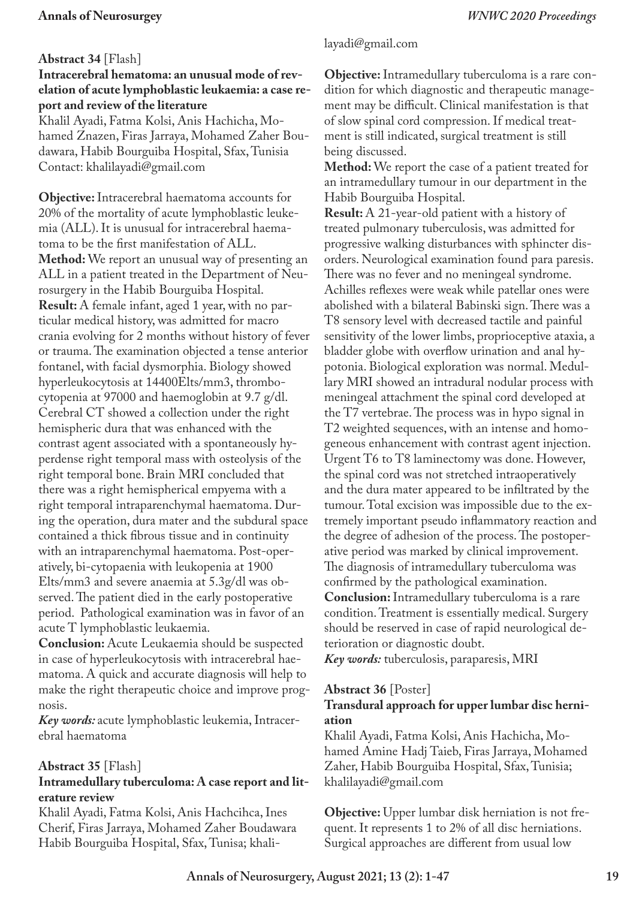**Abstract 34** [Flash]

**Intracerebral hematoma: an unusual mode of revelation of acute lymphoblastic leukaemia: a case report and review of the literature**

Khalil Ayadi, Fatma Kolsi, Anis Hachicha, Mohamed Znazen, Firas Jarraya, Mohamed Zaher Boudawara, Habib Bourguiba Hospital, Sfax, Tunisia
Contact: khalilayadi@gmail.com

**Objective:** Intracerebral haematoma accounts for 20% of the mortality of acute lymphoblastic leukemia (ALL). It is unusual for intracerebral haematoma to be the first manifestation of ALL.
**Method:** We report an unusual way of presenting an ALL in a patient treated in the Department of Neurosurgery in the Habib Bourguiba Hospital.
**Result:** A female infant, aged 1 year, with no particular medical history, was admitted for macro crania evolving for 2 months without history of fever or trauma. The examination objected a tense anterior fontanel, with facial dysmorphia. Biology showed hyperleukocytosis at 14400Elts/mm3, thrombocytopenia at 97000 and haemoglobin at 9.7 g/dl. Cerebral CT showed a collection under the right hemispheric dura that was enhanced with the contrast agent associated with a spontaneously hyperdense right temporal mass with osteolysis of the right temporal bone. Brain MRI concluded that there was a right hemispherical empyema with a right temporal intraparenchymal haematoma. During the operation, dura mater and the subdural space contained a thick fibrous tissue and in continuity with an intraparenchymal haematoma. Post-operatively, bi-cytopaenia with leukopenia at 1900 Elts/mm3 and severe anaemia at 5.3g/dl was observed. The patient died in the early postoperative period. Pathological examination was in favor of an acute T lymphoblastic leukaemia.
**Conclusion:** Acute Leukaemia should be suspected in case of hyperleukocytosis with intracerebral haematoma. A quick and accurate diagnosis will help to make the right therapeutic choice and improve prognosis.
***Key words:*** acute lymphoblastic leukemia, Intracerebral haematoma

**Abstract 35** [Flash]

**Intramedullary tuberculoma: A case report and literature review**

Khalil Ayadi, Fatma Kolsi, Anis Hachcihca, Ines Cherif, Firas Jarraya, Mohamed Zaher Boudawara Habib Bourguiba Hospital, Sfax, Tunisa; khalilayadi@gmail.com

**Objective:** Intramedullary tuberculoma is a rare condition for which diagnostic and therapeutic management may be difficult. Clinical manifestation is that of slow spinal cord compression. If medical treatment is still indicated, surgical treatment is still being discussed.
**Method:** We report the case of a patient treated for an intramedullary tumour in our department in the Habib Bourguiba Hospital.
**Result:** A 21-year-old patient with a history of treated pulmonary tuberculosis, was admitted for progressive walking disturbances with sphincter disorders. Neurological examination found para paresis. There was no fever and no meningeal syndrome. Achilles reflexes were weak while patellar ones were abolished with a bilateral Babinski sign. There was a T8 sensory level with decreased tactile and painful sensitivity of the lower limbs, proprioceptive ataxia, a bladder globe with overflow urination and anal hypotonia. Biological exploration was normal. Medullary MRI showed an intradural nodular process with meningeal attachment the spinal cord developed at the T7 vertebrae. The process was in hypo signal in T2 weighted sequences, with an intense and homogeneous enhancement with contrast agent injection. Urgent T6 to T8 laminectomy was done. However, the spinal cord was not stretched intraoperatively and the dura mater appeared to be infiltrated by the tumour. Total excision was impossible due to the extremely important pseudo inflammatory reaction and the degree of adhesion of the process. The postoperative period was marked by clinical improvement. The diagnosis of intramedullary tuberculoma was confirmed by the pathological examination.
**Conclusion:** Intramedullary tuberculoma is a rare condition. Treatment is essentially medical. Surgery should be reserved in case of rapid neurological deterioration or diagnostic doubt.
***Key words:*** tuberculosis, paraparesis, MRI

**Abstract 36** [Poster]

**Transdural approach for upper lumbar disc herniation**

Khalil Ayadi, Fatma Kolsi, Anis Hachicha, Mohamed Amine Hadj Taieb, Firas Jarraya, Mohamed Zaher, Habib Bourguiba Hospital, Sfax, Tunisia; khalilayadi@gmail.com

**Objective:** Upper lumbar disk herniation is not frequent. It represents 1 to 2% of all disc herniations. Surgical approaches are different from usual low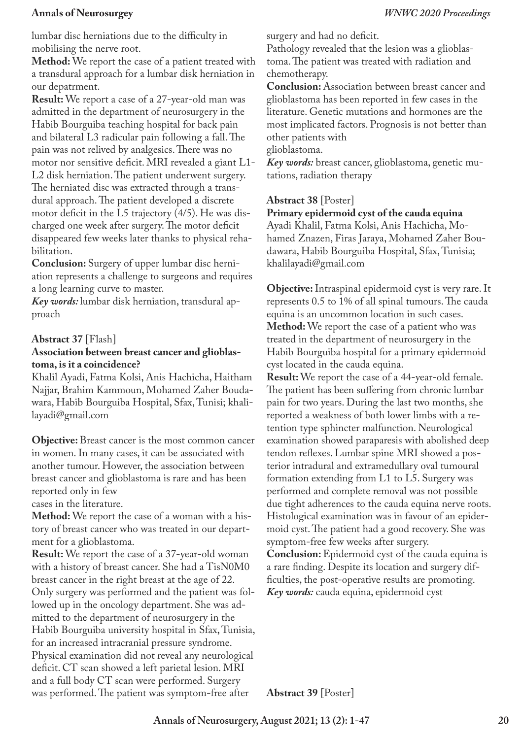lumbar disc herniations due to the difficulty in mobilising the nerve root.

**Method:** We report the case of a patient treated with a transdural approach for a lumbar disk herniation in our depatrment.

**Result:** We report a case of a 27-year-old man was admitted in the department of neurosurgery in the Habib Bourguiba teaching hospital for back pain and bilateral L3 radicular pain following a fall. The pain was not relived by analgesics. There was no motor nor sensitive deficit. MRI revealed a giant L1-L2 disk herniation. The patient underwent surgery. The herniated disc was extracted through a transdural approach. The patient developed a discrete motor deficit in the L5 trajectory (4/5). He was discharged one week after surgery. The motor deficit disappeared few weeks later thanks to physical rehabilitation.

**Conclusion:** Surgery of upper lumbar disc herniation represents a challenge to surgeons and requires a long learning curve to master.

***Key words:*** lumbar disk herniation, transdural approach

**Abstract 37** [Flash]

**Association between breast cancer and glioblastoma, is it a coincidence?**

Khalil Ayadi, Fatma Kolsi, Anis Hachicha, Haitham Najjar, Brahim Kammoun, Mohamed Zaher Boudawara, Habib Bourguiba Hospital, Sfax, Tunisi; khalilayadi@gmail.com

**Objective:** Breast cancer is the most common cancer in women. In many cases, it can be associated with another tumour. However, the association between breast cancer and glioblastoma is rare and has been reported only in few
cases in the literature.

**Method:** We report the case of a woman with a history of breast cancer who was treated in our department for a glioblastoma.

**Result:** We report the case of a 37-year-old woman with a history of breast cancer. She had a TisN0M0 breast cancer in the right breast at the age of 22. Only surgery was performed and the patient was followed up in the oncology department. She was admitted to the department of neurosurgery in the Habib Bourguiba university hospital in Sfax, Tunisia, for an increased intracranial pressure syndrome. Physical examination did not reveal any neurological deficit. CT scan showed a left parietal lesion. MRI and a full body CT scan were performed. Surgery was performed. The patient was symptom-free after surgery and had no deficit.

Pathology revealed that the lesion was a glioblastoma. The patient was treated with radiation and chemotherapy.

**Conclusion:** Association between breast cancer and glioblastoma has been reported in few cases in the literature. Genetic mutations and hormones are the most implicated factors. Prognosis is not better than other patients with
glioblastoma.

***Key words:*** breast cancer, glioblastoma, genetic mutations, radiation therapy

**Abstract 38** [Poster]

**Primary epidermoid cyst of the cauda equina**

Ayadi Khalil, Fatma Kolsi, Anis Hachicha, Mohamed Znazen, Firas Jaraya, Mohamed Zaher Boudawara, Habib Bourguiba Hospital, Sfax, Tunisia; khalilayadi@gmail.com

**Objective:** Intraspinal epidermoid cyst is very rare. It represents 0.5 to 1% of all spinal tumours. The cauda equina is an uncommon location in such cases.

**Method:** We report the case of a patient who was treated in the department of neurosurgery in the Habib Bourguiba hospital for a primary epidermoid cyst located in the cauda equina.

**Result:** We report the case of a 44-year-old female. The patient has been suffering from chronic lumbar pain for two years. During the last two months, she reported a weakness of both lower limbs with a retention type sphincter malfunction. Neurological examination showed paraparesis with abolished deep tendon reflexes. Lumbar spine MRI showed a posterior intradural and extramedullary oval tumoural formation extending from L1 to L5. Surgery was performed and complete removal was not possible due tight adherences to the cauda equina nerve roots. Histological examination was in favour of an epidermoid cyst. The patient had a good recovery. She was symptom-free few weeks after surgery.

**Conclusion:** Epidermoid cyst of the cauda equina is a rare finding. Despite its location and surgery difficulties, the post-operative results are promoting.

***Key words:*** cauda equina, epidermoid cyst

**Abstract 39** [Poster]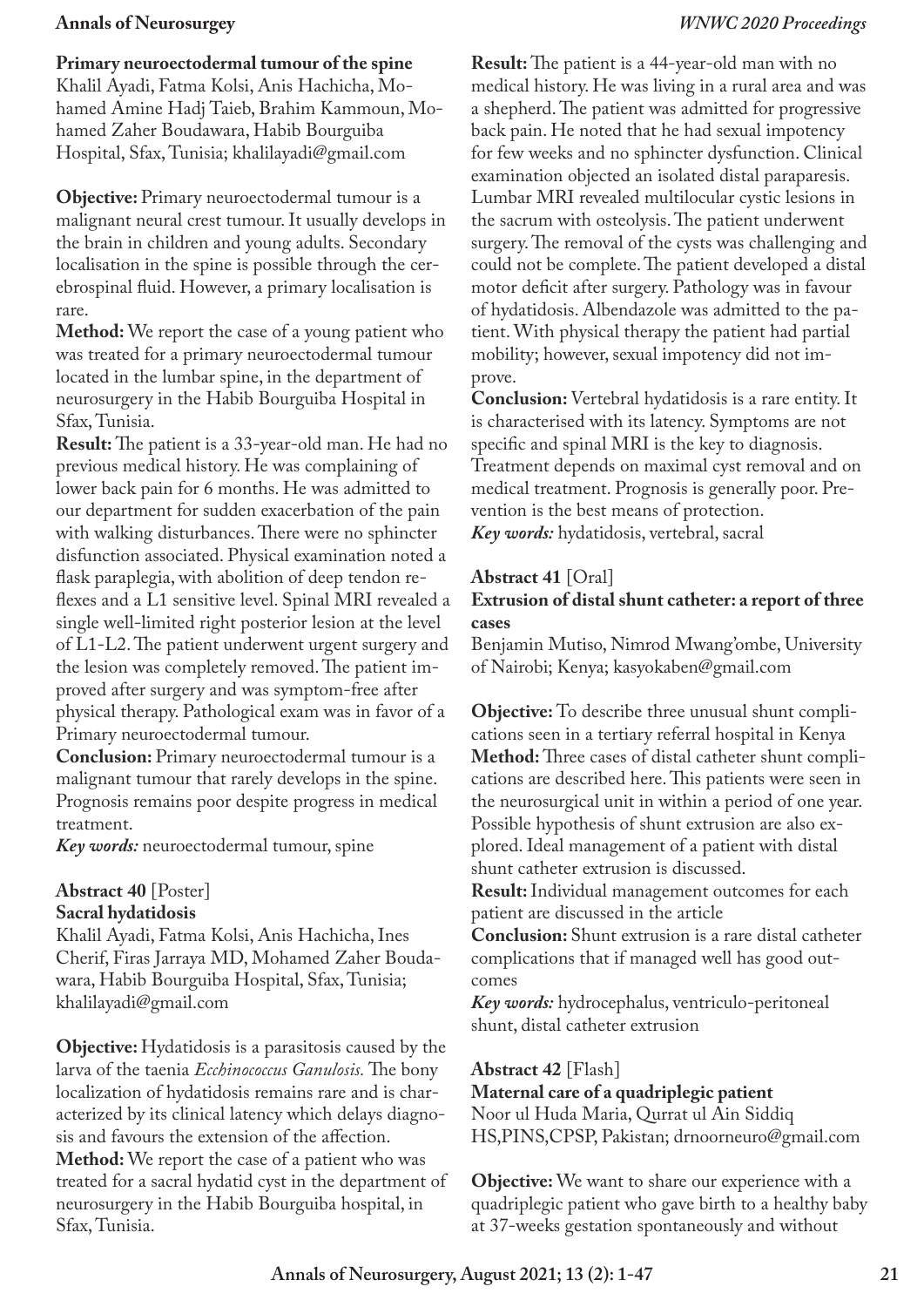**Primary neuroectodermal tumour of the spine**
Khalil Ayadi, Fatma Kolsi, Anis Hachicha, Mohamed Amine Hadj Taieb, Brahim Kammoun, Mohamed Zaher Boudawara, Habib Bourguiba Hospital, Sfax, Tunisia; khalilayadi@gmail.com

**Objective:** Primary neuroectodermal tumour is a malignant neural crest tumour. It usually develops in the brain in children and young adults. Secondary localisation in the spine is possible through the cerebrospinal fluid. However, a primary localisation is rare.

**Method:** We report the case of a young patient who was treated for a primary neuroectodermal tumour located in the lumbar spine, in the department of neurosurgery in the Habib Bourguiba Hospital in Sfax, Tunisia.

**Result:** The patient is a 33-year-old man. He had no previous medical history. He was complaining of lower back pain for 6 months. He was admitted to our department for sudden exacerbation of the pain with walking disturbances. There were no sphincter disfunction associated. Physical examination noted a flask paraplegia, with abolition of deep tendon reflexes and a L1 sensitive level. Spinal MRI revealed a single well-limited right posterior lesion at the level of L1-L2. The patient underwent urgent surgery and the lesion was completely removed. The patient improved after surgery and was symptom-free after physical therapy. Pathological exam was in favor of a Primary neuroectodermal tumour.

**Conclusion:** Primary neuroectodermal tumour is a malignant tumour that rarely develops in the spine. Prognosis remains poor despite progress in medical treatment.

***Key words:*** neuroectodermal tumour, spine

**Abstract 40** [Poster]
**Sacral hydatidosis**
Khalil Ayadi, Fatma Kolsi, Anis Hachicha, Ines Cherif, Firas Jarraya MD, Mohamed Zaher Boudawara, Habib Bourguiba Hospital, Sfax, Tunisia; khalilayadi@gmail.com

**Objective:** Hydatidosis is a parasitosis caused by the larva of the taenia *Ecchinococcus Ganulosis.* The bony localization of hydatidosis remains rare and is characterized by its clinical latency which delays diagnosis and favours the extension of the affection.

**Method:** We report the case of a patient who was treated for a sacral hydatid cyst in the department of neurosurgery in the Habib Bourguiba hospital, in Sfax, Tunisia.

**Result:** The patient is a 44-year-old man with no medical history. He was living in a rural area and was a shepherd. The patient was admitted for progressive back pain. He noted that he had sexual impotency for few weeks and no sphincter dysfunction. Clinical examination objected an isolated distal paraparesis. Lumbar MRI revealed multilocular cystic lesions in the sacrum with osteolysis. The patient underwent surgery. The removal of the cysts was challenging and could not be complete. The patient developed a distal motor deficit after surgery. Pathology was in favour of hydatidosis. Albendazole was admitted to the patient. With physical therapy the patient had partial mobility; however, sexual impotency did not improve.

**Conclusion:** Vertebral hydatidosis is a rare entity. It is characterised with its latency. Symptoms are not specific and spinal MRI is the key to diagnosis. Treatment depends on maximal cyst removal and on medical treatment. Prognosis is generally poor. Prevention is the best means of protection.

***Key words:*** hydatidosis, vertebral, sacral

**Abstract 41** [Oral]
**Extrusion of distal shunt catheter: a report of three cases**
Benjamin Mutiso, Nimrod Mwang'ombe, University of Nairobi; Kenya; kasyokaben@gmail.com

**Objective:** To describe three unusual shunt complications seen in a tertiary referral hospital in Kenya

**Method:** Three cases of distal catheter shunt complications are described here. This patients were seen in the neurosurgical unit in within a period of one year. Possible hypothesis of shunt extrusion are also explored. Ideal management of a patient with distal shunt catheter extrusion is discussed.

**Result:** Individual management outcomes for each patient are discussed in the article

**Conclusion:** Shunt extrusion is a rare distal catheter complications that if managed well has good outcomes

***Key words:*** hydrocephalus, ventriculo-peritoneal shunt, distal catheter extrusion

**Abstract 42** [Flash]
**Maternal care of a quadriplegic patient**
Noor ul Huda Maria, Qurrat ul Ain Siddiq HS,PINS,CPSP, Pakistan; drnoorneuro@gmail.com

**Objective:** We want to share our experience with a quadriplegic patient who gave birth to a healthy baby at 37-weeks gestation spontaneously and without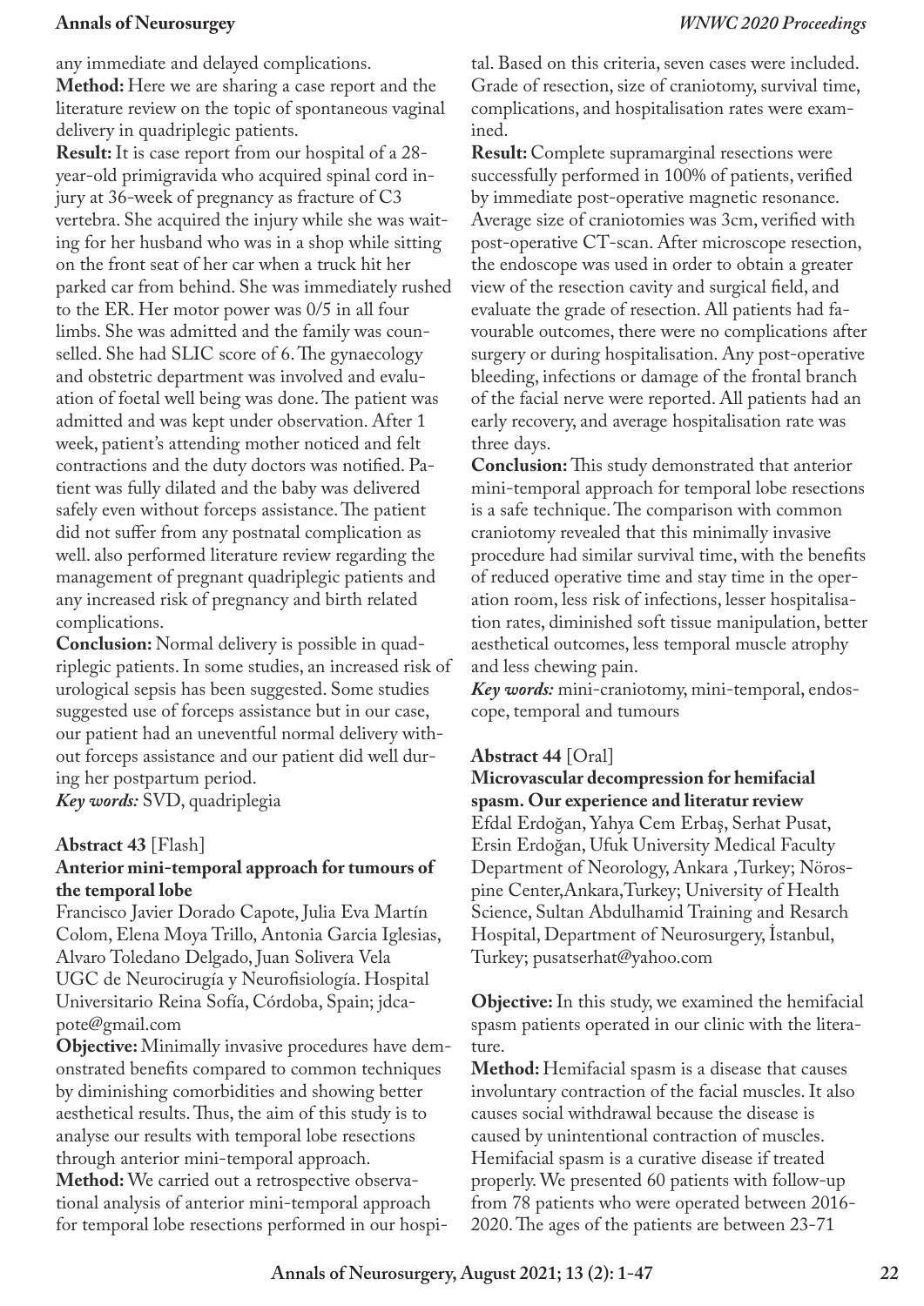any immediate and delayed complications.

**Method:** Here we are sharing a case report and the literature review on the topic of spontaneous vaginal delivery in quadriplegic patients.

**Result:** It is case report from our hospital of a 28-year-old primigravida who acquired spinal cord injury at 36-week of pregnancy as fracture of C3 vertebra. She acquired the injury while she was waiting for her husband who was in a shop while sitting on the front seat of her car when a truck hit her parked car from behind. She was immediately rushed to the ER. Her motor power was 0/5 in all four limbs. She was admitted and the family was counselled. She had SLIC score of 6. The gynaecology and obstetric department was involved and evaluation of foetal well being was done. The patient was admitted and was kept under observation. After 1 week, patient's attending mother noticed and felt contractions and the duty doctors was notified. Patient was fully dilated and the baby was delivered safely even without forceps assistance. The patient did not suffer from any postnatal complication as well. also performed literature review regarding the management of pregnant quadriplegic patients and any increased risk of pregnancy and birth related complications.

**Conclusion:** Normal delivery is possible in quadriplegic patients. In some studies, an increased risk of urological sepsis has been suggested. Some studies suggested use of forceps assistance but in our case, our patient had an uneventful normal delivery without forceps assistance and our patient did well during her postpartum period.

***Key words:*** SVD, quadriplegia

**Abstract 43** [Flash]

**Anterior mini-temporal approach for tumours of the temporal lobe**

Francisco Javier Dorado Capote, Julia Eva Martín Colom, Elena Moya Trillo, Antonia Garcia Iglesias, Alvaro Toledano Delgado, Juan Solivera Vela
UGC de Neurocirugía y Neurofisiología. Hospital Universitario Reina Sofía, Córdoba, Spain; jdcapote@gmail.com

**Objective:** Minimally invasive procedures have demonstrated benefits compared to common techniques by diminishing comorbidities and showing better aesthetical results. Thus, the aim of this study is to analyse our results with temporal lobe resections through anterior mini-temporal approach.

**Method:** We carried out a retrospective observational analysis of anterior mini-temporal approach for temporal lobe resections performed in our hospital. Based on this criteria, seven cases were included. Grade of resection, size of craniotomy, survival time, complications, and hospitalisation rates were examined.

**Result:** Complete supramarginal resections were successfully performed in 100% of patients, verified by immediate post-operative magnetic resonance. Average size of craniotomies was 3cm, verified with post-operative CT-scan. After microscope resection, the endoscope was used in order to obtain a greater view of the resection cavity and surgical field, and evaluate the grade of resection. All patients had favourable outcomes, there were no complications after surgery or during hospitalisation. Any post-operative bleeding, infections or damage of the frontal branch of the facial nerve were reported. All patients had an early recovery, and average hospitalisation rate was three days.

**Conclusion:** This study demonstrated that anterior mini-temporal approach for temporal lobe resections is a safe technique. The comparison with common craniotomy revealed that this minimally invasive procedure had similar survival time, with the benefits of reduced operative time and stay time in the operation room, less risk of infections, lesser hospitalisation rates, diminished soft tissue manipulation, better aesthetical outcomes, less temporal muscle atrophy and less chewing pain.

***Key words:*** mini-craniotomy, mini-temporal, endoscope, temporal and tumours

**Abstract 44** [Oral]

**Microvascular decompression for hemifacial spasm. Our experience and literatur review**

Efdal Erdoğan, Yahya Cem Erbaş, Serhat Pusat, Ersin Erdoğan, Ufuk University Medical Faculty Department of Neorology, Ankara ,Turkey; Nörospine Center,Ankara,Turkey; University of Health Science, Sultan Abdulhamid Training and Resarch Hospital, Department of Neurosurgery, İstanbul, Turkey; pusatserhat@yahoo.com

**Objective:** In this study, we examined the hemifacial spasm patients operated in our clinic with the literature.

**Method:** Hemifacial spasm is a disease that causes involuntary contraction of the facial muscles. It also causes social withdrawal because the disease is caused by unintentional contraction of muscles. Hemifacial spasm is a curative disease if treated properly. We presented 60 patients with follow-up from 78 patients who were operated between 2016-2020. The ages of the patients are between 23-71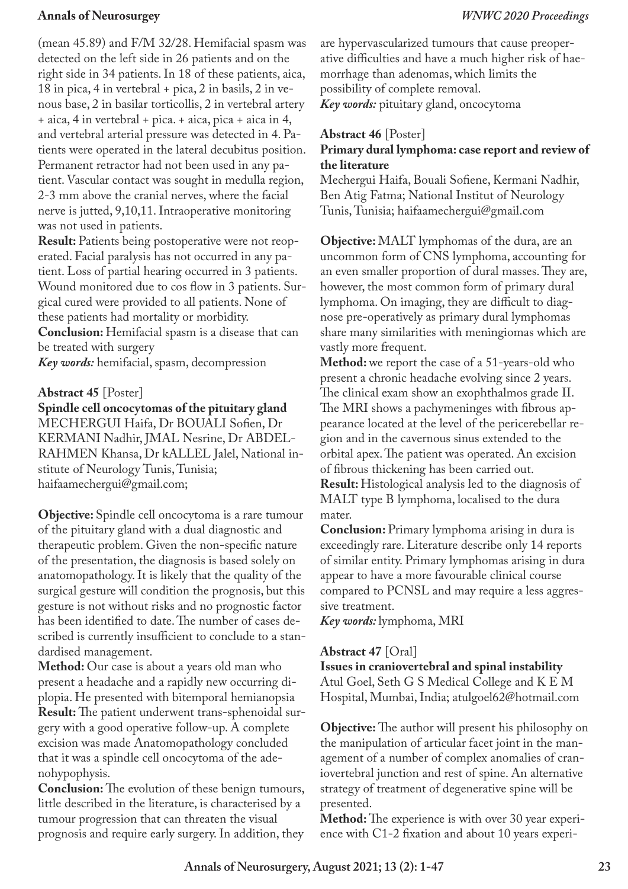(mean 45.89) and F/M 32/28. Hemifacial spasm was detected on the left side in 26 patients and on the right side in 34 patients. In 18 of these patients, aica, 18 in pica, 4 in vertebral + pica, 2 in basils, 2 in venous base, 2 in basilar torticollis, 2 in vertebral artery + aica, 4 in vertebral + pica. + aica, pica + aica in 4, and vertebral arterial pressure was detected in 4. Patients were operated in the lateral decubitus position. Permanent retractor had not been used in any patient. Vascular contact was sought in medulla region, 2-3 mm above the cranial nerves, where the facial nerve is jutted, 9,10,11. Intraoperative monitoring was not used in patients.

**Result:** Patients being postoperative were not reoperated. Facial paralysis has not occurred in any patient. Loss of partial hearing occurred in 3 patients. Wound monitored due to cos flow in 3 patients. Surgical cured were provided to all patients. None of these patients had mortality or morbidity.

**Conclusion:** Hemifacial spasm is a disease that can be treated with surgery

***Key words:*** hemifacial, spasm, decompression

### Abstract 45 [Poster]

**Spindle cell oncocytomas of the pituitary gland**

MECHERGUI Haifa, Dr BOUALI Sofien, Dr KERMANI Nadhir, JMAL Nesrine, Dr ABDELRAHMEN Khansa, Dr kALLEL Jalel, National institute of Neurology Tunis, Tunisia; haifaamechergui@gmail.com;

**Objective:** Spindle cell oncocytoma is a rare tumour of the pituitary gland with a dual diagnostic and therapeutic problem. Given the non-specific nature of the presentation, the diagnosis is based solely on anatomopathology. It is likely that the quality of the surgical gesture will condition the prognosis, but this gesture is not without risks and no prognostic factor has been identified to date. The number of cases described is currently insufficient to conclude to a standardised management.

**Method:** Our case is about a years old man who present a headache and a rapidly new occurring diplopia. He presented with bitemporal hemianopsia

**Result:** The patient underwent trans-sphenoidal surgery with a good operative follow-up. A complete excision was made Anatomopathology concluded that it was a spindle cell oncocytoma of the adenohypophysis.

**Conclusion:** The evolution of these benign tumours, little described in the literature, is characterised by a tumour progression that can threaten the visual prognosis and require early surgery. In addition, they are hypervascularized tumours that cause preoperative difficulties and have a much higher risk of haemorrhage than adenomas, which limits the possibility of complete removal.

***Key words:*** pituitary gland, oncocytoma

### Abstract 46 [Poster]

**Primary dural lymphoma: case report and review of the literature**

Mechergui Haifa, Bouali Sofiene, Kermani Nadhir, Ben Atig Fatma; National Institut of Neurology Tunis, Tunisia; haifaamechergui@gmail.com

**Objective:** MALT lymphomas of the dura, are an uncommon form of CNS lymphoma, accounting for an even smaller proportion of dural masses. They are, however, the most common form of primary dural lymphoma. On imaging, they are difficult to diagnose pre-operatively as primary dural lymphomas share many similarities with meningiomas which are vastly more frequent.

**Method:** we report the case of a 51-years-old who present a chronic headache evolving since 2 years. The clinical exam show an exophthalmos grade II. The MRI shows a pachymeninges with fibrous appearance located at the level of the pericerebellar region and in the cavernous sinus extended to the orbital apex. The patient was operated. An excision of fibrous thickening has been carried out.

**Result:** Histological analysis led to the diagnosis of MALT type B lymphoma, localised to the dura mater.

**Conclusion:** Primary lymphoma arising in dura is exceedingly rare. Literature describe only 14 reports of similar entity. Primary lymphomas arising in dura appear to have a more favourable clinical course compared to PCNSL and may require a less aggressive treatment.

***Key words:*** lymphoma, MRI

### Abstract 47 [Oral]

**Issues in craniovertebral and spinal instability**

Atul Goel, Seth G S Medical College and K E M Hospital, Mumbai, India; atulgoel62@hotmail.com

**Objective:** The author will present his philosophy on the manipulation of articular facet joint in the management of a number of complex anomalies of craniovertebral junction and rest of spine. An alternative strategy of treatment of degenerative spine will be presented.

**Method:** The experience is with over 30 year experience with C1-2 fixation and about 10 years experi-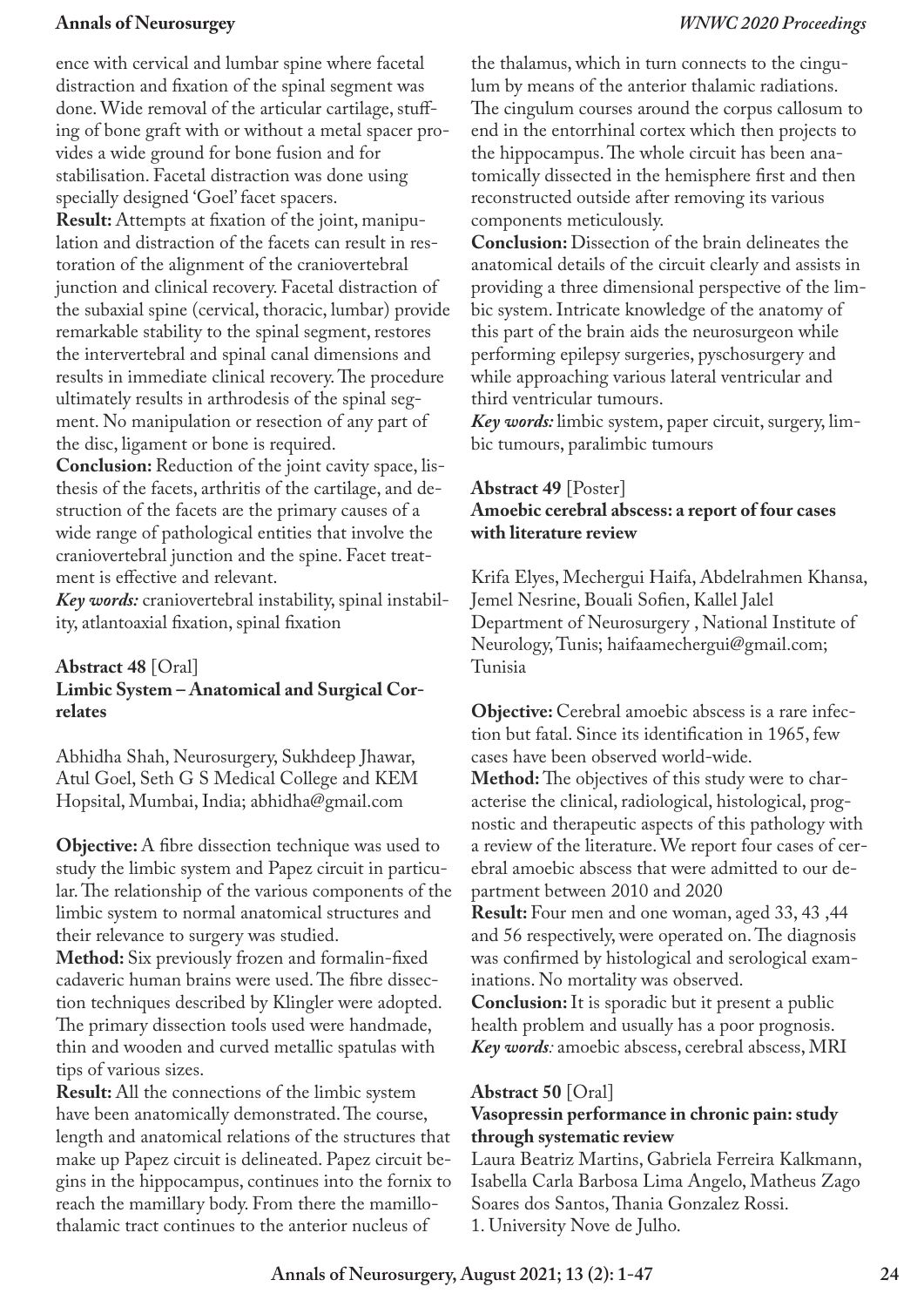ence with cervical and lumbar spine where facetal distraction and fixation of the spinal segment was done. Wide removal of the articular cartilage, stuffing of bone graft with or without a metal spacer provides a wide ground for bone fusion and for stabilisation. Facetal distraction was done using specially designed 'Goel' facet spacers.

**Result:** Attempts at fixation of the joint, manipulation and distraction of the facets can result in restoration of the alignment of the craniovertebral junction and clinical recovery. Facetal distraction of the subaxial spine (cervical, thoracic, lumbar) provide remarkable stability to the spinal segment, restores the intervertebral and spinal canal dimensions and results in immediate clinical recovery. The procedure ultimately results in arthrodesis of the spinal segment. No manipulation or resection of any part of the disc, ligament or bone is required.

**Conclusion:** Reduction of the joint cavity space, listhesis of the facets, arthritis of the cartilage, and destruction of the facets are the primary causes of a wide range of pathological entities that involve the craniovertebral junction and the spine. Facet treatment is effective and relevant.

***Key words:*** craniovertebral instability, spinal instability, atlantoaxial fixation, spinal fixation

**Abstract 48** [Oral]
**Limbic System – Anatomical and Surgical Correlates**

Abhidha Shah, Neurosurgery, Sukhdeep Jhawar, Atul Goel, Seth G S Medical College and KEM Hopsital, Mumbai, India; abhidha@gmail.com

**Objective:** A fibre dissection technique was used to study the limbic system and Papez circuit in particular. The relationship of the various components of the limbic system to normal anatomical structures and their relevance to surgery was studied.

**Method:** Six previously frozen and formalin-fixed cadaveric human brains were used. The fibre dissection techniques described by Klingler were adopted. The primary dissection tools used were handmade, thin and wooden and curved metallic spatulas with tips of various sizes.

**Result:** All the connections of the limbic system have been anatomically demonstrated. The course, length and anatomical relations of the structures that make up Papez circuit is delineated. Papez circuit begins in the hippocampus, continues into the fornix to reach the mamillary body. From there the mamillothalamic tract continues to the anterior nucleus of the thalamus, which in turn connects to the cingulum by means of the anterior thalamic radiations. The cingulum courses around the corpus callosum to end in the entorrhinal cortex which then projects to the hippocampus. The whole circuit has been anatomically dissected in the hemisphere first and then reconstructed outside after removing its various components meticulously.

**Conclusion:** Dissection of the brain delineates the anatomical details of the circuit clearly and assists in providing a three dimensional perspective of the limbic system. Intricate knowledge of the anatomy of this part of the brain aids the neurosurgeon while performing epilepsy surgeries, pyschosurgery and while approaching various lateral ventricular and third ventricular tumours.

***Key words:*** limbic system, paper circuit, surgery, limbic tumours, paralimbic tumours

**Abstract 49** [Poster]
**Amoebic cerebral abscess: a report of four cases with literature review**

Krifa Elyes, Mechergui Haifa, Abdelrahmen Khansa, Jemel Nesrine, Bouali Sofien, Kallel Jalel
Department of Neurosurgery , National Institute of Neurology, Tunis; haifaamechergui@gmail.com; Tunisia

**Objective:** Cerebral amoebic abscess is a rare infection but fatal. Since its identification in 1965, few cases have been observed world-wide.

**Method:** The objectives of this study were to characterise the clinical, radiological, histological, prognostic and therapeutic aspects of this pathology with a review of the literature. We report four cases of cerebral amoebic abscess that were admitted to our department between 2010 and 2020

**Result:** Four men and one woman, aged 33, 43 ,44 and 56 respectively, were operated on. The diagnosis was confirmed by histological and serological examinations. No mortality was observed.

**Conclusion:** It is sporadic but it present a public health problem and usually has a poor prognosis.

***Key words:*** amoebic abscess, cerebral abscess, MRI

**Abstract 50** [Oral]
**Vasopressin performance in chronic pain: study through systematic review**

Laura Beatriz Martins, Gabriela Ferreira Kalkmann, Isabella Carla Barbosa Lima Angelo, Matheus Zago Soares dos Santos, Thania Gonzalez Rossi.
1. University Nove de Julho.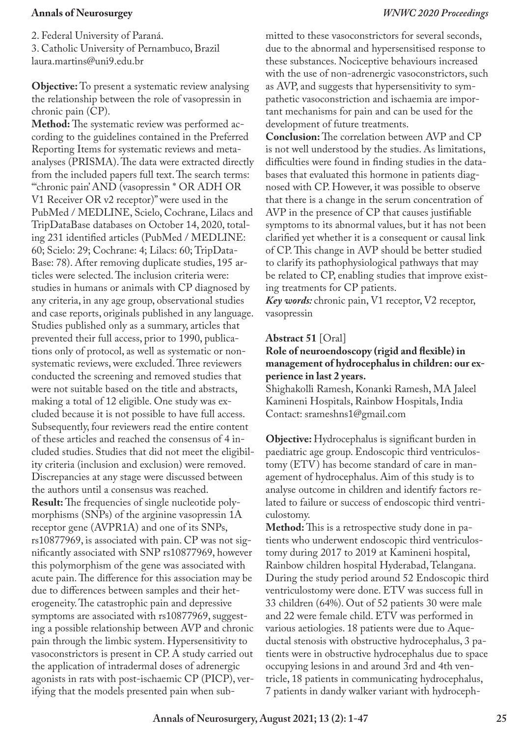2. Federal University of Paraná.
3. Catholic University of Pernambuco, Brazil
laura.martins@uni9.edu.br

**Objective:** To present a systematic review analysing the relationship between the role of vasopressin in chronic pain (CP).

**Method:** The systematic review was performed according to the guidelines contained in the Preferred Reporting Items for systematic reviews and meta-analyses (PRISMA). The data were extracted directly from the included papers full text. The search terms: "'chronic pain' AND (vasopressin * OR ADH OR V1 Receiver OR v2 receptor)" were used in the PubMed / MEDLINE, Scielo, Cochrane, Lilacs and TripDataBase databases on October 14, 2020, totaling 231 identified articles (PubMed / MEDLINE: 60; Scielo: 29; Cochrane: 4; Lilacs: 60; TripDataBase: 78). After removing duplicate studies, 195 articles were selected. The inclusion criteria were: studies in humans or animals with CP diagnosed by any criteria, in any age group, observational studies and case reports, originals published in any language. Studies published only as a summary, articles that prevented their full access, prior to 1990, publications only of protocol, as well as systematic or non-systematic reviews, were excluded. Three reviewers conducted the screening and removed studies that were not suitable based on the title and abstracts, making a total of 12 eligible. One study was excluded because it is not possible to have full access. Subsequently, four reviewers read the entire content of these articles and reached the consensus of 4 included studies. Studies that did not meet the eligibility criteria (inclusion and exclusion) were removed. Discrepancies at any stage were discussed between the authors until a consensus was reached.

**Result:** The frequencies of single nucleotide polymorphisms (SNPs) of the arginine vasopressin 1A receptor gene (AVPR1A) and one of its SNPs, rs10877969, is associated with pain. CP was not significantly associated with SNP rs10877969, however this polymorphism of the gene was associated with acute pain. The difference for this association may be due to differences between samples and their heterogeneity. The catastrophic pain and depressive symptoms are associated with rs10877969, suggesting a possible relationship between AVP and chronic pain through the limbic system. Hypersensitivity to vasoconstrictors is present in CP. A study carried out the application of intradermal doses of adrenergic agonists in rats with post-ischaemic CP (PICP), verifying that the models presented pain when submitted to these vasoconstrictors for several seconds, due to the abnormal and hypersensitised response to these substances. Nociceptive behaviours increased with the use of non-adrenergic vasoconstrictors, such as AVP, and suggests that hypersensitivity to sympathetic vasoconstriction and ischaemia are important mechanisms for pain and can be used for the development of future treatments.

**Conclusion:** The correlation between AVP and CP is not well understood by the studies. As limitations, difficulties were found in finding studies in the databases that evaluated this hormone in patients diagnosed with CP. However, it was possible to observe that there is a change in the serum concentration of AVP in the presence of CP that causes justifiable symptoms to its abnormal values, but it has not been clarified yet whether it is a consequent or causal link of CP. This change in AVP should be better studied to clarify its pathophysiological pathways that may be related to CP, enabling studies that improve existing treatments for CP patients.

***Key words:*** chronic pain, V1 receptor, V2 receptor, vasopressin

## Abstract 51 [Oral]

### Role of neuroendoscopy (rigid and flexible) in management of hydrocephalus in children: our experience in last 2 years.

Shighakolli Ramesh, Konanki Ramesh, MA Jaleel
Kamineni Hospitals, Rainbow Hospitals, India
Contact: srameshns1@gmail.com

**Objective:** Hydrocephalus is significant burden in paediatric age group. Endoscopic third ventriculostomy (ETV) has become standard of care in management of hydrocephalus. Aim of this study is to analyse outcome in children and identify factors related to failure or success of endoscopic third ventriculostomy.

**Method:** This is a retrospective study done in patients who underwent endoscopic third ventriculostomy during 2017 to 2019 at Kamineni hospital, Rainbow children hospital Hyderabad, Telangana. During the study period around 52 Endoscopic third ventriculostomy were done. ETV was success full in 33 children (64%). Out of 52 patients 30 were male and 22 were female child. ETV was performed in various aetiologies. 18 patients were due to Aqueductal stenosis with obstructive hydrocephalus, 3 patients were in obstructive hydrocephalus due to space occupying lesions in and around 3rd and 4th ventricle, 18 patients in communicating hydrocephalus, 7 patients in dandy walker variant with hydroceph-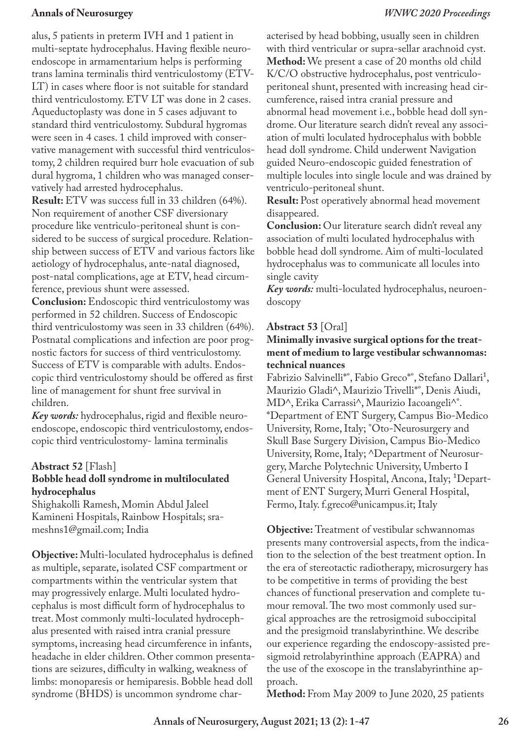alus, 5 patients in preterm IVH and 1 patient in multi-septate hydrocephalus. Having flexible neuro-endoscope in armamentarium helps is performing trans lamina terminalis third ventriculostomy (ETV-LT) in cases where floor is not suitable for standard third ventriculostomy. ETV LT was done in 2 cases. Aqueductoplasty was done in 5 cases adjuvant to standard third ventriculostomy. Subdural hygromas were seen in 4 cases. 1 child improved with conservative management with successful third ventriculostomy, 2 children required burr hole evacuation of sub dural hygroma, 1 children who was managed conservatively had arrested hydrocephalus.

**Result:** ETV was success full in 33 children (64%). Non requirement of another CSF diversionary procedure like ventriculo-peritoneal shunt is considered to be success of surgical procedure. Relationship between success of ETV and various factors like aetiology of hydrocephalus, ante-natal diagnosed, post-natal complications, age at ETV, head circumference, previous shunt were assessed.

**Conclusion:** Endoscopic third ventriculostomy was performed in 52 children. Success of Endoscopic third ventriculostomy was seen in 33 children (64%). Postnatal complications and infection are poor prognostic factors for success of third ventriculostomy. Success of ETV is comparable with adults. Endoscopic third ventriculostomy should be offered as first line of management for shunt free survival in children.

***Key words:*** hydrocephalus, rigid and flexible neuroendoscope, endoscopic third ventriculostomy, endoscopic third ventriculostomy- lamina terminalis

### Abstract 52 [Flash]

### Bobble head doll syndrome in multiloculated hydrocephalus

Shighakolli Ramesh, Momin Abdul Jaleel
Kamineni Hospitals, Rainbow Hospitals; srameshns1@gmail.com; India

**Objective:** Multi-loculated hydrocephalus is defined as multiple, separate, isolated CSF compartment or compartments within the ventricular system that may progressively enlarge. Multi loculated hydrocephalus is most difficult form of hydrocephalus to treat. Most commonly multi-loculated hydrocephalus presented with raised intra cranial pressure symptoms, increasing head circumference in infants, headache in elder children. Other common presentations are seizures, difficulty in walking, weakness of limbs: monoparesis or hemiparesis. Bobble head doll syndrome (BHDS) is uncommon syndrome characterised by head bobbing, usually seen in children with third ventricular or supra-sellar arachnoid cyst.

**Method:** We present a case of 20 months old child K/C/O obstructive hydrocephalus, post ventriculo-peritoneal shunt, presented with increasing head circumference, raised intra cranial pressure and abnormal head movement i.e., bobble head doll syndrome. Our literature search didn't reveal any association of multi loculated hydrocephalus with bobble head doll syndrome. Child underwent Navigation guided Neuro-endoscopic guided fenestration of multiple locules into single locule and was drained by ventriculo-peritoneal shunt.

**Result:** Post operatively abnormal head movement disappeared.

**Conclusion:** Our literature search didn't reveal any association of multi loculated hydrocephalus with bobble head doll syndrome. Aim of multi-loculated hydrocephalus was to communicate all locules into single cavity

***Key words:*** multi-loculated hydrocephalus, neuroendoscopy

### Abstract 53 [Oral]

### Minimally invasive surgical options for the treatment of medium to large vestibular schwannomas: technical nuances

Fabrizio Salvinelli*°, Fabio Greco*°, Stefano Dallari[1], Maurizio Gladi^, Maurizio Trivelli*°, Denis Aiudi, MD^, Erika Carrassi^, Maurizio Iacoangeli^°.
*Department of ENT Surgery, Campus Bio-Medico University, Rome, Italy; °Oto-Neurosurgery and Skull Base Surgery Division, Campus Bio-Medico University, Rome, Italy; ^Department of Neurosurgery, Marche Polytechnic University, Umberto I General University Hospital, Ancona, Italy; [1]Department of ENT Surgery, Murri General Hospital, Fermo, Italy. f.greco@unicampus.it; Italy

**Objective:** Treatment of vestibular schwannomas presents many controversial aspects, from the indication to the selection of the best treatment option. In the era of stereotactic radiotherapy, microsurgery has to be competitive in terms of providing the best chances of functional preservation and complete tumour removal. The two most commonly used surgical approaches are the retrosigmoid suboccipital and the presigmoid translabyrinthine. We describe our experience regarding the endoscopy-assisted presigmoid retrolabyrinthine approach (EAPRA) and the use of the exoscope in the translabyrinthine approach.

**Method:** From May 2009 to June 2020, 25 patients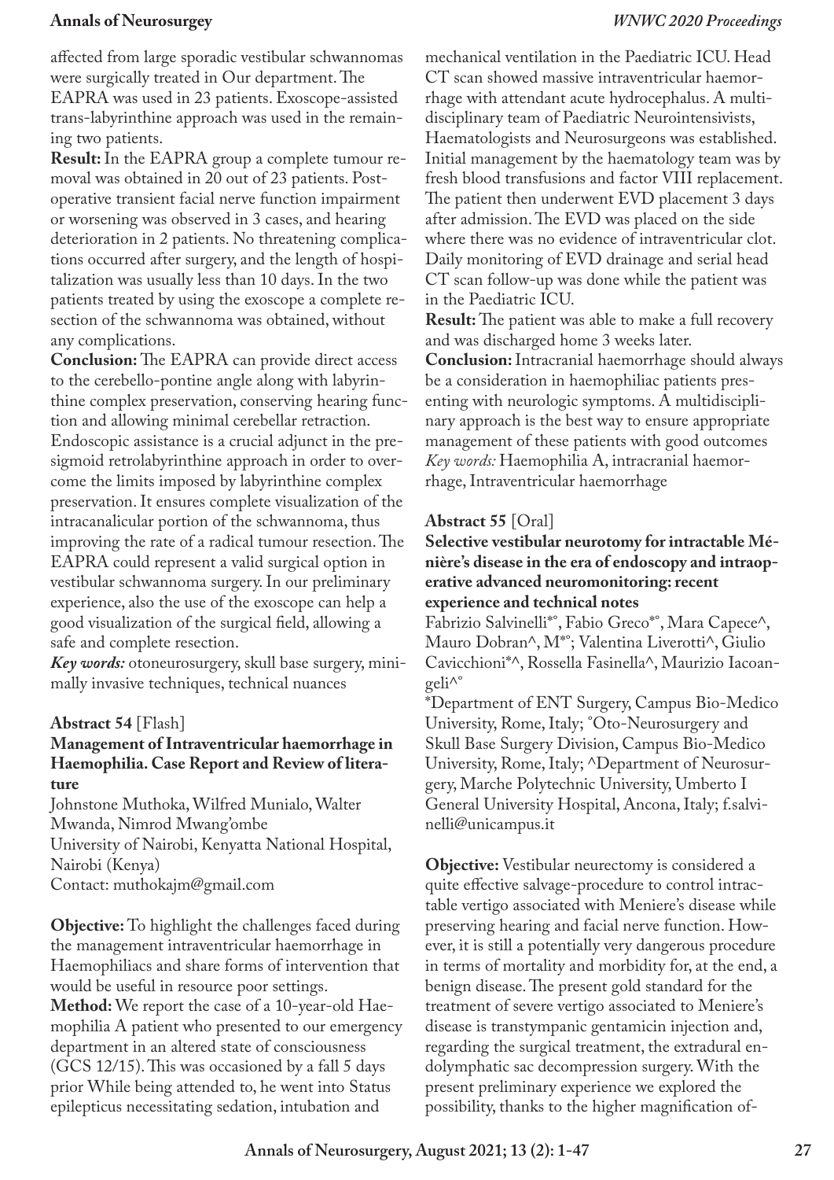affected from large sporadic vestibular schwannomas were surgically treated in Our department. The EAPRA was used in 23 patients. Exoscope-assisted trans-labyrinthine approach was used in the remaining two patients.

**Result:** In the EAPRA group a complete tumour removal was obtained in 20 out of 23 patients. Postoperative transient facial nerve function impairment or worsening was observed in 3 cases, and hearing deterioration in 2 patients. No threatening complications occurred after surgery, and the length of hospitalization was usually less than 10 days. In the two patients treated by using the exoscope a complete resection of the schwannoma was obtained, without any complications.

**Conclusion:** The EAPRA can provide direct access to the cerebello-pontine angle along with labyrinthine complex preservation, conserving hearing function and allowing minimal cerebellar retraction. Endoscopic assistance is a crucial adjunct in the presigmoid retrolabyrinthine approach in order to overcome the limits imposed by labyrinthine complex preservation. It ensures complete visualization of the intracanalicular portion of the schwannoma, thus improving the rate of a radical tumour resection. The EAPRA could represent a valid surgical option in vestibular schwannoma surgery. In our preliminary experience, also the use of the exoscope can help a good visualization of the surgical field, allowing a safe and complete resection.

***Key words:*** otoneurosurgery, skull base surgery, minimally invasive techniques, technical nuances

### Abstract 54 [Flash]

**Management of Intraventricular haemorrhage in Haemophilia. Case Report and Review of literature**

Johnstone Muthoka, Wilfred Munialo, Walter Mwanda, Nimrod Mwang'ombe

University of Nairobi, Kenyatta National Hospital, Nairobi (Kenya)

Contact: muthokajm@gmail.com

**Objective:** To highlight the challenges faced during the management intraventricular haemorrhage in Haemophiliacs and share forms of intervention that would be useful in resource poor settings.

**Method:** We report the case of a 10-year-old Haemophilia A patient who presented to our emergency department in an altered state of consciousness (GCS 12/15). This was occasioned by a fall 5 days prior While being attended to, he went into Status epilepticus necessitating sedation, intubation and mechanical ventilation in the Paediatric ICU. Head CT scan showed massive intraventricular haemorrhage with attendant acute hydrocephalus. A multidisciplinary team of Paediatric Neurointensivists, Haematologists and Neurosurgeons was established. Initial management by the haematology team was by fresh blood transfusions and factor VIII replacement. The patient then underwent EVD placement 3 days after admission. The EVD was placed on the side where there was no evidence of intraventricular clot. Daily monitoring of EVD drainage and serial head CT scan follow-up was done while the patient was in the Paediatric ICU.

**Result:** The patient was able to make a full recovery and was discharged home 3 weeks later.

**Conclusion:** Intracranial haemorrhage should always be a consideration in haemophiliac patients presenting with neurologic symptoms. A multidisciplinary approach is the best way to ensure appropriate management of these patients with good outcomes

*Key words:* Haemophilia A, intracranial haemorrhage, Intraventricular haemorrhage

### Abstract 55 [Oral]

**Selective vestibular neurotomy for intractable Ménière's disease in the era of endoscopy and intraoperative advanced neuromonitoring: recent experience and technical notes**

Fabrizio Salvinelli*°, Fabio Greco*°, Mara Capece^, Mauro Dobran^, M*°; Valentina Liverotti^, Giulio Cavicchioni*^, Rossella Fasinella^, Maurizio Iacoangeli^°

*Department of ENT Surgery, Campus Bio-Medico University, Rome, Italy; °Oto-Neurosurgery and Skull Base Surgery Division, Campus Bio-Medico University, Rome, Italy; ^Department of Neurosurgery, Marche Polytechnic University, Umberto I General University Hospital, Ancona, Italy; f.salvinelli@unicampus.it

**Objective:** Vestibular neurectomy is considered a quite effective salvage-procedure to control intractable vertigo associated with Meniere's disease while preserving hearing and facial nerve function. However, it is still a potentially very dangerous procedure in terms of mortality and morbidity for, at the end, a benign disease. The present gold standard for the treatment of severe vertigo associated to Meniere's disease is transtympanic gentamicin injection and, regarding the surgical treatment, the extradural endolymphatic sac decompression surgery. With the present preliminary experience we explored the possibility, thanks to the higher magnification of-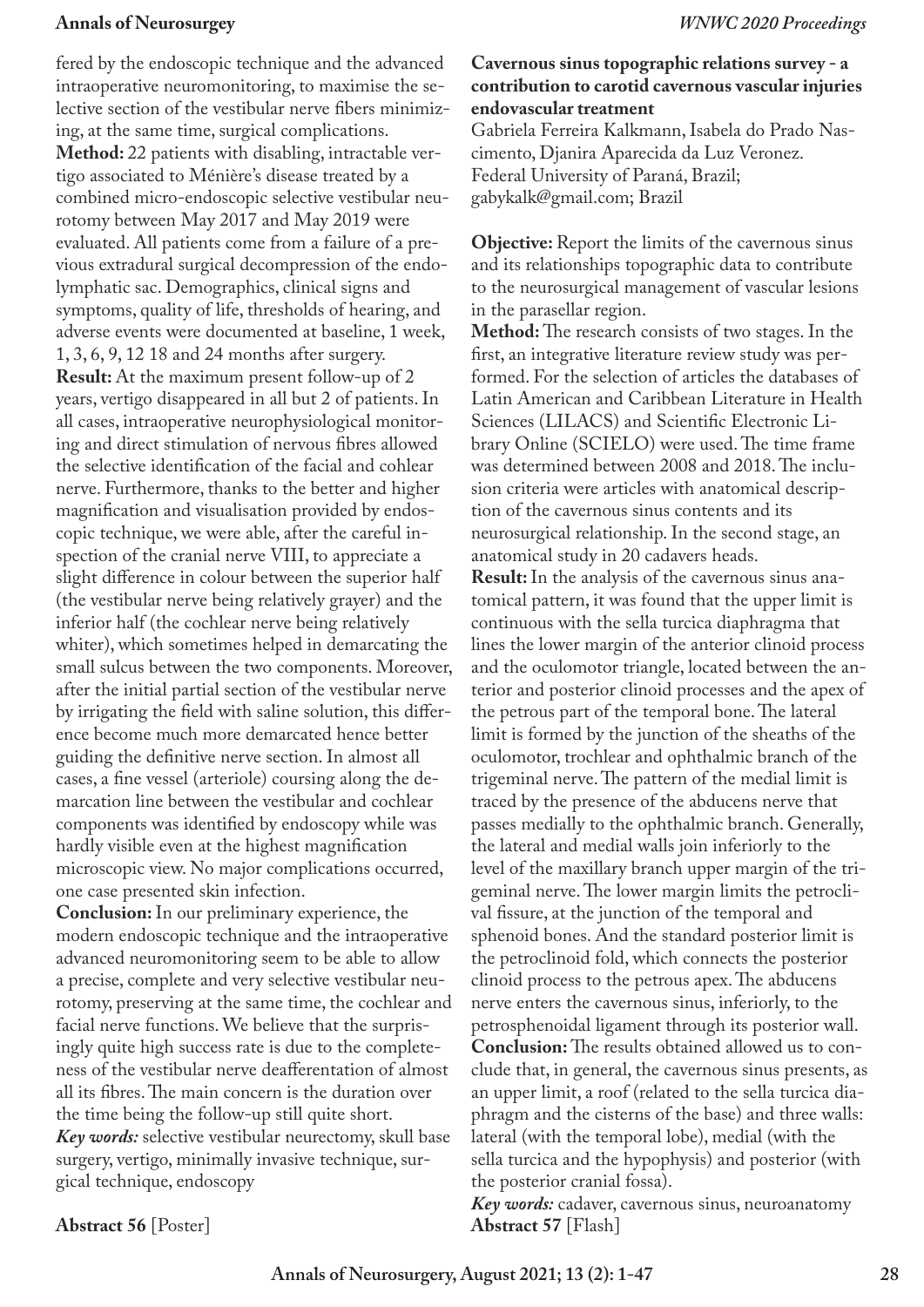fered by the endoscopic technique and the advanced intraoperative neuromonitoring, to maximise the selective section of the vestibular nerve fibers minimizing, at the same time, surgical complications.

**Method:** 22 patients with disabling, intractable vertigo associated to Ménière's disease treated by a combined micro-endoscopic selective vestibular neurotomy between May 2017 and May 2019 were evaluated. All patients come from a failure of a previous extradural surgical decompression of the endolymphatic sac. Demographics, clinical signs and symptoms, quality of life, thresholds of hearing, and adverse events were documented at baseline, 1 week, 1, 3, 6, 9, 12 18 and 24 months after surgery.

**Result:** At the maximum present follow-up of 2 years, vertigo disappeared in all but 2 of patients. In all cases, intraoperative neurophysiological monitoring and direct stimulation of nervous fibres allowed the selective identification of the facial and cohlear nerve. Furthermore, thanks to the better and higher magnification and visualisation provided by endoscopic technique, we were able, after the careful inspection of the cranial nerve VIII, to appreciate a slight difference in colour between the superior half (the vestibular nerve being relatively grayer) and the inferior half (the cochlear nerve being relatively whiter), which sometimes helped in demarcating the small sulcus between the two components. Moreover, after the initial partial section of the vestibular nerve by irrigating the field with saline solution, this difference become much more demarcated hence better guiding the definitive nerve section. In almost all cases, a fine vessel (arteriole) coursing along the demarcation line between the vestibular and cochlear components was identified by endoscopy while was hardly visible even at the highest magnification microscopic view. No major complications occurred, one case presented skin infection.

**Conclusion:** In our preliminary experience, the modern endoscopic technique and the intraoperative advanced neuromonitoring seem to be able to allow a precise, complete and very selective vestibular neurotomy, preserving at the same time, the cochlear and facial nerve functions. We believe that the surprisingly quite high success rate is due to the completeness of the vestibular nerve deafferentation of almost all its fibres. The main concern is the duration over the time being the follow-up still quite short.

***Key words:*** selective vestibular neurectomy, skull base surgery, vertigo, minimally invasive technique, surgical technique, endoscopy

**Abstract 56** [Poster]

**Cavernous sinus topographic relations survey - a contribution to carotid cavernous vascular injuries endovascular treatment**

Gabriela Ferreira Kalkmann, Isabela do Prado Nascimento, Djanira Aparecida da Luz Veronez.
Federal University of Paraná, Brazil;
gabykalk@gmail.com; Brazil

**Objective:** Report the limits of the cavernous sinus and its relationships topographic data to contribute to the neurosurgical management of vascular lesions in the parasellar region.

**Method:** The research consists of two stages. In the first, an integrative literature review study was performed. For the selection of articles the databases of Latin American and Caribbean Literature in Health Sciences (LILACS) and Scientific Electronic Library Online (SCIELO) were used. The time frame was determined between 2008 and 2018. The inclusion criteria were articles with anatomical description of the cavernous sinus contents and its neurosurgical relationship. In the second stage, an anatomical study in 20 cadavers heads.

**Result:** In the analysis of the cavernous sinus anatomical pattern, it was found that the upper limit is continuous with the sella turcica diaphragma that lines the lower margin of the anterior clinoid process and the oculomotor triangle, located between the anterior and posterior clinoid processes and the apex of the petrous part of the temporal bone. The lateral limit is formed by the junction of the sheaths of the oculomotor, trochlear and ophthalmic branch of the trigeminal nerve. The pattern of the medial limit is traced by the presence of the abducens nerve that passes medially to the ophthalmic branch. Generally, the lateral and medial walls join inferiorly to the level of the maxillary branch upper margin of the trigeminal nerve. The lower margin limits the petroclival fissure, at the junction of the temporal and sphenoid bones. And the standard posterior limit is the petroclinoid fold, which connects the posterior clinoid process to the petrous apex. The abducens nerve enters the cavernous sinus, inferiorly, to the petrosphenoidal ligament through its posterior wall.

**Conclusion:** The results obtained allowed us to conclude that, in general, the cavernous sinus presents, as an upper limit, a roof (related to the sella turcica diaphragm and the cisterns of the base) and three walls: lateral (with the temporal lobe), medial (with the sella turcica and the hypophysis) and posterior (with the posterior cranial fossa).

***Key words:*** cadaver, cavernous sinus, neuroanatomy

**Abstract 57** [Flash]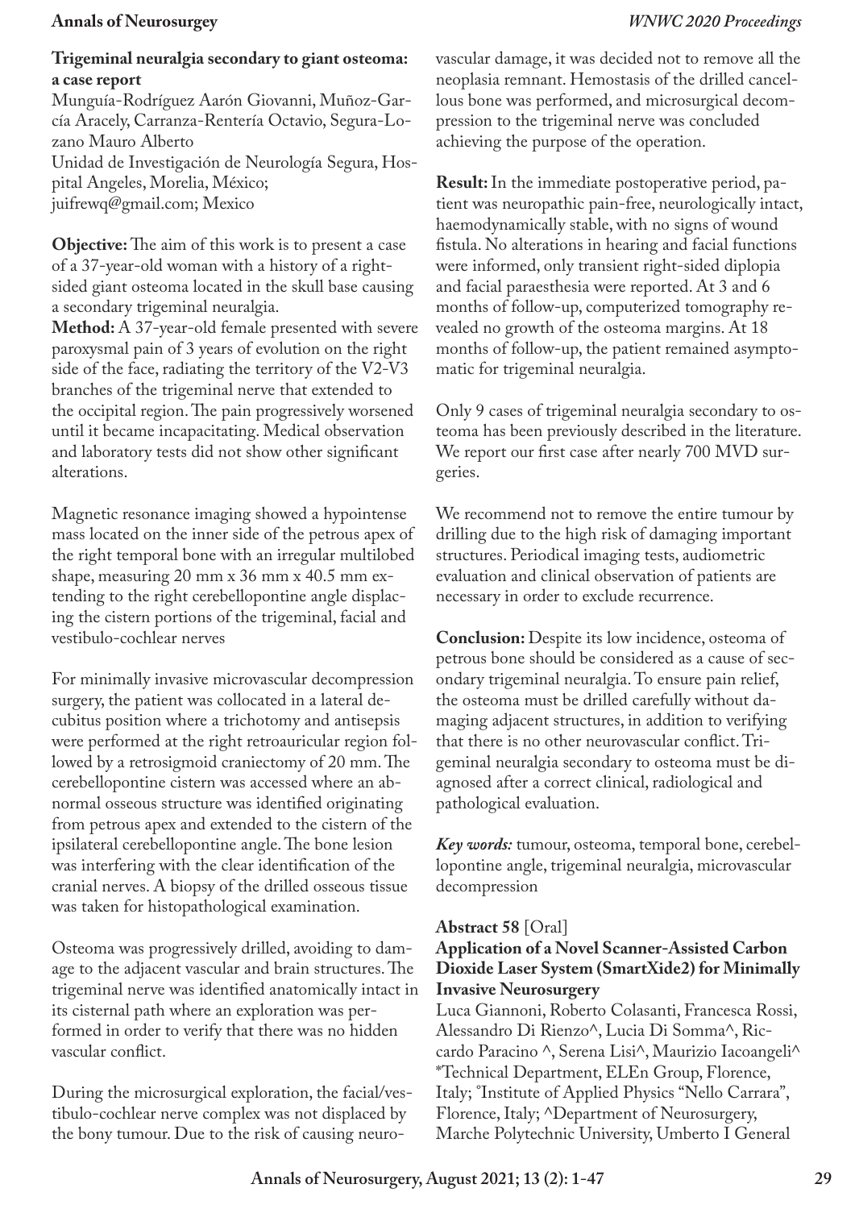### Trigeminal neuralgia secondary to giant osteoma: a case report

Munguía-Rodríguez Aarón Giovanni, Muñoz-García Aracely, Carranza-Rentería Octavio, Segura-Lozano Mauro Alberto

Unidad de Investigación de Neurología Segura, Hospital Angeles, Morelia, México; juifrewq@gmail.com; Mexico

**Objective:** The aim of this work is to present a case of a 37-year-old woman with a history of a right-sided giant osteoma located in the skull base causing a secondary trigeminal neuralgia.

**Method:** A 37-year-old female presented with severe paroxysmal pain of 3 years of evolution on the right side of the face, radiating the territory of the V2-V3 branches of the trigeminal nerve that extended to the occipital region. The pain progressively worsened until it became incapacitating. Medical observation and laboratory tests did not show other significant alterations.

Magnetic resonance imaging showed a hypointense mass located on the inner side of the petrous apex of the right temporal bone with an irregular multilobed shape, measuring 20 mm x 36 mm x 40.5 mm extending to the right cerebellopontine angle displacing the cistern portions of the trigeminal, facial and vestibulo-cochlear nerves

For minimally invasive microvascular decompression surgery, the patient was collocated in a lateral decubitus position where a trichotomy and antisepsis were performed at the right retroauricular region followed by a retrosigmoid craniectomy of 20 mm. The cerebellopontine cistern was accessed where an abnormal osseous structure was identified originating from petrous apex and extended to the cistern of the ipsilateral cerebellopontine angle. The bone lesion was interfering with the clear identification of the cranial nerves. A biopsy of the drilled osseous tissue was taken for histopathological examination.

Osteoma was progressively drilled, avoiding to damage to the adjacent vascular and brain structures. The trigeminal nerve was identified anatomically intact in its cisternal path where an exploration was performed in order to verify that there was no hidden vascular conflict.

During the microsurgical exploration, the facial/vestibulo-cochlear nerve complex was not displaced by the bony tumour. Due to the risk of causing neurovascular damage, it was decided not to remove all the neoplasia remnant. Hemostasis of the drilled cancellous bone was performed, and microsurgical decompression to the trigeminal nerve was concluded achieving the purpose of the operation.

**Result:** In the immediate postoperative period, patient was neuropathic pain-free, neurologically intact, haemodynamically stable, with no signs of wound fistula. No alterations in hearing and facial functions were informed, only transient right-sided diplopia and facial paraesthesia were reported. At 3 and 6 months of follow-up, computerized tomography revealed no growth of the osteoma margins. At 18 months of follow-up, the patient remained asymptomatic for trigeminal neuralgia.

Only 9 cases of trigeminal neuralgia secondary to osteoma has been previously described in the literature. We report our first case after nearly 700 MVD surgeries.

We recommend not to remove the entire tumour by drilling due to the high risk of damaging important structures. Periodical imaging tests, audiometric evaluation and clinical observation of patients are necessary in order to exclude recurrence.

**Conclusion:** Despite its low incidence, osteoma of petrous bone should be considered as a cause of secondary trigeminal neuralgia. To ensure pain relief, the osteoma must be drilled carefully without damaging adjacent structures, in addition to verifying that there is no other neurovascular conflict. Trigeminal neuralgia secondary to osteoma must be diagnosed after a correct clinical, radiological and pathological evaluation.

***Key words:*** tumour, osteoma, temporal bone, cerebellopontine angle, trigeminal neuralgia, microvascular decompression

**Abstract 58** [Oral]

### Application of a Novel Scanner-Assisted Carbon Dioxide Laser System (SmartXide2) for Minimally Invasive Neurosurgery

Luca Giannoni, Roberto Colasanti, Francesca Rossi, Alessandro Di Rienzo^, Lucia Di Somma^, Riccardo Paracino ^, Serena Lisi^, Maurizio Iacoangeli^

*Technical Department, ELEn Group, Florence, Italy; °Institute of Applied Physics "Nello Carrara", Florence, Italy; ^Department of Neurosurgery, Marche Polytechnic University, Umberto I General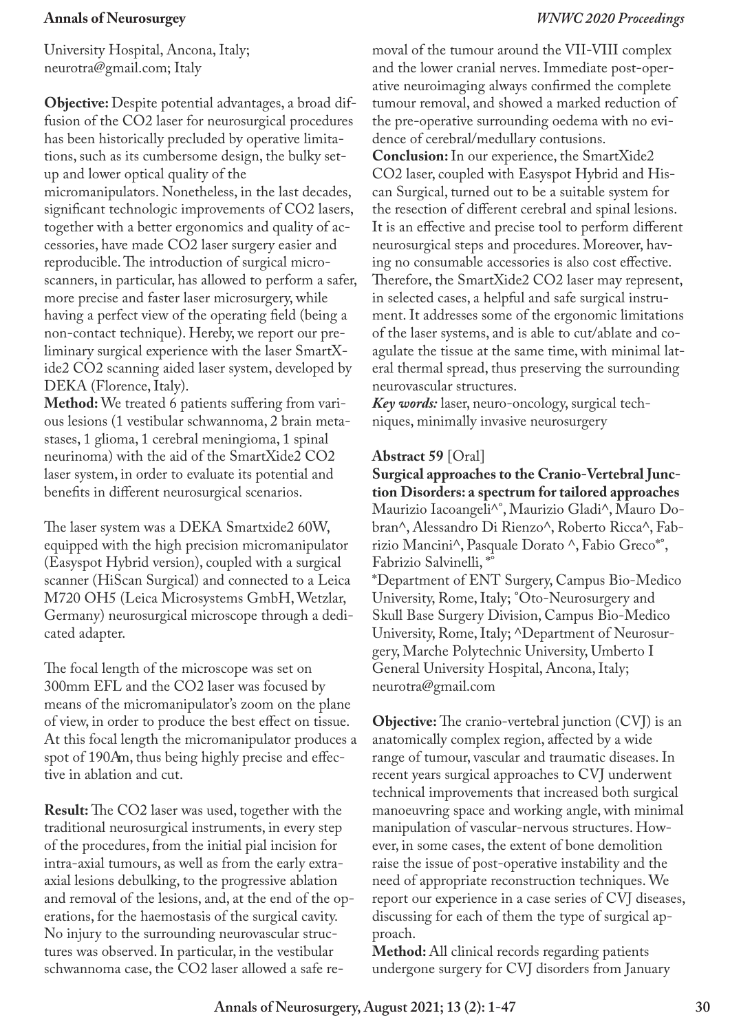University Hospital, Ancona, Italy; neurotra@gmail.com; Italy

**Objective:** Despite potential advantages, a broad diffusion of the CO2 laser for neurosurgical procedures has been historically precluded by operative limitations, such as its cumbersome design, the bulky set-up and lower optical quality of the micromanipulators. Nonetheless, in the last decades, significant technologic improvements of CO2 lasers, together with a better ergonomics and quality of accessories, have made CO2 laser surgery easier and reproducible. The introduction of surgical micro-scanners, in particular, has allowed to perform a safer, more precise and faster laser microsurgery, while having a perfect view of the operating field (being a non-contact technique). Hereby, we report our preliminary surgical experience with the laser SmartXide2 CO2 scanning aided laser system, developed by DEKA (Florence, Italy).

**Method:** We treated 6 patients suffering from various lesions (1 vestibular schwannoma, 2 brain metastases, 1 glioma, 1 cerebral meningioma, 1 spinal neurinoma) with the aid of the SmartXide2 CO2 laser system, in order to evaluate its potential and benefits in different neurosurgical scenarios.

The laser system was a DEKA Smartxide2 60W, equipped with the high precision micromanipulator (Easyspot Hybrid version), coupled with a surgical scanner (HiScan Surgical) and connected to a Leica M720 OH5 (Leica Microsystems GmbH, Wetzlar, Germany) neurosurgical microscope through a dedicated adapter.

The focal length of the microscope was set on 300mm EFL and the CO2 laser was focused by means of the micromanipulator's zoom on the plane of view, in order to produce the best effect on tissue. At this focal length the micromanipulator produces a spot of 190Am, thus being highly precise and effective in ablation and cut.

**Result:** The CO2 laser was used, together with the traditional neurosurgical instruments, in every step of the procedures, from the initial pial incision for intra-axial tumours, as well as from the early extra-axial lesions debulking, to the progressive ablation and removal of the lesions, and, at the end of the operations, for the haemostasis of the surgical cavity. No injury to the surrounding neurovascular structures was observed. In particular, in the vestibular schwannoma case, the CO2 laser allowed a safe removal of the tumour around the VII-VIII complex and the lower cranial nerves. Immediate post-operative neuroimaging always confirmed the complete tumour removal, and showed a marked reduction of the pre-operative surrounding oedema with no evidence of cerebral/medullary contusions.

**Conclusion:** In our experience, the SmartXide2 CO2 laser, coupled with Easyspot Hybrid and Hiscan Surgical, turned out to be a suitable system for the resection of different cerebral and spinal lesions. It is an effective and precise tool to perform different neurosurgical steps and procedures. Moreover, having no consumable accessories is also cost effective. Therefore, the SmartXide2 CO2 laser may represent, in selected cases, a helpful and safe surgical instrument. It addresses some of the ergonomic limitations of the laser systems, and is able to cut/ablate and coagulate the tissue at the same time, with minimal lateral thermal spread, thus preserving the surrounding neurovascular structures.

***Key words:*** laser, neuro-oncology, surgical techniques, minimally invasive neurosurgery

**Abstract 59** [Oral]

**Surgical approaches to the Cranio-Vertebral Junction Disorders: a spectrum for tailored approaches**

Maurizio Iacoangeli^°, Maurizio Gladi^, Mauro Dobran^, Alessandro Di Rienzo^, Roberto Ricca^, Fabrizio Mancini^, Pasquale Dorato ^, Fabio Greco*°, Fabrizio Salvinelli, *°

*Department of ENT Surgery, Campus Bio-Medico University, Rome, Italy; °Oto-Neurosurgery and Skull Base Surgery Division, Campus Bio-Medico University, Rome, Italy; ^Department of Neurosurgery, Marche Polytechnic University, Umberto I General University Hospital, Ancona, Italy; neurotra@gmail.com

**Objective:** The cranio-vertebral junction (CVJ) is an anatomically complex region, affected by a wide range of tumour, vascular and traumatic diseases. In recent years surgical approaches to CVJ underwent technical improvements that increased both surgical manoeuvring space and working angle, with minimal manipulation of vascular-nervous structures. However, in some cases, the extent of bone demolition raise the issue of post-operative instability and the need of appropriate reconstruction techniques. We report our experience in a case series of CVJ diseases, discussing for each of them the type of surgical approach.

**Method:** All clinical records regarding patients undergone surgery for CVJ disorders from January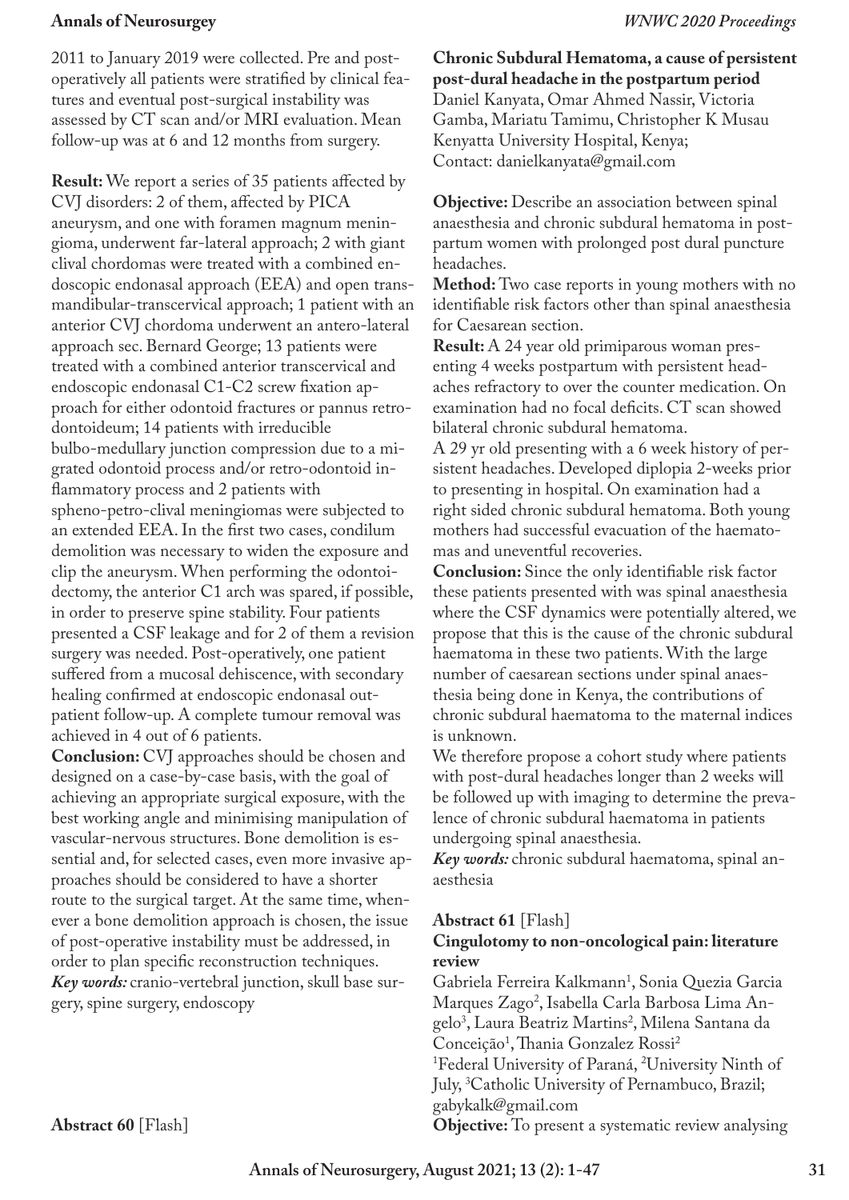2011 to January 2019 were collected. Pre and post-operatively all patients were stratified by clinical features and eventual post-surgical instability was assessed by CT scan and/or MRI evaluation. Mean follow-up was at 6 and 12 months from surgery.

**Result:** We report a series of 35 patients affected by CVJ disorders: 2 of them, affected by PICA aneurysm, and one with foramen magnum meningioma, underwent far-lateral approach; 2 with giant clival chordomas were treated with a combined endoscopic endonasal approach (EEA) and open trans-mandibular-transcervical approach; 1 patient with an anterior CVJ chordoma underwent an antero-lateral approach sec. Bernard George; 13 patients were treated with a combined anterior transcervical and endoscopic endonasal C1-C2 screw fixation approach for either odontoid fractures or pannus retrodontoideum; 14 patients with irreducible bulbo-medullary junction compression due to a migrated odontoid process and/or retro-odontoid inflammatory process and 2 patients with spheno-petro-clival meningiomas were subjected to an extended EEA. In the first two cases, condilum demolition was necessary to widen the exposure and clip the aneurysm. When performing the odontoidectomy, the anterior C1 arch was spared, if possible, in order to preserve spine stability. Four patients presented a CSF leakage and for 2 of them a revision surgery was needed. Post-operatively, one patient suffered from a mucosal dehiscence, with secondary healing confirmed at endoscopic endonasal outpatient follow-up. A complete tumour removal was achieved in 4 out of 6 patients.

**Conclusion:** CVJ approaches should be chosen and designed on a case-by-case basis, with the goal of achieving an appropriate surgical exposure, with the best working angle and minimising manipulation of vascular-nervous structures. Bone demolition is essential and, for selected cases, even more invasive approaches should be considered to have a shorter route to the surgical target. At the same time, whenever a bone demolition approach is chosen, the issue of post-operative instability must be addressed, in order to plan specific reconstruction techniques.

***Key words:*** cranio-vertebral junction, skull base surgery, spine surgery, endoscopy

**Abstract 60** [Flash]

**Chronic Subdural Hematoma, a cause of persistent post-dural headache in the postpartum period**

Daniel Kanyata, Omar Ahmed Nassir, Victoria Gamba, Mariatu Tamimu, Christopher K Musau

Kenyatta University Hospital, Kenya;

Contact: danielkanyata@gmail.com

**Objective:** Describe an association between spinal anaesthesia and chronic subdural hematoma in postpartum women with prolonged post dural puncture headaches.

**Method:** Two case reports in young mothers with no identifiable risk factors other than spinal anaesthesia for Caesarean section.

**Result:** A 24 year old primiparous woman presenting 4 weeks postpartum with persistent headaches refractory to over the counter medication. On examination had no focal deficits. CT scan showed bilateral chronic subdural hematoma.

A 29 yr old presenting with a 6 week history of persistent headaches. Developed diplopia 2-weeks prior to presenting in hospital. On examination had a right sided chronic subdural hematoma. Both young mothers had successful evacuation of the haematomas and uneventful recoveries.

**Conclusion:** Since the only identifiable risk factor these patients presented with was spinal anaesthesia where the CSF dynamics were potentially altered, we propose that this is the cause of the chronic subdural haematoma in these two patients. With the large number of caesarean sections under spinal anaesthesia being done in Kenya, the contributions of chronic subdural haematoma to the maternal indices is unknown.

We therefore propose a cohort study where patients with post-dural headaches longer than 2 weeks will be followed up with imaging to determine the prevalence of chronic subdural haematoma in patients undergoing spinal anaesthesia.

***Key words:*** chronic subdural haematoma, spinal anaesthesia

**Abstract 61** [Flash]

**Cingulotomy to non-oncological pain: literature review**

Gabriela Ferreira Kalkmann[1], Sonia Quezia Garcia Marques Zago[2], Isabella Carla Barbosa Lima Angelo[3], Laura Beatriz Martins[2], Milena Santana da Conceição[1], Thania Gonzalez Rossi[2]

[1]Federal University of Paraná, [2]University Ninth of July, [3]Catholic University of Pernambuco, Brazil;

gabykalk@gmail.com

**Objective:** To present a systematic review analysing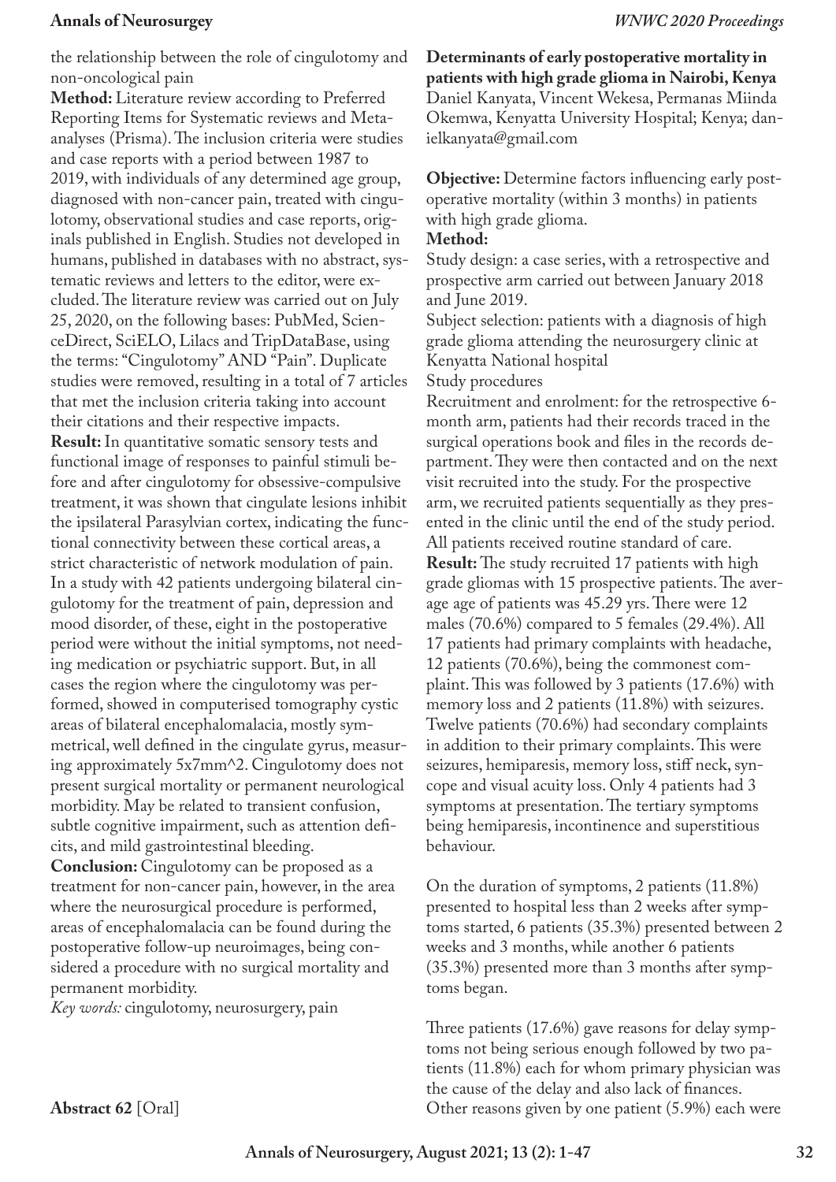the relationship between the role of cingulotomy and non-oncological pain

**Method:** Literature review according to Preferred Reporting Items for Systematic reviews and Meta-analyses (Prisma). The inclusion criteria were studies and case reports with a period between 1987 to 2019, with individuals of any determined age group, diagnosed with non-cancer pain, treated with cingulotomy, observational studies and case reports, originals published in English. Studies not developed in humans, published in databases with no abstract, systematic reviews and letters to the editor, were excluded. The literature review was carried out on July 25, 2020, on the following bases: PubMed, ScienceDirect, SciELO, Lilacs and TripDataBase, using the terms: "Cingulotomy" AND "Pain". Duplicate studies were removed, resulting in a total of 7 articles that met the inclusion criteria taking into account their citations and their respective impacts.

**Result:** In quantitative somatic sensory tests and functional image of responses to painful stimuli before and after cingulotomy for obsessive-compulsive treatment, it was shown that cingulate lesions inhibit the ipsilateral Parasylvian cortex, indicating the functional connectivity between these cortical areas, a strict characteristic of network modulation of pain. In a study with 42 patients undergoing bilateral cingulotomy for the treatment of pain, depression and mood disorder, of these, eight in the postoperative period were without the initial symptoms, not needing medication or psychiatric support. But, in all cases the region where the cingulotomy was performed, showed in computerised tomography cystic areas of bilateral encephalomalacia, mostly symmetrical, well defined in the cingulate gyrus, measuring approximately 5x7mm^2. Cingulotomy does not present surgical mortality or permanent neurological morbidity. May be related to transient confusion, subtle cognitive impairment, such as attention deficits, and mild gastrointestinal bleeding.

**Conclusion:** Cingulotomy can be proposed as a treatment for non-cancer pain, however, in the area where the neurosurgical procedure is performed, areas of encephalomalacia can be found during the postoperative follow-up neuroimages, being considered a procedure with no surgical mortality and permanent morbidity.

*Key words:* cingulotomy, neurosurgery, pain

**Abstract 62** [Oral]

**Determinants of early postoperative mortality in patients with high grade glioma in Nairobi, Kenya**
Daniel Kanyata, Vincent Wekesa, Permanas Miinda Okemwa, Kenyatta University Hospital; Kenya; danielkanyata@gmail.com

**Objective:** Determine factors influencing early postoperative mortality (within 3 months) in patients with high grade glioma.

**Method:**

Study design: a case series, with a retrospective and prospective arm carried out between January 2018 and June 2019.

Subject selection: patients with a diagnosis of high grade glioma attending the neurosurgery clinic at Kenyatta National hospital

Study procedures

Recruitment and enrolment: for the retrospective 6-month arm, patients had their records traced in the surgical operations book and files in the records department. They were then contacted and on the next visit recruited into the study. For the prospective arm, we recruited patients sequentially as they presented in the clinic until the end of the study period. All patients received routine standard of care.

**Result:** The study recruited 17 patients with high grade gliomas with 15 prospective patients. The average age of patients was 45.29 yrs. There were 12 males (70.6%) compared to 5 females (29.4%). All 17 patients had primary complaints with headache, 12 patients (70.6%), being the commonest complaint. This was followed by 3 patients (17.6%) with memory loss and 2 patients (11.8%) with seizures. Twelve patients (70.6%) had secondary complaints in addition to their primary complaints. This were seizures, hemiparesis, memory loss, stiff neck, syncope and visual acuity loss. Only 4 patients had 3 symptoms at presentation. The tertiary symptoms being hemiparesis, incontinence and superstitious behaviour.

On the duration of symptoms, 2 patients (11.8%) presented to hospital less than 2 weeks after symptoms started, 6 patients (35.3%) presented between 2 weeks and 3 months, while another 6 patients (35.3%) presented more than 3 months after symptoms began.

Three patients (17.6%) gave reasons for delay symptoms not being serious enough followed by two patients (11.8%) each for whom primary physician was the cause of the delay and also lack of finances. Other reasons given by one patient (5.9%) each were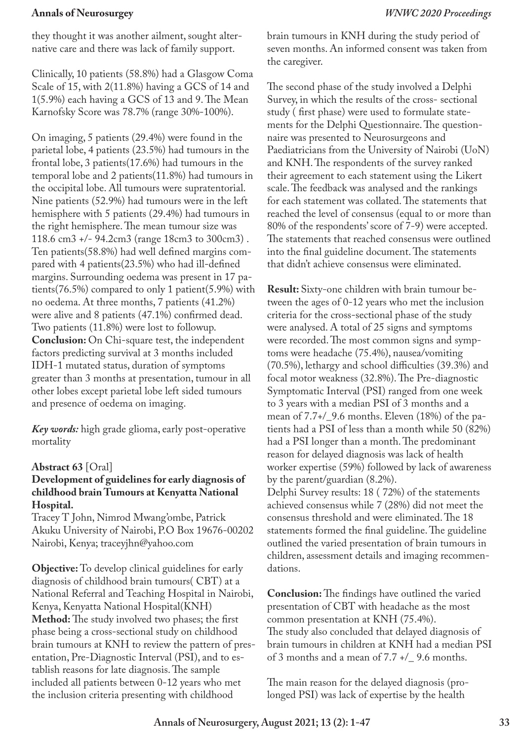they thought it was another ailment, sought alternative care and there was lack of family support.

Clinically, 10 patients (58.8%) had a Glasgow Coma Scale of 15, with 2(11.8%) having a GCS of 14 and 1(5.9%) each having a GCS of 13 and 9. The Mean Karnofsky Score was 78.7% (range 30%-100%).

On imaging, 5 patients (29.4%) were found in the parietal lobe, 4 patients (23.5%) had tumours in the frontal lobe, 3 patients(17.6%) had tumours in the temporal lobe and 2 patients(11.8%) had tumours in the occipital lobe. All tumours were supratentorial. Nine patients (52.9%) had tumours were in the left hemisphere with 5 patients (29.4%) had tumours in the right hemisphere. The mean tumour size was 118.6 cm3 +/- 94.2cm3 (range 18cm3 to 300cm3) . Ten patients(58.8%) had well defined margins compared with 4 patients(23.5%) who had ill-defined margins. Surrounding oedema was present in 17 patients(76.5%) compared to only 1 patient(5.9%) with no oedema. At three months, 7 patients (41.2%) were alive and 8 patients (47.1%) confirmed dead. Two patients (11.8%) were lost to followup.

**Conclusion:** On Chi-square test, the independent factors predicting survival at 3 months included IDH-1 mutated status, duration of symptoms greater than 3 months at presentation, tumour in all other lobes except parietal lobe left sided tumours and presence of oedema on imaging.

***Key words:*** high grade glioma, early post-operative mortality

**Abstract 63** [Oral]

**Development of guidelines for early diagnosis of childhood brain Tumours at Kenyatta National Hospital.**

Tracey T John, Nimrod Mwang'ombe, Patrick Akuku University of Nairobi, P.O Box 19676-00202 Nairobi, Kenya; traceyjhn@yahoo.com

**Objective:** To develop clinical guidelines for early diagnosis of childhood brain tumours( CBT) at a National Referral and Teaching Hospital in Nairobi, Kenya, Kenyatta National Hospital(KNH)

**Method:** The study involved two phases; the first phase being a cross-sectional study on childhood brain tumours at KNH to review the pattern of presentation, Pre-Diagnostic Interval (PSI), and to establish reasons for late diagnosis. The sample included all patients between 0-12 years who met the inclusion criteria presenting with childhood brain tumours in KNH during the study period of seven months. An informed consent was taken from the caregiver.

The second phase of the study involved a Delphi Survey, in which the results of the cross- sectional study ( first phase) were used to formulate statements for the Delphi Questionnaire. The questionnaire was presented to Neurosurgeons and Paediatricians from the University of Nairobi (UoN) and KNH. The respondents of the survey ranked their agreement to each statement using the Likert scale. The feedback was analysed and the rankings for each statement was collated. The statements that reached the level of consensus (equal to or more than 80% of the respondents' score of 7-9) were accepted. The statements that reached consensus were outlined into the final guideline document. The statements that didn't achieve consensus were eliminated.

**Result:** Sixty-one children with brain tumour between the ages of 0-12 years who met the inclusion criteria for the cross-sectional phase of the study were analysed. A total of 25 signs and symptoms were recorded. The most common signs and symptoms were headache (75.4%), nausea/vomiting (70.5%), lethargy and school difficulties (39.3%) and focal motor weakness (32.8%). The Pre-diagnostic Symptomatic Interval (PSI) ranged from one week to 3 years with a median PSI of 3 months and a mean of 7.7+/_9.6 months. Eleven (18%) of the patients had a PSI of less than a month while 50 (82%) had a PSI longer than a month. The predominant reason for delayed diagnosis was lack of health worker expertise (59%) followed by lack of awareness by the parent/guardian (8.2%).

Delphi Survey results: 18 ( 72%) of the statements achieved consensus while 7 (28%) did not meet the consensus threshold and were eliminated. The 18 statements formed the final guideline. The guideline outlined the varied presentation of brain tumours in children, assessment details and imaging recommendations.

**Conclusion:** The findings have outlined the varied presentation of CBT with headache as the most common presentation at KNH (75.4%).

The study also concluded that delayed diagnosis of brain tumours in children at KNH had a median PSI of 3 months and a mean of 7.7 +/_ 9.6 months.

The main reason for the delayed diagnosis (prolonged PSI) was lack of expertise by the health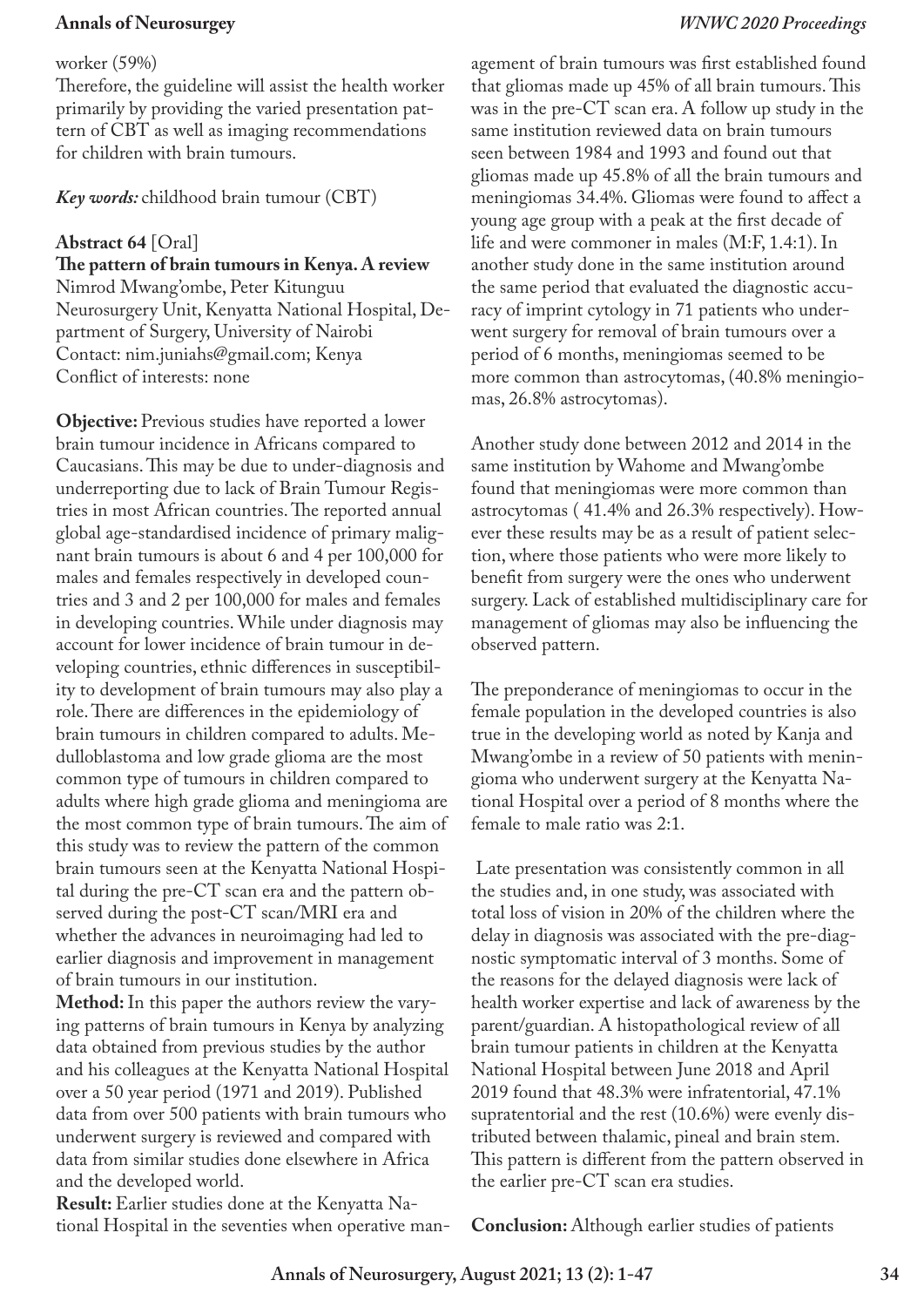worker (59%)

Therefore, the guideline will assist the health worker primarily by providing the varied presentation pattern of CBT as well as imaging recommendations for children with brain tumours.

***Key words:*** childhood brain tumour (CBT)

**Abstract 64** [Oral]

**The pattern of brain tumours in Kenya. A review**

Nimrod Mwang'ombe, Peter Kitunguu

Neurosurgery Unit, Kenyatta National Hospital, Department of Surgery, University of Nairobi

Contact: nim.juniahs@gmail.com; Kenya

Conflict of interests: none

**Objective:** Previous studies have reported a lower brain tumour incidence in Africans compared to Caucasians. This may be due to under-diagnosis and underreporting due to lack of Brain Tumour Registries in most African countries. The reported annual global age-standardised incidence of primary malignant brain tumours is about 6 and 4 per 100,000 for males and females respectively in developed countries and 3 and 2 per 100,000 for males and females in developing countries. While under diagnosis may account for lower incidence of brain tumour in developing countries, ethnic differences in susceptibility to development of brain tumours may also play a role. There are differences in the epidemiology of brain tumours in children compared to adults. Medulloblastoma and low grade glioma are the most common type of tumours in children compared to adults where high grade glioma and meningioma are the most common type of brain tumours. The aim of this study was to review the pattern of the common brain tumours seen at the Kenyatta National Hospital during the pre-CT scan era and the pattern observed during the post-CT scan/MRI era and whether the advances in neuroimaging had led to earlier diagnosis and improvement in management of brain tumours in our institution.

**Method:** In this paper the authors review the varying patterns of brain tumours in Kenya by analyzing data obtained from previous studies by the author and his colleagues at the Kenyatta National Hospital over a 50 year period (1971 and 2019). Published data from over 500 patients with brain tumours who underwent surgery is reviewed and compared with data from similar studies done elsewhere in Africa and the developed world.

**Result:** Earlier studies done at the Kenyatta National Hospital in the seventies when operative management of brain tumours was first established found that gliomas made up 45% of all brain tumours. This was in the pre-CT scan era. A follow up study in the same institution reviewed data on brain tumours seen between 1984 and 1993 and found out that gliomas made up 45.8% of all the brain tumours and meningiomas 34.4%. Gliomas were found to affect a young age group with a peak at the first decade of life and were commoner in males (M:F, 1.4:1). In another study done in the same institution around the same period that evaluated the diagnostic accuracy of imprint cytology in 71 patients who underwent surgery for removal of brain tumours over a period of 6 months, meningiomas seemed to be more common than astrocytomas, (40.8% meningiomas, 26.8% astrocytomas).

Another study done between 2012 and 2014 in the same institution by Wahome and Mwang'ombe found that meningiomas were more common than astrocytomas ( 41.4% and 26.3% respectively). However these results may be as a result of patient selection, where those patients who were more likely to benefit from surgery were the ones who underwent surgery. Lack of established multidisciplinary care for management of gliomas may also be influencing the observed pattern.

The preponderance of meningiomas to occur in the female population in the developed countries is also true in the developing world as noted by Kanja and Mwang'ombe in a review of 50 patients with meningioma who underwent surgery at the Kenyatta National Hospital over a period of 8 months where the female to male ratio was 2:1.

Late presentation was consistently common in all the studies and, in one study, was associated with total loss of vision in 20% of the children where the delay in diagnosis was associated with the pre-diagnostic symptomatic interval of 3 months. Some of the reasons for the delayed diagnosis were lack of health worker expertise and lack of awareness by the parent/guardian. A histopathological review of all brain tumour patients in children at the Kenyatta National Hospital between June 2018 and April 2019 found that 48.3% were infratentorial, 47.1% supratentorial and the rest (10.6%) were evenly distributed between thalamic, pineal and brain stem. This pattern is different from the pattern observed in the earlier pre-CT scan era studies.

**Conclusion:** Although earlier studies of patients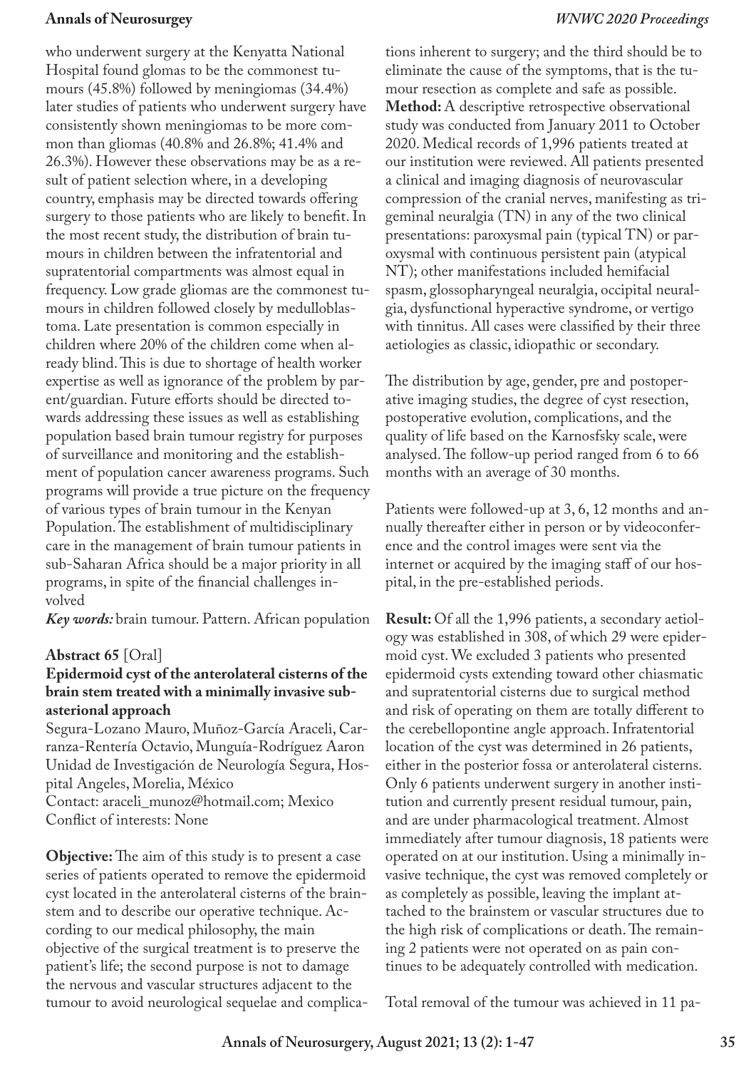who underwent surgery at the Kenyatta National Hospital found glomas to be the commonest tumours (45.8%) followed by meningiomas (34.4%) later studies of patients who underwent surgery have consistently shown meningiomas to be more common than gliomas (40.8% and 26.8%; 41.4% and 26.3%). However these observations may be as a result of patient selection where, in a developing country, emphasis may be directed towards offering surgery to those patients who are likely to benefit. In the most recent study, the distribution of brain tumours in children between the infratentorial and supratentorial compartments was almost equal in frequency. Low grade gliomas are the commonest tumours in children followed closely by medulloblastoma. Late presentation is common especially in children where 20% of the children come when already blind. This is due to shortage of health worker expertise as well as ignorance of the problem by parent/guardian. Future efforts should be directed towards addressing these issues as well as establishing population based brain tumour registry for purposes of surveillance and monitoring and the establishment of population cancer awareness programs. Such programs will provide a true picture on the frequency of various types of brain tumour in the Kenyan Population. The establishment of multidisciplinary care in the management of brain tumour patients in sub-Saharan Africa should be a major priority in all programs, in spite of the financial challenges involved

***Key words:*** brain tumour. Pattern. African population

**Abstract 65** [Oral]

**Epidermoid cyst of the anterolateral cisterns of the brain stem treated with a minimally invasive subasterional approach**

Segura-Lozano Mauro, Muñoz-García Araceli, Carranza-Rentería Octavio, Munguía-Rodríguez Aaron
Unidad de Investigación de Neurología Segura, Hospital Angeles, Morelia, México
Contact: araceli_munoz@hotmail.com; Mexico
Conflict of interests: None

**Objective:** The aim of this study is to present a case series of patients operated to remove the epidermoid cyst located in the anterolateral cisterns of the brainstem and to describe our operative technique. According to our medical philosophy, the main objective of the surgical treatment is to preserve the patient's life; the second purpose is not to damage the nervous and vascular structures adjacent to the tumour to avoid neurological sequelae and complications inherent to surgery; and the third should be to eliminate the cause of the symptoms, that is the tumour resection as complete and safe as possible.

**Method:** A descriptive retrospective observational study was conducted from January 2011 to October 2020. Medical records of 1,996 patients treated at our institution were reviewed. All patients presented a clinical and imaging diagnosis of neurovascular compression of the cranial nerves, manifesting as trigeminal neuralgia (TN) in any of the two clinical presentations: paroxysmal pain (typical TN) or paroxysmal with continuous persistent pain (atypical NT); other manifestations included hemifacial spasm, glossopharyngeal neuralgia, occipital neuralgia, dysfunctional hyperactive syndrome, or vertigo with tinnitus. All cases were classified by their three aetiologies as classic, idiopathic or secondary.

The distribution by age, gender, pre and postoperative imaging studies, the degree of cyst resection, postoperative evolution, complications, and the quality of life based on the Karnosfsky scale, were analysed. The follow-up period ranged from 6 to 66 months with an average of 30 months.

Patients were followed-up at 3, 6, 12 months and annually thereafter either in person or by videoconference and the control images were sent via the internet or acquired by the imaging staff of our hospital, in the pre-established periods.

**Result:** Of all the 1,996 patients, a secondary aetiology was established in 308, of which 29 were epidermoid cyst. We excluded 3 patients who presented epidermoid cysts extending toward other chiasmatic and supratentorial cisterns due to surgical method and risk of operating on them are totally different to the cerebellopontine angle approach. Infratentorial location of the cyst was determined in 26 patients, either in the posterior fossa or anterolateral cisterns. Only 6 patients underwent surgery in another institution and currently present residual tumour, pain, and are under pharmacological treatment. Almost immediately after tumour diagnosis, 18 patients were operated on at our institution. Using a minimally invasive technique, the cyst was removed completely or as completely as possible, leaving the implant attached to the brainstem or vascular structures due to the high risk of complications or death. The remaining 2 patients were not operated on as pain continues to be adequately controlled with medication.

Total removal of the tumour was achieved in 11 pa-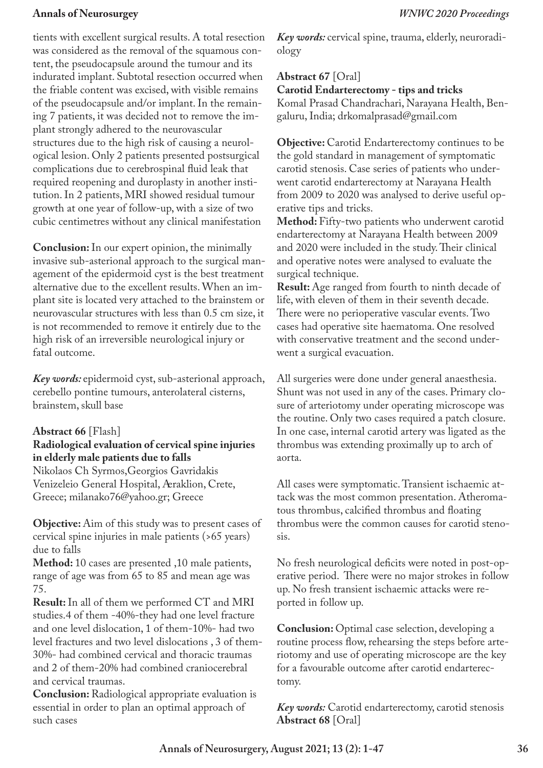tients with excellent surgical results. A total resection was considered as the removal of the squamous content, the pseudocapsule around the tumour and its indurated implant. Subtotal resection occurred when the friable content was excised, with visible remains of the pseudocapsule and/or implant. In the remaining 7 patients, it was decided not to remove the implant strongly adhered to the neurovascular structures due to the high risk of causing a neurological lesion. Only 2 patients presented postsurgical complications due to cerebrospinal fluid leak that required reopening and duroplasty in another institution. In 2 patients, MRI showed residual tumour growth at one year of follow-up, with a size of two cubic centimetres without any clinical manifestation

**Conclusion:** In our expert opinion, the minimally invasive sub-asterional approach to the surgical management of the epidermoid cyst is the best treatment alternative due to the excellent results. When an implant site is located very attached to the brainstem or neurovascular structures with less than 0.5 cm size, it is not recommended to remove it entirely due to the high risk of an irreversible neurological injury or fatal outcome.

***Key words:*** epidermoid cyst, sub-asterional approach, cerebello pontine tumours, anterolateral cisterns, brainstem, skull base

**Abstract 66** [Flash]
**Radiological evaluation of cervical spine injuries in elderly male patients due to falls**
Nikolaos Ch Syrmos,Georgios Gavridakis
Venizeleio General Hospital, Ǽraklion, Crete, Greece; milanako76@yahoo.gr; Greece

**Objective:** Aim of this study was to present cases of cervical spine injuries in male patients (>65 years) due to falls
**Method:** 10 cases are presented ,10 male patients, range of age was from 65 to 85 and mean age was 75.
**Result:** In all of them we performed CT and MRI studies.4 of them -40%-they had one level fracture and one level dislocation, 1 of them-10%- had two level fractures and two level dislocations , 3 of them-30%- had combined cervical and thoracic traumas and 2 of them-20% had combined craniocerebral and cervical traumas.
**Conclusion:** Radiological appropriate evaluation is essential in order to plan an optimal approach of such cases

***Key words:*** cervical spine, trauma, elderly, neuroradiology

**Abstract 67** [Oral]
**Carotid Endarterectomy - tips and tricks**
Komal Prasad Chandrachari, Narayana Health, Bengaluru, India; drkomalprasad@gmail.com

**Objective:** Carotid Endarterectomy continues to be the gold standard in management of symptomatic carotid stenosis. Case series of patients who underwent carotid endarterectomy at Narayana Health from 2009 to 2020 was analysed to derive useful operative tips and tricks.
**Method:** Fifty-two patients who underwent carotid endarterectomy at Narayana Health between 2009 and 2020 were included in the study. Their clinical and operative notes were analysed to evaluate the surgical technique.
**Result:** Age ranged from fourth to ninth decade of life, with eleven of them in their seventh decade. There were no perioperative vascular events. Two cases had operative site haematoma. One resolved with conservative treatment and the second underwent a surgical evacuation.

All surgeries were done under general anaesthesia. Shunt was not used in any of the cases. Primary closure of arteriotomy under operating microscope was the routine. Only two cases required a patch closure. In one case, internal carotid artery was ligated as the thrombus was extending proximally up to arch of aorta.

All cases were symptomatic. Transient ischaemic attack was the most common presentation. Atheromatous thrombus, calcified thrombus and floating thrombus were the common causes for carotid stenosis.

No fresh neurological deficits were noted in post-operative period. There were no major strokes in follow up. No fresh transient ischaemic attacks were reported in follow up.

**Conclusion:** Optimal case selection, developing a routine process flow, rehearsing the steps before arteriotomy and use of operating microscope are the key for a favourable outcome after carotid endarterectomy.

***Key words:*** Carotid endarterectomy, carotid stenosis

**Abstract 68** [Oral]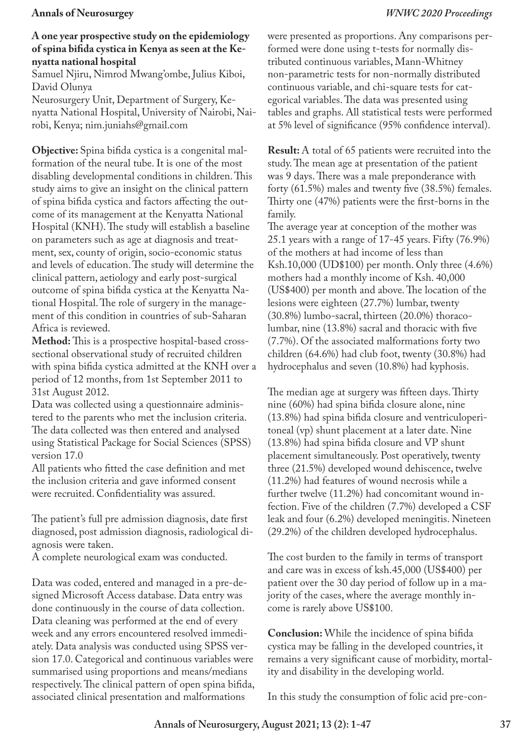### A one year prospective study on the epidemiology of spina bifida cystica in Kenya as seen at the Kenyatta national hospital

Samuel Njiru, Nimrod Mwang'ombe, Julius Kiboi, David Olunya

Neurosurgery Unit, Department of Surgery, Kenyatta National Hospital, University of Nairobi, Nairobi, Kenya; nim.juniahs@gmail.com

**Objective:** Spina bifida cystica is a congenital malformation of the neural tube. It is one of the most disabling developmental conditions in children. This study aims to give an insight on the clinical pattern of spina bifida cystica and factors affecting the outcome of its management at the Kenyatta National Hospital (KNH). The study will establish a baseline on parameters such as age at diagnosis and treatment, sex, county of origin, socio-economic status and levels of education. The study will determine the clinical pattern, aetiology and early post-surgical outcome of spina bifida cystica at the Kenyatta National Hospital. The role of surgery in the management of this condition in countries of sub-Saharan Africa is reviewed.

**Method:** This is a prospective hospital-based cross-sectional observational study of recruited children with spina bifida cystica admitted at the KNH over a period of 12 months, from 1st September 2011 to 31st August 2012.

Data was collected using a questionnaire administered to the parents who met the inclusion criteria. The data collected was then entered and analysed using Statistical Package for Social Sciences (SPSS) version 17.0

All patients who fitted the case definition and met the inclusion criteria and gave informed consent were recruited. Confidentiality was assured.

The patient's full pre admission diagnosis, date first diagnosed, post admission diagnosis, radiological diagnosis were taken.

A complete neurological exam was conducted.

Data was coded, entered and managed in a pre-designed Microsoft Access database. Data entry was done continuously in the course of data collection. Data cleaning was performed at the end of every week and any errors encountered resolved immediately. Data analysis was conducted using SPSS version 17.0. Categorical and continuous variables were summarised using proportions and means/medians respectively. The clinical pattern of open spina bifida, associated clinical presentation and malformations were presented as proportions. Any comparisons performed were done using t-tests for normally distributed continuous variables, Mann-Whitney non-parametric tests for non-normally distributed continuous variable, and chi-square tests for categorical variables. The data was presented using tables and graphs. All statistical tests were performed at 5% level of significance (95% confidence interval).

**Result:** A total of 65 patients were recruited into the study. The mean age at presentation of the patient was 9 days. There was a male preponderance with forty (61.5%) males and twenty five (38.5%) females. Thirty one (47%) patients were the first-borns in the family.

The average year at conception of the mother was 25.1 years with a range of 17-45 years. Fifty (76.9%) of the mothers at had income of less than Ksh.10,000 (UD$100) per month. Only three (4.6%) mothers had a monthly income of Ksh. 40,000 (US$400) per month and above. The location of the lesions were eighteen (27.7%) lumbar, twenty (30.8%) lumbo-sacral, thirteen (20.0%) thoraco-lumbar, nine (13.8%) sacral and thoracic with five (7.7%). Of the associated malformations forty two children (64.6%) had club foot, twenty (30.8%) had hydrocephalus and seven (10.8%) had kyphosis.

The median age at surgery was fifteen days. Thirty nine (60%) had spina bifida closure alone, nine (13.8%) had spina bifida closure and ventriculoperitoneal (vp) shunt placement at a later date. Nine (13.8%) had spina bifida closure and VP shunt placement simultaneously. Post operatively, twenty three (21.5%) developed wound dehiscence, twelve (11.2%) had features of wound necrosis while a further twelve (11.2%) had concomitant wound infection. Five of the children (7.7%) developed a CSF leak and four (6.2%) developed meningitis. Nineteen (29.2%) of the children developed hydrocephalus.

The cost burden to the family in terms of transport and care was in excess of ksh.45,000 (US$400) per patient over the 30 day period of follow up in a majority of the cases, where the average monthly income is rarely above US$100.

**Conclusion:** While the incidence of spina bifida cystica may be falling in the developed countries, it remains a very significant cause of morbidity, mortality and disability in the developing world.

In this study the consumption of folic acid pre-con-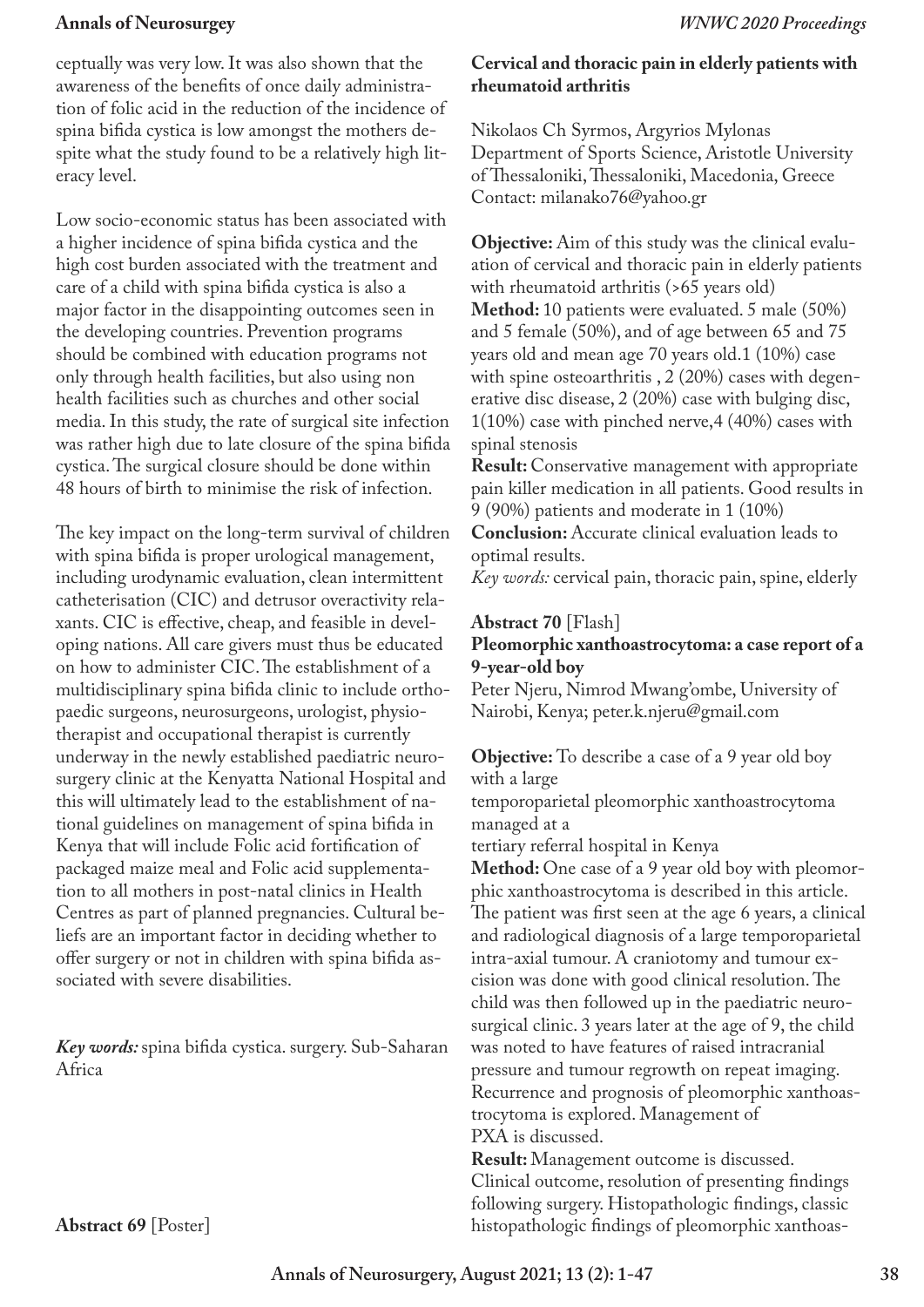ceptually was very low. It was also shown that the awareness of the benefits of once daily administration of folic acid in the reduction of the incidence of spina bifida cystica is low amongst the mothers despite what the study found to be a relatively high literacy level.

Low socio-economic status has been associated with a higher incidence of spina bifida cystica and the high cost burden associated with the treatment and care of a child with spina bifida cystica is also a major factor in the disappointing outcomes seen in the developing countries. Prevention programs should be combined with education programs not only through health facilities, but also using non health facilities such as churches and other social media. In this study, the rate of surgical site infection was rather high due to late closure of the spina bifida cystica. The surgical closure should be done within 48 hours of birth to minimise the risk of infection.

The key impact on the long-term survival of children with spina bifida is proper urological management, including urodynamic evaluation, clean intermittent catheterisation (CIC) and detrusor overactivity relaxants. CIC is effective, cheap, and feasible in developing nations. All care givers must thus be educated on how to administer CIC. The establishment of a multidisciplinary spina bifida clinic to include orthopaedic surgeons, neurosurgeons, urologist, physiotherapist and occupational therapist is currently underway in the newly established paediatric neurosurgery clinic at the Kenyatta National Hospital and this will ultimately lead to the establishment of national guidelines on management of spina bifida in Kenya that will include Folic acid fortification of packaged maize meal and Folic acid supplementation to all mothers in post-natal clinics in Health Centres as part of planned pregnancies. Cultural beliefs are an important factor in deciding whether to offer surgery or not in children with spina bifida associated with severe disabilities.

***Key words:*** spina bifida cystica. surgery. Sub-Saharan Africa

**Abstract 69** [Poster]

**Cervical and thoracic pain in elderly patients with rheumatoid arthritis**

Nikolaos Ch Syrmos, Argyrios Mylonas
Department of Sports Science, Aristotle University of Thessaloniki, Thessaloniki, Macedonia, Greece
Contact: milanako76@yahoo.gr

**Objective:** Aim of this study was the clinical evaluation of cervical and thoracic pain in elderly patients with rheumatoid arthritis (>65 years old)
**Method:** 10 patients were evaluated. 5 male (50%) and 5 female (50%), and of age between 65 and 75 years old and mean age 70 years old.1 (10%) case with spine osteoarthritis , 2 (20%) cases with degenerative disc disease, 2 (20%) case with bulging disc, 1(10%) case with pinched nerve,4 (40%) cases with spinal stenosis
**Result:** Conservative management with appropriate pain killer medication in all patients. Good results in 9 (90%) patients and moderate in 1 (10%)
**Conclusion:** Accurate clinical evaluation leads to optimal results.
*Key words:* cervical pain, thoracic pain, spine, elderly

**Abstract 70** [Flash]

**Pleomorphic xanthoastrocytoma: a case report of a 9-year-old boy**

Peter Njeru, Nimrod Mwang'ombe, University of Nairobi, Kenya; peter.k.njeru@gmail.com

**Objective:** To describe a case of a 9 year old boy with a large temporoparietal pleomorphic xanthoastrocytoma managed at a tertiary referral hospital in Kenya
**Method:** One case of a 9 year old boy with pleomorphic xanthoastrocytoma is described in this article. The patient was first seen at the age 6 years, a clinical and radiological diagnosis of a large temporoparietal intra-axial tumour. A craniotomy and tumour excision was done with good clinical resolution. The child was then followed up in the paediatric neurosurgical clinic. 3 years later at the age of 9, the child was noted to have features of raised intracranial pressure and tumour regrowth on repeat imaging. Recurrence and prognosis of pleomorphic xanthoastrocytoma is explored. Management of PXA is discussed.
**Result:** Management outcome is discussed. Clinical outcome, resolution of presenting findings following surgery. Histopathologic findings, classic histopathologic findings of pleomorphic xanthoas-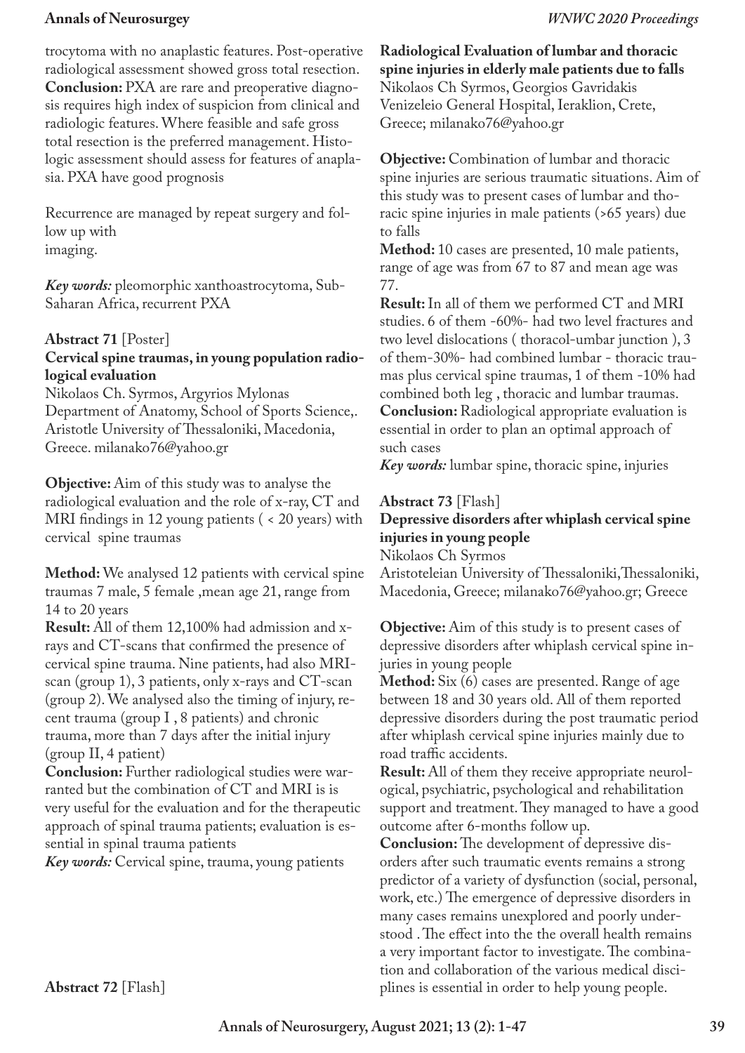trocytoma with no anaplastic features. Post-operative radiological assessment showed gross total resection.

**Conclusion:** PXA are rare and preoperative diagnosis requires high index of suspicion from clinical and radiologic features. Where feasible and safe gross total resection is the preferred management. Histologic assessment should assess for features of anaplasia. PXA have good prognosis

Recurrence are managed by repeat surgery and follow up with
imaging.

***Key words:*** pleomorphic xanthoastrocytoma, Sub-Saharan Africa, recurrent PXA

**Abstract 71** [Poster]

**Cervical spine traumas, in young population radiological evaluation**

Nikolaos Ch. Syrmos, Argyrios Mylonas

Department of Anatomy, School of Sports Science,. Aristotle University of Thessaloniki, Macedonia, Greece. milanako76@yahoo.gr

**Objective:** Aim of this study was to analyse the radiological evaluation and the role of x-ray, CT and MRI findings in 12 young patients ( < 20 years) with cervical spine traumas

**Method:** We analysed 12 patients with cervical spine traumas 7 male, 5 female ,mean age 21, range from 14 to 20 years

**Result:** All of them 12,100% had admission and x-rays and CT-scans that confirmed the presence of cervical spine trauma. Nine patients, had also MRI-scan (group 1), 3 patients, only x-rays and CT-scan (group 2). We analysed also the timing of injury, recent trauma (group I , 8 patients) and chronic trauma, more than 7 days after the initial injury (group II, 4 patient)

**Conclusion:** Further radiological studies were warranted but the combination of CT and MRI is is very useful for the evaluation and for the therapeutic approach of spinal trauma patients; evaluation is essential in spinal trauma patients

***Key words:*** Cervical spine, trauma, young patients

**Abstract 72** [Flash]

**Radiological Evaluation of lumbar and thoracic spine injuries in elderly male patients due to falls**

Nikolaos Ch Syrmos, Georgios Gavridakis

Venizeleio General Hospital, Ieraklion, Crete, Greece; milanako76@yahoo.gr

**Objective:** Combination of lumbar and thoracic spine injuries are serious traumatic situations. Aim of this study was to present cases of lumbar and thoracic spine injuries in male patients (>65 years) due to falls

**Method:** 10 cases are presented, 10 male patients, range of age was from 67 to 87 and mean age was 77.

**Result:** In all of them we performed CT and MRI studies. 6 of them -60%- had two level fractures and two level dislocations ( thoracol-umbar junction ), 3 of them-30%- had combined lumbar - thoracic traumas plus cervical spine traumas, 1 of them -10% had combined both leg , thoracic and lumbar traumas.

**Conclusion:** Radiological appropriate evaluation is essential in order to plan an optimal approach of such cases

***Key words:*** lumbar spine, thoracic spine, injuries

**Abstract 73** [Flash]

**Depressive disorders after whiplash cervical spine injuries in young people**

Nikolaos Ch Syrmos

Aristoteleian University of Thessaloniki,Thessaloniki, Macedonia, Greece; milanako76@yahoo.gr; Greece

**Objective:** Aim of this study is to present cases of depressive disorders after whiplash cervical spine injuries in young people

**Method:** Six (6) cases are presented. Range of age between 18 and 30 years old. All of them reported depressive disorders during the post traumatic period after whiplash cervical spine injuries mainly due to road traffic accidents.

**Result:** All of them they receive appropriate neurological, psychiatric, psychological and rehabilitation support and treatment. They managed to have a good outcome after 6-months follow up.

**Conclusion:** The development of depressive disorders after such traumatic events remains a strong predictor of a variety of dysfunction (social, personal, work, etc.) The emergence of depressive disorders in many cases remains unexplored and poorly understood . The effect into the the overall health remains a very important factor to investigate. The combination and collaboration of the various medical disciplines is essential in order to help young people.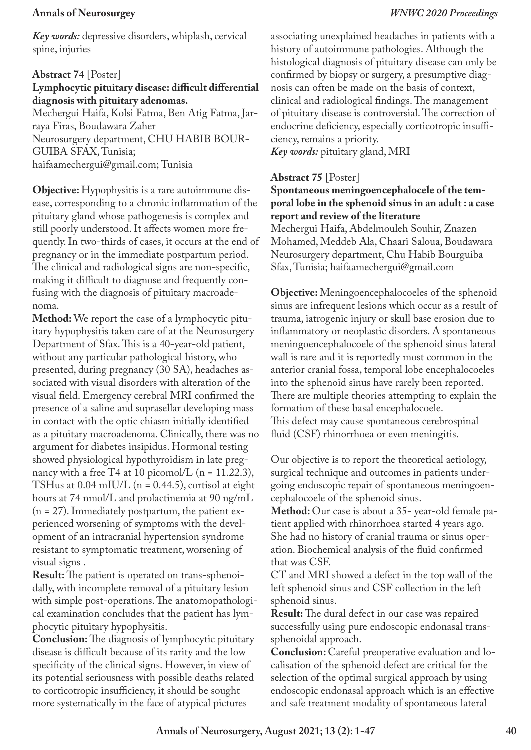*Key words:* depressive disorders, whiplash, cervical spine, injuries

**Abstract 74** [Poster]

**Lymphocytic pituitary disease: difficult differential diagnosis with pituitary adenomas.**

Mechergui Haifa, Kolsi Fatma, Ben Atig Fatma, Jarraya Firas, Boudawara Zaher

Neurosurgery department, CHU HABIB BOURGUIBA SFAX, Tunisia; haifaamechergui@gmail.com; Tunisia

**Objective:** Hypophysitis is a rare autoimmune disease, corresponding to a chronic inflammation of the pituitary gland whose pathogenesis is complex and still poorly understood. It affects women more frequently. In two-thirds of cases, it occurs at the end of pregnancy or in the immediate postpartum period. The clinical and radiological signs are non-specific, making it difficult to diagnose and frequently confusing with the diagnosis of pituitary macroadenoma.

**Method:** We report the case of a lymphocytic pituitary hypophysitis taken care of at the Neurosurgery Department of Sfax. This is a 40-year-old patient, without any particular pathological history, who presented, during pregnancy (30 SA), headaches associated with visual disorders with alteration of the visual field. Emergency cerebral MRI confirmed the presence of a saline and suprasellar developing mass in contact with the optic chiasm initially identified as a pituitary macroadenoma. Clinically, there was no argument for diabetes insipidus. Hormonal testing showed physiological hypothyroidism in late pregnancy with a free T4 at 10 picomol/L (n = 11.22.3), TSHus at 0.04 mIU/L (n = 0.44.5), cortisol at eight hours at 74 nmol/L and prolactinemia at 90 ng/mL (n = 27). Immediately postpartum, the patient experienced worsening of symptoms with the development of an intracranial hypertension syndrome resistant to symptomatic treatment, worsening of visual signs .

**Result:** The patient is operated on trans-sphenoidally, with incomplete removal of a pituitary lesion with simple post-operations. The anatomopathological examination concludes that the patient has lymphocytic pituitary hypophysitis.

**Conclusion:** The diagnosis of lymphocytic pituitary disease is difficult because of its rarity and the low specificity of the clinical signs. However, in view of its potential seriousness with possible deaths related to corticotropic insufficiency, it should be sought more systematically in the face of atypical pictures associating unexplained headaches in patients with a history of autoimmune pathologies. Although the histological diagnosis of pituitary disease can only be confirmed by biopsy or surgery, a presumptive diagnosis can often be made on the basis of context, clinical and radiological findings. The management of pituitary disease is controversial. The correction of endocrine deficiency, especially corticotropic insufficiency, remains a priority.

*Key words:* pituitary gland, MRI

**Abstract 75** [Poster]

**Spontaneous meningoencephalocele of the temporal lobe in the sphenoid sinus in an adult : a case report and review of the literature**

Mechergui Haifa, Abdelmouleh Souhir, Znazen Mohamed, Meddeb Ala, Chaari Saloua, Boudawara Neurosurgery department, Chu Habib Bourguiba Sfax, Tunisia; haifaamechergui@gmail.com

**Objective:** Meningoencephalocoeles of the sphenoid sinus are infrequent lesions which occur as a result of trauma, iatrogenic injury or skull base erosion due to inflammatory or neoplastic disorders. A spontaneous meningoencephalocoele of the sphenoid sinus lateral wall is rare and it is reportedly most common in the anterior cranial fossa, temporal lobe encephalocoeles into the sphenoid sinus have rarely been reported. There are multiple theories attempting to explain the formation of these basal encephalocoele.
This defect may cause spontaneous cerebrospinal fluid (CSF) rhinorrhoea or even meningitis.

Our objective is to report the theoretical aetiology, surgical technique and outcomes in patients undergoing endoscopic repair of spontaneous meningoencephalocoele of the sphenoid sinus.

**Method:** Our case is about a 35- year-old female patient applied with rhinorrhoea started 4 years ago. She had no history of cranial trauma or sinus operation. Biochemical analysis of the fluid confirmed that was CSF.

CT and MRI showed a defect in the top wall of the left sphenoid sinus and CSF collection in the left sphenoid sinus.

**Result:** The dural defect in our case was repaired successfully using pure endoscopic endonasal transsphenoidal approach.

**Conclusion:** Careful preoperative evaluation and localisation of the sphenoid defect are critical for the selection of the optimal surgical approach by using endoscopic endonasal approach which is an effective and safe treatment modality of spontaneous lateral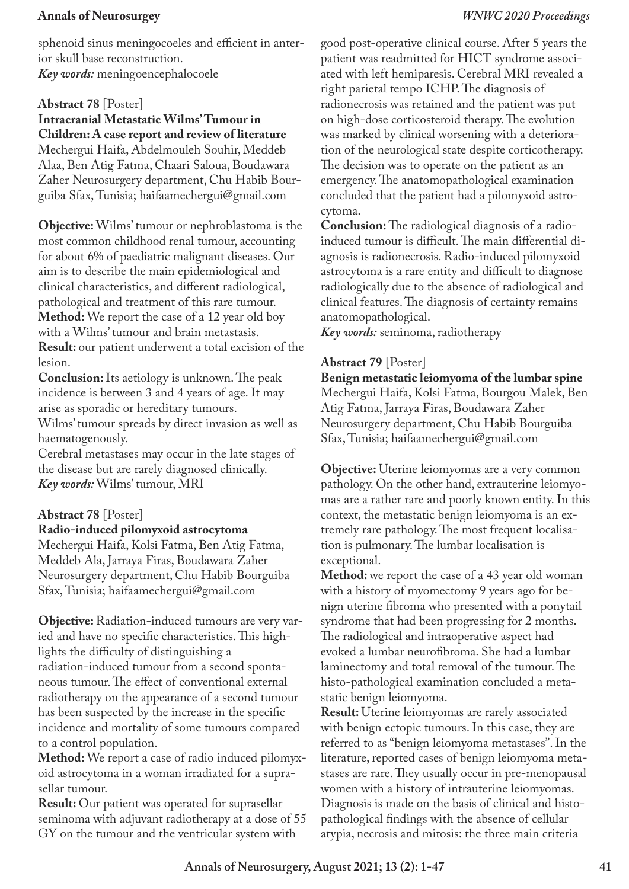sphenoid sinus meningocoeles and efficient in anterior skull base reconstruction.

***Key words:*** meningoencephalocoele

**Abstract 78** [Poster]

**Intracranial Metastatic Wilms' Tumour in Children: A case report and review of literature**

Mechergui Haifa, Abdelmouleh Souhir, Meddeb Alaa, Ben Atig Fatma, Chaari Saloua, Boudawara Zaher Neurosurgery department, Chu Habib Bourguiba Sfax, Tunisia; haifaamechergui@gmail.com

**Objective:** Wilms' tumour or nephroblastoma is the most common childhood renal tumour, accounting for about 6% of paediatric malignant diseases. Our aim is to describe the main epidemiological and clinical characteristics, and different radiological, pathological and treatment of this rare tumour.

**Method:** We report the case of a 12 year old boy with a Wilms' tumour and brain metastasis.

**Result:** our patient underwent a total excision of the lesion.

**Conclusion:** Its aetiology is unknown. The peak incidence is between 3 and 4 years of age. It may arise as sporadic or hereditary tumours.

Wilms' tumour spreads by direct invasion as well as haematogenously.

Cerebral metastases may occur in the late stages of the disease but are rarely diagnosed clinically.

***Key words:*** Wilms' tumour, MRI

**Abstract 78** [Poster]

**Radio-induced pilomyxoid astrocytoma**

Mechergui Haifa, Kolsi Fatma, Ben Atig Fatma, Meddeb Ala, Jarraya Firas, Boudawara Zaher Neurosurgery department, Chu Habib Bourguiba Sfax, Tunisia; haifaamechergui@gmail.com

**Objective:** Radiation-induced tumours are very varied and have no specific characteristics. This highlights the difficulty of distinguishing a radiation-induced tumour from a second spontaneous tumour. The effect of conventional external radiotherapy on the appearance of a second tumour has been suspected by the increase in the specific incidence and mortality of some tumours compared to a control population.

**Method:** We report a case of radio induced pilomyxoid astrocytoma in a woman irradiated for a suprasellar tumour.

**Result:** Our patient was operated for suprasellar seminoma with adjuvant radiotherapy at a dose of 55 GY on the tumour and the ventricular system with good post-operative clinical course. After 5 years the patient was readmitted for HICT syndrome associated with left hemiparesis. Cerebral MRI revealed a right parietal tempo ICHP. The diagnosis of radionecrosis was retained and the patient was put on high-dose corticosteroid therapy. The evolution was marked by clinical worsening with a deterioration of the neurological state despite corticotherapy. The decision was to operate on the patient as an emergency. The anatomopathological examination concluded that the patient had a pilomyxoid astrocytoma.

**Conclusion:** The radiological diagnosis of a radio-induced tumour is difficult. The main differential diagnosis is radionecrosis. Radio-induced pilomyxoid astrocytoma is a rare entity and difficult to diagnose radiologically due to the absence of radiological and clinical features. The diagnosis of certainty remains anatomopathological.

***Key words:*** seminoma, radiotherapy

**Abstract 79** [Poster]

**Benign metastatic leiomyoma of the lumbar spine**

Mechergui Haifa, Kolsi Fatma, Bourgou Malek, Ben Atig Fatma, Jarraya Firas, Boudawara Zaher Neurosurgery department, Chu Habib Bourguiba Sfax, Tunisia; haifaamechergui@gmail.com

**Objective:** Uterine leiomyomas are a very common pathology. On the other hand, extrauterine leiomyomas are a rather rare and poorly known entity. In this context, the metastatic benign leiomyoma is an extremely rare pathology. The most frequent localisation is pulmonary. The lumbar localisation is exceptional.

**Method:** we report the case of a 43 year old woman with a history of myomectomy 9 years ago for benign uterine fibroma who presented with a ponytail syndrome that had been progressing for 2 months. The radiological and intraoperative aspect had evoked a lumbar neurofibroma. She had a lumbar laminectomy and total removal of the tumour. The histo-pathological examination concluded a metastatic benign leiomyoma.

**Result:** Uterine leiomyomas are rarely associated with benign ectopic tumours. In this case, they are referred to as "benign leiomyoma metastases". In the literature, reported cases of benign leiomyoma metastases are rare. They usually occur in pre-menopausal women with a history of intrauterine leiomyomas. Diagnosis is made on the basis of clinical and histopathological findings with the absence of cellular atypia, necrosis and mitosis: the three main criteria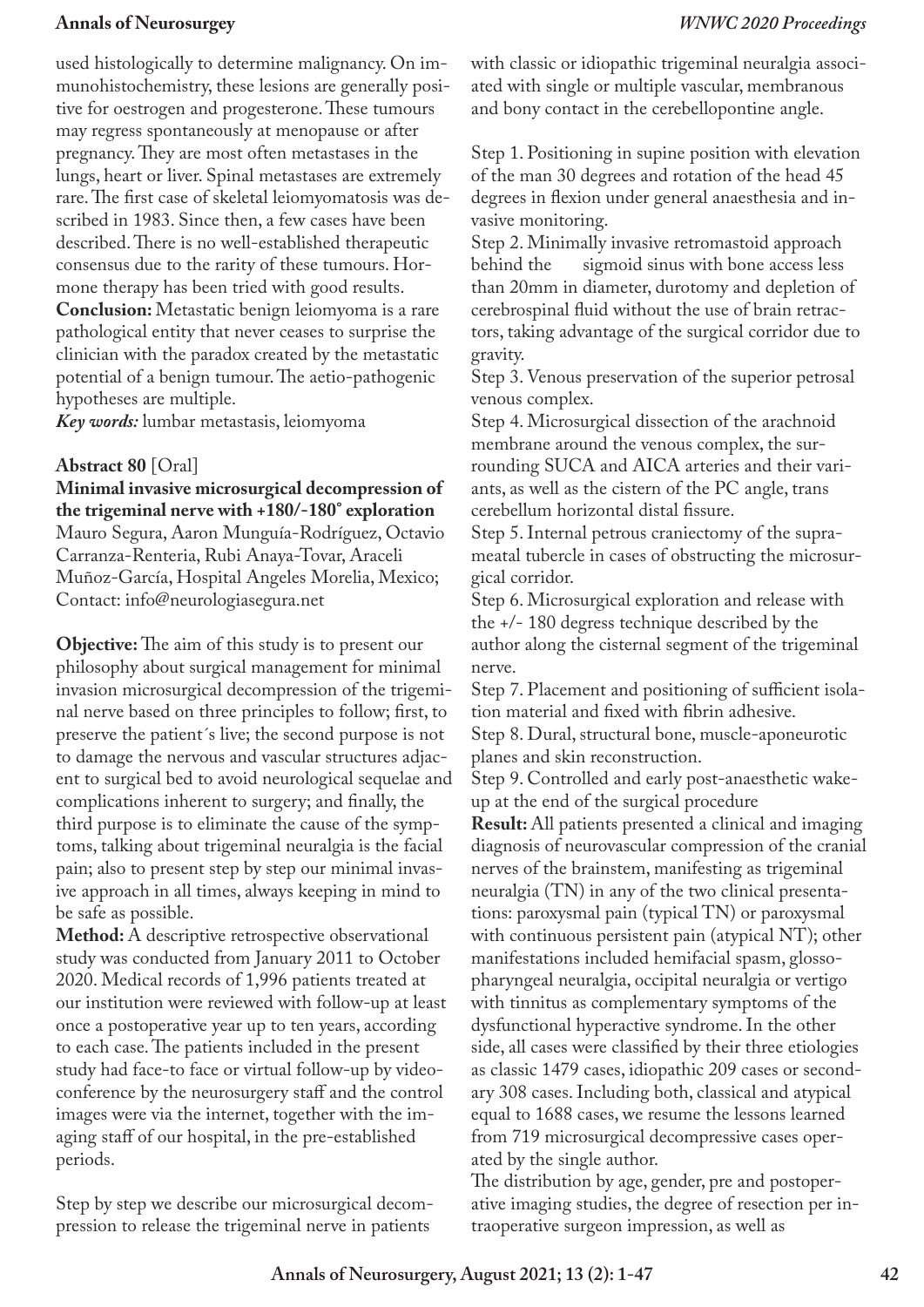used histologically to determine malignancy. On immunohistochemistry, these lesions are generally positive for oestrogen and progesterone. These tumours may regress spontaneously at menopause or after pregnancy. They are most often metastases in the lungs, heart or liver. Spinal metastases are extremely rare. The first case of skeletal leiomyomatosis was described in 1983. Since then, a few cases have been described. There is no well-established therapeutic consensus due to the rarity of these tumours. Hormone therapy has been tried with good results.

**Conclusion:** Metastatic benign leiomyoma is a rare pathological entity that never ceases to surprise the clinician with the paradox created by the metastatic potential of a benign tumour. The aetio-pathogenic hypotheses are multiple.

***Key words:*** lumbar metastasis, leiomyoma

**Abstract 80** [Oral]

**Minimal invasive microsurgical decompression of the trigeminal nerve with +180/-180° exploration**

Mauro Segura, Aaron Munguía-Rodríguez, Octavio Carranza-Renteria, Rubi Anaya-Tovar, Araceli Muñoz-García, Hospital Angeles Morelia, Mexico; Contact: info@neurologiasegura.net

**Objective:** The aim of this study is to present our philosophy about surgical management for minimal invasion microsurgical decompression of the trigeminal nerve based on three principles to follow; first, to preserve the patient´s live; the second purpose is not to damage the nervous and vascular structures adjacent to surgical bed to avoid neurological sequelae and complications inherent to surgery; and finally, the third purpose is to eliminate the cause of the symptoms, talking about trigeminal neuralgia is the facial pain; also to present step by step our minimal invasive approach in all times, always keeping in mind to be safe as possible.

**Method:** A descriptive retrospective observational study was conducted from January 2011 to October 2020. Medical records of 1,996 patients treated at our institution were reviewed with follow-up at least once a postoperative year up to ten years, according to each case. The patients included in the present study had face-to face or virtual follow-up by videoconference by the neurosurgery staff and the control images were via the internet, together with the imaging staff of our hospital, in the pre-established periods.

Step by step we describe our microsurgical decompression to release the trigeminal nerve in patients with classic or idiopathic trigeminal neuralgia associated with single or multiple vascular, membranous and bony contact in the cerebellopontine angle.

Step 1. Positioning in supine position with elevation of the man 30 degrees and rotation of the head 45 degrees in flexion under general anaesthesia and invasive monitoring.

Step 2. Minimally invasive retromastoid approach behind the sigmoid sinus with bone access less than 20mm in diameter, durotomy and depletion of cerebrospinal fluid without the use of brain retractors, taking advantage of the surgical corridor due to gravity.

Step 3. Venous preservation of the superior petrosal venous complex.

Step 4. Microsurgical dissection of the arachnoid membrane around the venous complex, the surrounding SUCA and AICA arteries and their variants, as well as the cistern of the PC angle, trans cerebellum horizontal distal fissure.

Step 5. Internal petrous craniectomy of the suprameatal tubercle in cases of obstructing the microsurgical corridor.

Step 6. Microsurgical exploration and release with the +/- 180 degress technique described by the author along the cisternal segment of the trigeminal nerve.

Step 7. Placement and positioning of sufficient isolation material and fixed with fibrin adhesive.

Step 8. Dural, structural bone, muscle-aponeurotic planes and skin reconstruction.

Step 9. Controlled and early post-anaesthetic wake-up at the end of the surgical procedure

**Result:** All patients presented a clinical and imaging diagnosis of neurovascular compression of the cranial nerves of the brainstem, manifesting as trigeminal neuralgia (TN) in any of the two clinical presentations: paroxysmal pain (typical TN) or paroxysmal with continuous persistent pain (atypical NT); other manifestations included hemifacial spasm, glossopharyngeal neuralgia, occipital neuralgia or vertigo with tinnitus as complementary symptoms of the dysfunctional hyperactive syndrome. In the other side, all cases were classified by their three etiologies as classic 1479 cases, idiopathic 209 cases or secondary 308 cases. Including both, classical and atypical equal to 1688 cases, we resume the lessons learned from 719 microsurgical decompressive cases operated by the single author.

The distribution by age, gender, pre and postoperative imaging studies, the degree of resection per intraoperative surgeon impression, as well as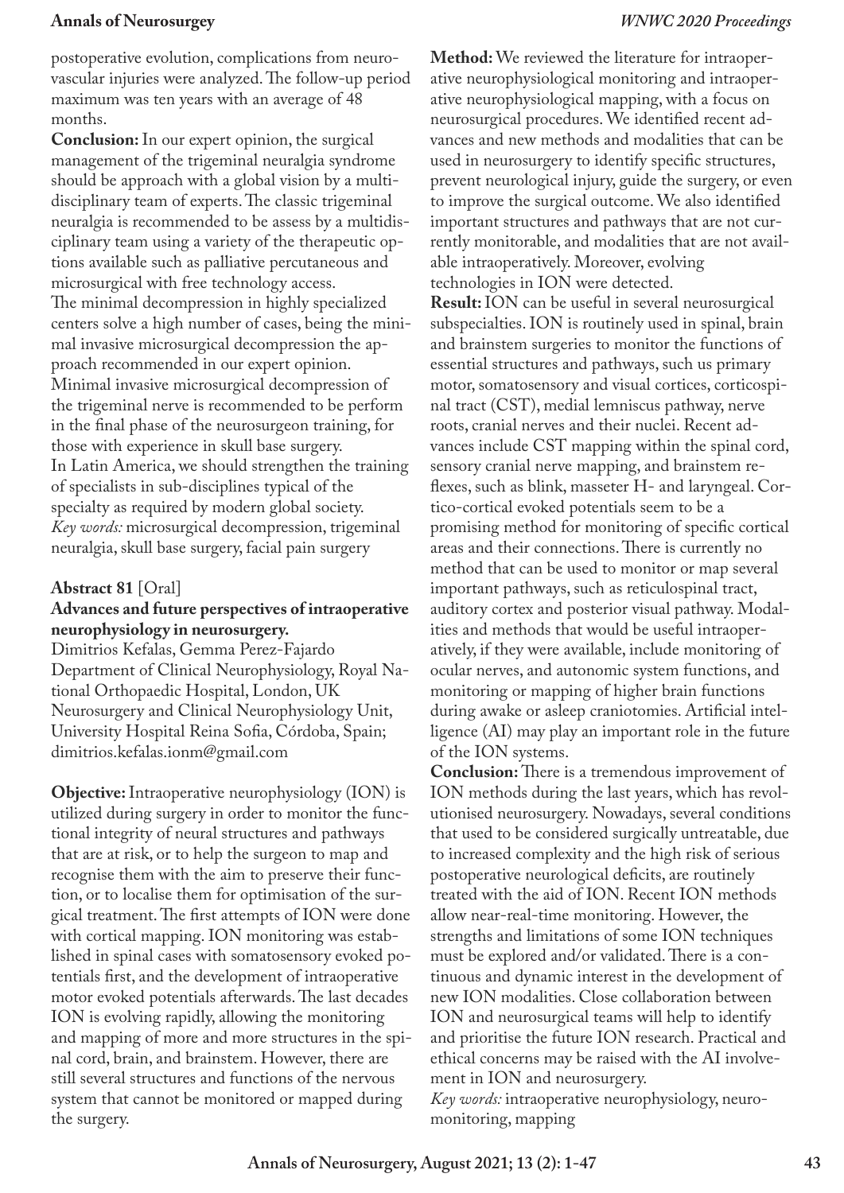postoperative evolution, complications from neurovascular injuries were analyzed. The follow-up period maximum was ten years with an average of 48 months.

**Conclusion:** In our expert opinion, the surgical management of the trigeminal neuralgia syndrome should be approach with a global vision by a multidisciplinary team of experts. The classic trigeminal neuralgia is recommended to be assess by a multidisciplinary team using a variety of the therapeutic options available such as palliative percutaneous and microsurgical with free technology access.
The minimal decompression in highly specialized centers solve a high number of cases, being the minimal invasive microsurgical decompression the approach recommended in our expert opinion.
Minimal invasive microsurgical decompression of the trigeminal nerve is recommended to be perform in the final phase of the neurosurgeon training, for those with experience in skull base surgery.
In Latin America, we should strengthen the training of specialists in sub-disciplines typical of the specialty as required by modern global society.
*Key words:* microsurgical decompression, trigeminal neuralgia, skull base surgery, facial pain surgery

## Abstract 81 [Oral]

### Advances and future perspectives of intraoperative neurophysiology in neurosurgery.

Dimitrios Kefalas, Gemma Perez-Fajardo
Department of Clinical Neurophysiology, Royal National Orthopaedic Hospital, London, UK
Neurosurgery and Clinical Neurophysiology Unit, University Hospital Reina Sofia, Córdoba, Spain; dimitrios.kefalas.ionm@gmail.com

**Objective:** Intraoperative neurophysiology (ION) is utilized during surgery in order to monitor the functional integrity of neural structures and pathways that are at risk, or to help the surgeon to map and recognise them with the aim to preserve their function, or to localise them for optimisation of the surgical treatment. The first attempts of ION were done with cortical mapping. ION monitoring was established in spinal cases with somatosensory evoked potentials first, and the development of intraoperative motor evoked potentials afterwards. The last decades ION is evolving rapidly, allowing the monitoring and mapping of more and more structures in the spinal cord, brain, and brainstem. However, there are still several structures and functions of the nervous system that cannot be monitored or mapped during the surgery.

**Method:** We reviewed the literature for intraoperative neurophysiological monitoring and intraoperative neurophysiological mapping, with a focus on neurosurgical procedures. We identified recent advances and new methods and modalities that can be used in neurosurgery to identify specific structures, prevent neurological injury, guide the surgery, or even to improve the surgical outcome. We also identified important structures and pathways that are not currently monitorable, and modalities that are not available intraoperatively. Moreover, evolving technologies in ION were detected.

**Result:** ION can be useful in several neurosurgical subspecialties. ION is routinely used in spinal, brain and brainstem surgeries to monitor the functions of essential structures and pathways, such us primary motor, somatosensory and visual cortices, corticospinal tract (CST), medial lemniscus pathway, nerve roots, cranial nerves and their nuclei. Recent advances include CST mapping within the spinal cord, sensory cranial nerve mapping, and brainstem reflexes, such as blink, masseter H- and laryngeal. Cortico-cortical evoked potentials seem to be a promising method for monitoring of specific cortical areas and their connections. There is currently no method that can be used to monitor or map several important pathways, such as reticulospinal tract, auditory cortex and posterior visual pathway. Modalities and methods that would be useful intraoperatively, if they were available, include monitoring of ocular nerves, and autonomic system functions, and monitoring or mapping of higher brain functions during awake or asleep craniotomies. Artificial intelligence (AI) may play an important role in the future of the ION systems.

**Conclusion:** There is a tremendous improvement of ION methods during the last years, which has revolutionised neurosurgery. Nowadays, several conditions that used to be considered surgically untreatable, due to increased complexity and the high risk of serious postoperative neurological deficits, are routinely treated with the aid of ION. Recent ION methods allow near-real-time monitoring. However, the strengths and limitations of some ION techniques must be explored and/or validated. There is a continuous and dynamic interest in the development of new ION modalities. Close collaboration between ION and neurosurgical teams will help to identify and prioritise the future ION research. Practical and ethical concerns may be raised with the AI involvement in ION and neurosurgery.
*Key words:* intraoperative neurophysiology, neuromonitoring, mapping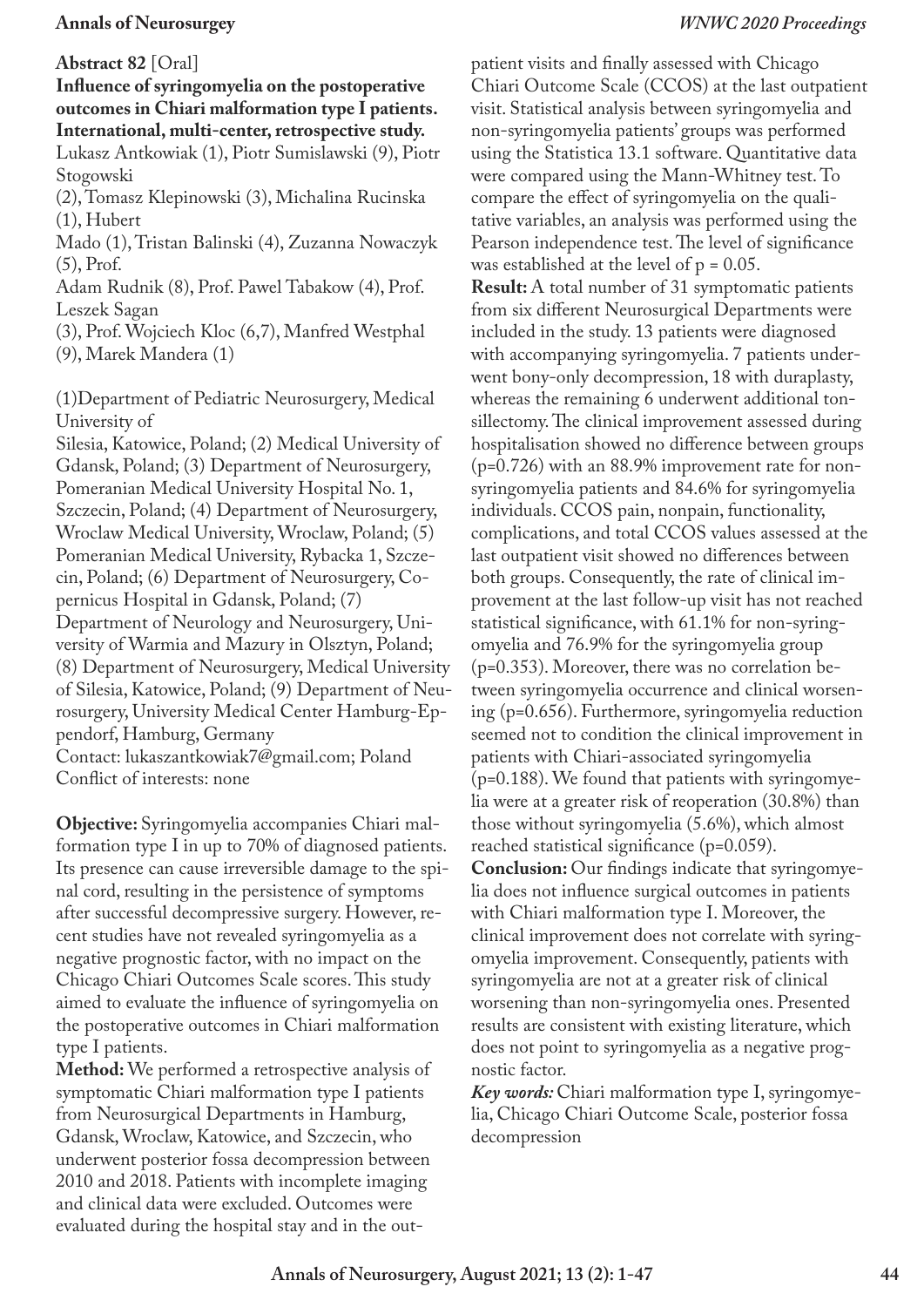**Abstract 82** [Oral]

**Influence of syringomyelia on the postoperative outcomes in Chiari malformation type I patients. International, multi-center, retrospective study.**

Lukasz Antkowiak (1), Piotr Sumislawski (9), Piotr Stogowski (2), Tomasz Klepinowski (3), Michalina Rucinska (1), Hubert Mado (1), Tristan Balinski (4), Zuzanna Nowaczyk (5), Prof. Adam Rudnik (8), Prof. Pawel Tabakow (4), Prof. Leszek Sagan (3), Prof. Wojciech Kloc (6,7), Manfred Westphal (9), Marek Mandera (1)

(1)Department of Pediatric Neurosurgery, Medical University of Silesia, Katowice, Poland; (2) Medical University of Gdansk, Poland; (3) Department of Neurosurgery, Pomeranian Medical University Hospital No. 1, Szczecin, Poland; (4) Department of Neurosurgery, Wroclaw Medical University, Wroclaw, Poland; (5) Pomeranian Medical University, Rybacka 1, Szczecin, Poland; (6) Department of Neurosurgery, Copernicus Hospital in Gdansk, Poland; (7) Department of Neurology and Neurosurgery, University of Warmia and Mazury in Olsztyn, Poland; (8) Department of Neurosurgery, Medical University of Silesia, Katowice, Poland; (9) Department of Neurosurgery, University Medical Center Hamburg-Eppendorf, Hamburg, Germany

Contact: lukaszantkowiak7@gmail.com; Poland

Conflict of interests: none

**Objective:** Syringomyelia accompanies Chiari malformation type I in up to 70% of diagnosed patients. Its presence can cause irreversible damage to the spinal cord, resulting in the persistence of symptoms after successful decompressive surgery. However, recent studies have not revealed syringomyelia as a negative prognostic factor, with no impact on the Chicago Chiari Outcomes Scale scores. This study aimed to evaluate the influence of syringomyelia on the postoperative outcomes in Chiari malformation type I patients.

**Method:** We performed a retrospective analysis of symptomatic Chiari malformation type I patients from Neurosurgical Departments in Hamburg, Gdansk, Wroclaw, Katowice, and Szczecin, who underwent posterior fossa decompression between 2010 and 2018. Patients with incomplete imaging and clinical data were excluded. Outcomes were evaluated during the hospital stay and in the outpatient visits and finally assessed with Chicago Chiari Outcome Scale (CCOS) at the last outpatient visit. Statistical analysis between syringomyelia and non-syringomyelia patients' groups was performed using the Statistica 13.1 software. Quantitative data were compared using the Mann-Whitney test. To compare the effect of syringomyelia on the qualitative variables, an analysis was performed using the Pearson independence test. The level of significance was established at the level of $p = 0.05$.

**Result:** A total number of 31 symptomatic patients from six different Neurosurgical Departments were included in the study. 13 patients were diagnosed with accompanying syringomyelia. 7 patients underwent bony-only decompression, 18 with duraplasty, whereas the remaining 6 underwent additional tonsillectomy. The clinical improvement assessed during hospitalisation showed no difference between groups ($p=0.726$) with an 88.9% improvement rate for non-syringomyelia patients and 84.6% for syringomyelia individuals. CCOS pain, nonpain, functionality, complications, and total CCOS values assessed at the last outpatient visit showed no differences between both groups. Consequently, the rate of clinical improvement at the last follow-up visit has not reached statistical significance, with 61.1% for non-syringomyelia and 76.9% for the syringomyelia group ($p=0.353$). Moreover, there was no correlation between syringomyelia occurrence and clinical worsening ($p=0.656$). Furthermore, syringomyelia reduction seemed not to condition the clinical improvement in patients with Chiari-associated syringomyelia ($p=0.188$). We found that patients with syringomyelia were at a greater risk of reoperation (30.8%) than those without syringomyelia (5.6%), which almost reached statistical significance ($p=0.059$).

**Conclusion:** Our findings indicate that syringomyelia does not influence surgical outcomes in patients with Chiari malformation type I. Moreover, the clinical improvement does not correlate with syringomyelia improvement. Consequently, patients with syringomyelia are not at a greater risk of clinical worsening than non-syringomyelia ones. Presented results are consistent with existing literature, which does not point to syringomyelia as a negative prognostic factor.

***Key words:*** Chiari malformation type I, syringomyelia, Chicago Chiari Outcome Scale, posterior fossa decompression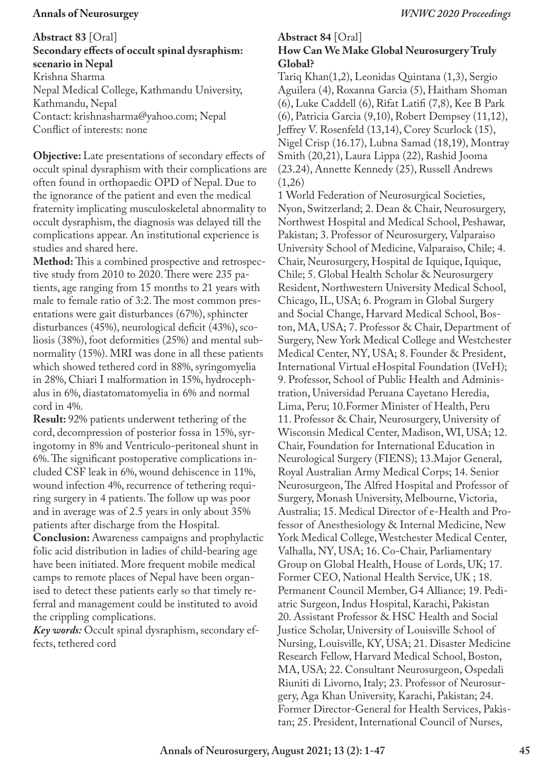## Abstract 83 [Oral]

### Secondary effects of occult spinal dysraphism: scenario in Nepal

Krishna Sharma

Nepal Medical College, Kathmandu University, Kathmandu, Nepal

Contact: krishnasharma@yahoo.com; Nepal

Conflict of interests: none

**Objective:** Late presentations of secondary effects of occult spinal dysraphism with their complications are often found in orthopaedic OPD of Nepal. Due to the ignorance of the patient and even the medical fraternity implicating musculoskeletal abnormality to occult dysraphism, the diagnosis was delayed till the complications appear. An institutional experience is studies and shared here.

**Method:** This a combined prospective and retrospective study from 2010 to 2020. There were 235 patients, age ranging from 15 months to 21 years with male to female ratio of 3:2. The most common presentations were gait disturbances (67%), sphincter disturbances (45%), neurological deficit (43%), scoliosis (38%), foot deformities (25%) and mental subnormality (15%). MRI was done in all these patients which showed tethered cord in 88%, syringomyelia in 28%, Chiari I malformation in 15%, hydrocephalus in 6%, diastatomatomyelia in 6% and normal cord in 4%.

**Result:** 92% patients underwent tethering of the cord, decompression of posterior fossa in 15%, syringotomy in 8% and Ventriculo-peritoneal shunt in 6%. The significant postoperative complications included CSF leak in 6%, wound dehiscence in 11%, wound infection 4%, recurrence of tethering requiring surgery in 4 patients. The follow up was poor and in average was of 2.5 years in only about 35% patients after discharge from the Hospital.

**Conclusion:** Awareness campaigns and prophylactic folic acid distribution in ladies of child-bearing age have been initiated. More frequent mobile medical camps to remote places of Nepal have been organised to detect these patients early so that timely referral and management could be instituted to avoid the crippling complications.

***Key words:*** Occult spinal dysraphism, secondary effects, tethered cord

## Abstract 84 [Oral]

### How Can We Make Global Neurosurgery Truly Global?

Tariq Khan(1,2), Leonidas Quintana (1,3), Sergio Aguilera (4), Roxanna Garcia (5), Haitham Shoman (6), Luke Caddell (6), Rifat Latifi (7,8), Kee B Park (6), Patricia Garcia (9,10), Robert Dempsey (11,12), Jeffrey V. Rosenfeld (13,14), Corey Scurlock (15), Nigel Crisp (16.17), Lubna Samad (18,19), Montray Smith (20,21), Laura Lippa (22), Rashid Jooma (23.24), Annette Kennedy (25), Russell Andrews (1,26)

1 World Federation of Neurosurgical Societies, Nyon, Switzerland; 2. Dean & Chair, Neurosurgery, Northwest Hospital and Medical School, Peshawar, Pakistan; 3. Professor of Neurosurgery, Valparaiso University School of Medicine, Valparaiso, Chile; 4. Chair, Neurosurgery, Hospital de Iquique, Iquique, Chile; 5. Global Health Scholar & Neurosurgery Resident, Northwestern University Medical School, Chicago, IL, USA; 6. Program in Global Surgery and Social Change, Harvard Medical School, Boston, MA, USA; 7. Professor & Chair, Department of Surgery, New York Medical College and Westchester Medical Center, NY, USA; 8. Founder & President, International Virtual eHospital Foundation (IVeH); 9. Professor, School of Public Health and Administration, Universidad Peruana Cayetano Heredia, Lima, Peru; 10.Former Minister of Health, Peru 11. Professor & Chair, Neurosurgery, University of Wisconsin Medical Center, Madison, WI, USA; 12. Chair, Foundation for International Education in Neurological Surgery (FIENS); 13.Major General, Royal Australian Army Medical Corps; 14. Senior Neurosurgeon, The Alfred Hospital and Professor of Surgery, Monash University, Melbourne, Victoria, Australia; 15. Medical Director of e-Health and Professor of Anesthesiology & Internal Medicine, New York Medical College, Westchester Medical Center, Valhalla, NY, USA; 16. Co-Chair, Parliamentary Group on Global Health, House of Lords, UK; 17. Former CEO, National Health Service, UK ; 18. Permanent Council Member, G4 Alliance; 19. Pediatric Surgeon, Indus Hospital, Karachi, Pakistan 20. Assistant Professor & HSC Health and Social Justice Scholar, University of Louisville School of Nursing, Louisville, KY, USA; 21. Disaster Medicine Research Fellow, Harvard Medical School, Boston, MA, USA; 22. Consultant Neurosurgeon, Ospedali Riuniti di Livorno, Italy; 23. Professor of Neurosurgery, Aga Khan University, Karachi, Pakistan; 24. Former Director-General for Health Services, Pakistan; 25. President, International Council of Nurses,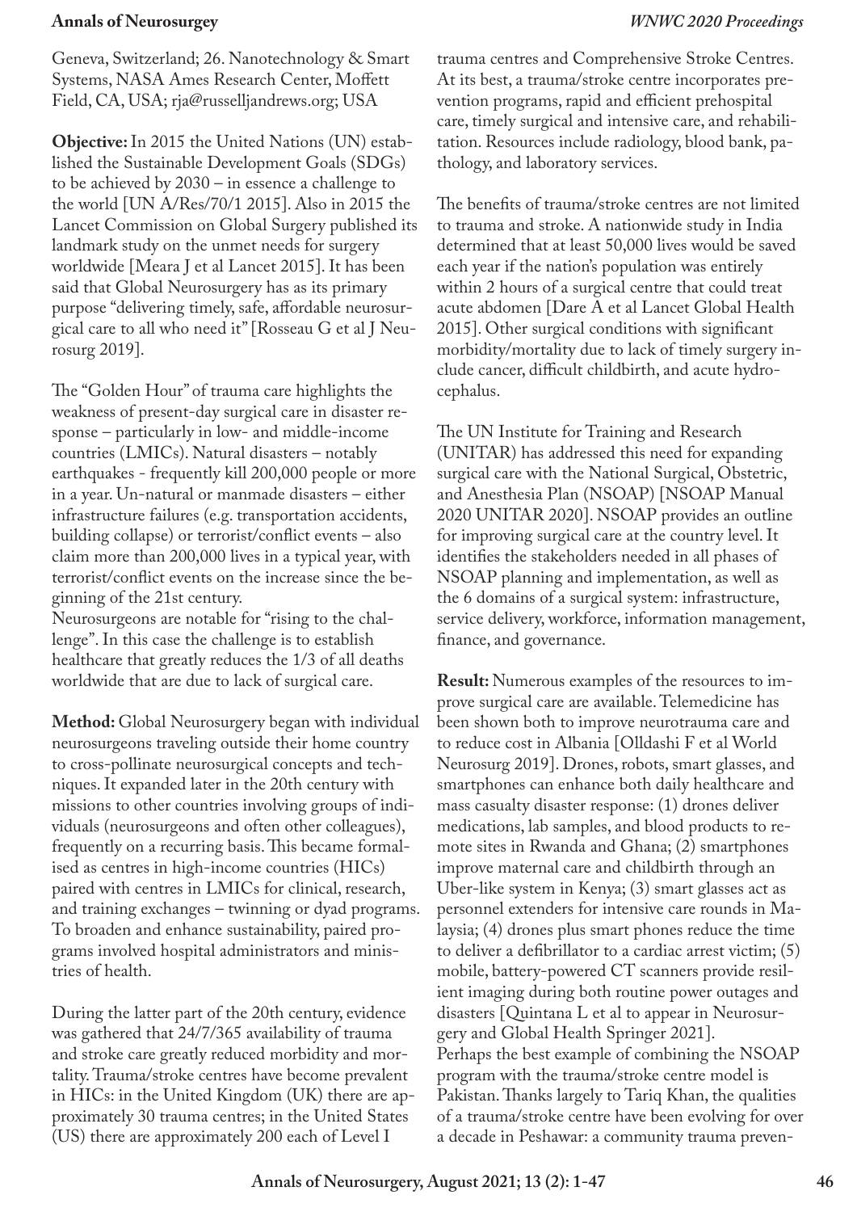Geneva, Switzerland; 26. Nanotechnology & Smart Systems, NASA Ames Research Center, Moffett Field, CA, USA; rja@russelljandrews.org; USA

**Objective:** In 2015 the United Nations (UN) established the Sustainable Development Goals (SDGs) to be achieved by 2030 – in essence a challenge to the world [UN A/Res/70/1 2015]. Also in 2015 the Lancet Commission on Global Surgery published its landmark study on the unmet needs for surgery worldwide [Meara J et al Lancet 2015]. It has been said that Global Neurosurgery has as its primary purpose "delivering timely, safe, affordable neurosurgical care to all who need it" [Rosseau G et al J Neurosurg 2019].

The "Golden Hour" of trauma care highlights the weakness of present-day surgical care in disaster response – particularly in low- and middle-income countries (LMICs). Natural disasters – notably earthquakes - frequently kill 200,000 people or more in a year. Un-natural or manmade disasters – either infrastructure failures (e.g. transportation accidents, building collapse) or terrorist/conflict events – also claim more than 200,000 lives in a typical year, with terrorist/conflict events on the increase since the beginning of the 21st century.

Neurosurgeons are notable for "rising to the challenge". In this case the challenge is to establish healthcare that greatly reduces the 1/3 of all deaths worldwide that are due to lack of surgical care.

**Method:** Global Neurosurgery began with individual neurosurgeons traveling outside their home country to cross-pollinate neurosurgical concepts and techniques. It expanded later in the 20th century with missions to other countries involving groups of individuals (neurosurgeons and often other colleagues), frequently on a recurring basis. This became formalised as centres in high-income countries (HICs) paired with centres in LMICs for clinical, research, and training exchanges – twinning or dyad programs. To broaden and enhance sustainability, paired programs involved hospital administrators and ministries of health.

During the latter part of the 20th century, evidence was gathered that 24/7/365 availability of trauma and stroke care greatly reduced morbidity and mortality. Trauma/stroke centres have become prevalent in HICs: in the United Kingdom (UK) there are approximately 30 trauma centres; in the United States (US) there are approximately 200 each of Level I trauma centres and Comprehensive Stroke Centres. At its best, a trauma/stroke centre incorporates prevention programs, rapid and efficient prehospital care, timely surgical and intensive care, and rehabilitation. Resources include radiology, blood bank, pathology, and laboratory services.

The benefits of trauma/stroke centres are not limited to trauma and stroke. A nationwide study in India determined that at least 50,000 lives would be saved each year if the nation's population was entirely within 2 hours of a surgical centre that could treat acute abdomen [Dare A et al Lancet Global Health 2015]. Other surgical conditions with significant morbidity/mortality due to lack of timely surgery include cancer, difficult childbirth, and acute hydrocephalus.

The UN Institute for Training and Research (UNITAR) has addressed this need for expanding surgical care with the National Surgical, Obstetric, and Anesthesia Plan (NSOAP) [NSOAP Manual 2020 UNITAR 2020]. NSOAP provides an outline for improving surgical care at the country level. It identifies the stakeholders needed in all phases of NSOAP planning and implementation, as well as the 6 domains of a surgical system: infrastructure, service delivery, workforce, information management, finance, and governance.

**Result:** Numerous examples of the resources to improve surgical care are available. Telemedicine has been shown both to improve neurotrauma care and to reduce cost in Albania [Olldashi F et al World Neurosurg 2019]. Drones, robots, smart glasses, and smartphones can enhance both daily healthcare and mass casualty disaster response: (1) drones deliver medications, lab samples, and blood products to remote sites in Rwanda and Ghana; (2) smartphones improve maternal care and childbirth through an Uber-like system in Kenya; (3) smart glasses act as personnel extenders for intensive care rounds in Malaysia; (4) drones plus smart phones reduce the time to deliver a defibrillator to a cardiac arrest victim; (5) mobile, battery-powered CT scanners provide resilient imaging during both routine power outages and disasters [Quintana L et al to appear in Neurosurgery and Global Health Springer 2021].

Perhaps the best example of combining the NSOAP program with the trauma/stroke centre model is Pakistan. Thanks largely to Tariq Khan, the qualities of a trauma/stroke centre have been evolving for over a decade in Peshawar: a community trauma preven-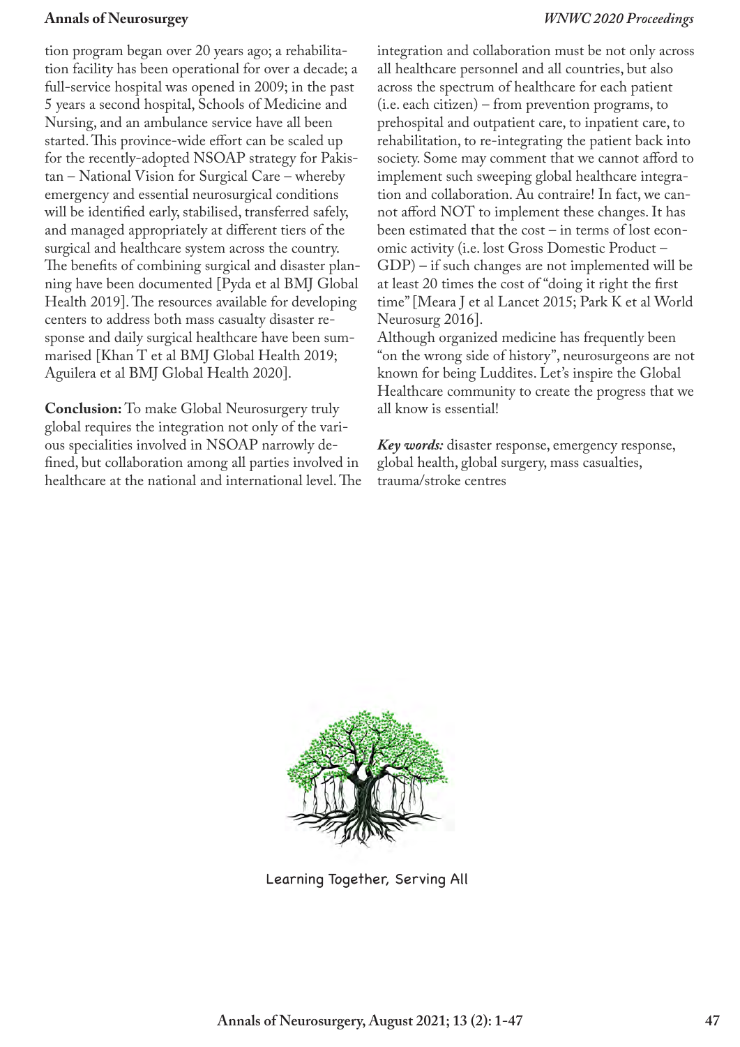tion program began over 20 years ago; a rehabilitation facility has been operational for over a decade; a full-service hospital was opened in 2009; in the past 5 years a second hospital, Schools of Medicine and Nursing, and an ambulance service have all been started. This province-wide effort can be scaled up for the recently-adopted NSOAP strategy for Pakistan – National Vision for Surgical Care – whereby emergency and essential neurosurgical conditions will be identified early, stabilised, transferred safely, and managed appropriately at different tiers of the surgical and healthcare system across the country. The benefits of combining surgical and disaster planning have been documented [Pyda et al BMJ Global Health 2019]. The resources available for developing centers to address both mass casualty disaster response and daily surgical healthcare have been summarised [Khan T et al BMJ Global Health 2019; Aguilera et al BMJ Global Health 2020].

**Conclusion:** To make Global Neurosurgery truly global requires the integration not only of the various specialities involved in NSOAP narrowly defined, but collaboration among all parties involved in healthcare at the national and international level. The integration and collaboration must be not only across all healthcare personnel and all countries, but also across the spectrum of healthcare for each patient (i.e. each citizen) – from prevention programs, to prehospital and outpatient care, to inpatient care, to rehabilitation, to re-integrating the patient back into society. Some may comment that we cannot afford to implement such sweeping global healthcare integration and collaboration. Au contraire! In fact, we cannot afford NOT to implement these changes. It has been estimated that the cost – in terms of lost economic activity (i.e. lost Gross Domestic Product – GDP) – if such changes are not implemented will be at least 20 times the cost of "doing it right the first time" [Meara J et al Lancet 2015; Park K et al World Neurosurg 2016].

Although organized medicine has frequently been "on the wrong side of history", neurosurgeons are not known for being Luddites. Let's inspire the Global Healthcare community to create the progress that we all know is essential!

***Key words:*** disaster response, emergency response, global health, global surgery, mass casualties, trauma/stroke centres

Learning Together, Serving All